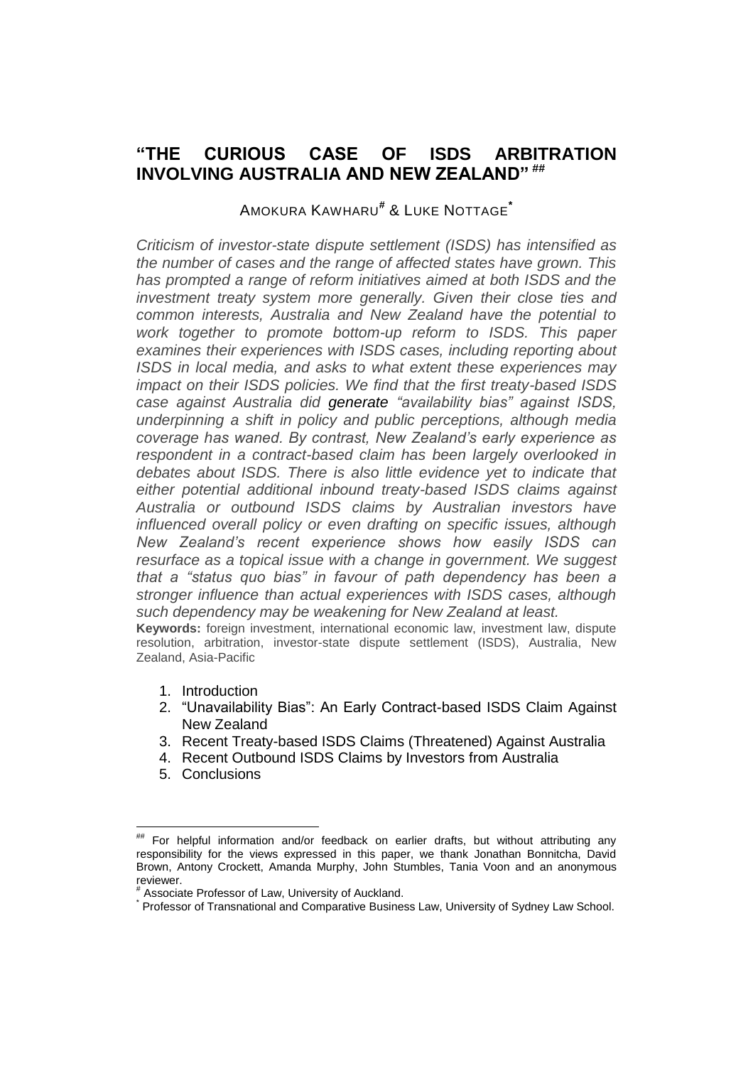# "THE CURIOUS CASE OF ISDS ARBITRATION INVOLVING AUSTRALIA AND NEW ZEALAND" [##]

AMOKURA KAWHARU[#] & LUKE NOTTAGE[*]

*Criticism of investor-state dispute settlement (ISDS) has intensified as the number of cases and the range of affected states have grown. This has prompted a range of reform initiatives aimed at both ISDS and the investment treaty system more generally. Given their close ties and common interests, Australia and New Zealand have the potential to work together to promote bottom-up reform to ISDS. This paper examines their experiences with ISDS cases, including reporting about ISDS in local media, and asks to what extent these experiences may impact on their ISDS policies. We find that the first treaty-based ISDS case against Australia did generate "availability bias" against ISDS, underpinning a shift in policy and public perceptions, although media coverage has waned. By contrast, New Zealand's early experience as respondent in a contract-based claim has been largely overlooked in debates about ISDS. There is also little evidence yet to indicate that either potential additional inbound treaty-based ISDS claims against Australia or outbound ISDS claims by Australian investors have influenced overall policy or even drafting on specific issues, although New Zealand's recent experience shows how easily ISDS can resurface as a topical issue with a change in government. We suggest that a "status quo bias" in favour of path dependency has been a stronger influence than actual experiences with ISDS cases, although such dependency may be weakening for New Zealand at least.*

**Keywords:** foreign investment, international economic law, investment law, dispute resolution, arbitration, investor-state dispute settlement (ISDS), Australia, New Zealand, Asia-Pacific

1. Introduction
2. "Unavailability Bias": An Early Contract-based ISDS Claim Against New Zealand
3. Recent Treaty-based ISDS Claims (Threatened) Against Australia
4. Recent Outbound ISDS Claims by Investors from Australia
5. Conclusions

---

[##] For helpful information and/or feedback on earlier drafts, but without attributing any responsibility for the views expressed in this paper, we thank Jonathan Bonnitcha, David Brown, Antony Crockett, Amanda Murphy, John Stumbles, Tania Voon and an anonymous reviewer.

[#] Associate Professor of Law, University of Auckland.

[*] Professor of Transnational and Comparative Business Law, University of Sydney Law School.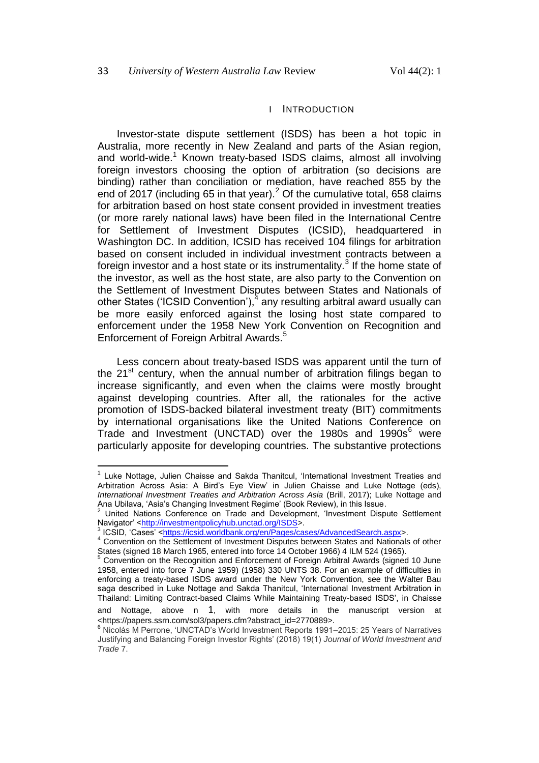## I INTRODUCTION

Investor-state dispute settlement (ISDS) has been a hot topic in Australia, more recently in New Zealand and parts of the Asian region, and world-wide.[1] Known treaty-based ISDS claims, almost all involving foreign investors choosing the option of arbitration (so decisions are binding) rather than conciliation or mediation, have reached 855 by the end of 2017 (including 65 in that year).[2] Of the cumulative total, 658 claims for arbitration based on host state consent provided in investment treaties (or more rarely national laws) have been filed in the International Centre for Settlement of Investment Disputes (ICSID), headquartered in Washington DC. In addition, ICSID has received 104 filings for arbitration based on consent included in individual investment contracts between a foreign investor and a host state or its instrumentality.[3] If the home state of the investor, as well as the host state, are also party to the Convention on the Settlement of Investment Disputes between States and Nationals of other States ('ICSID Convention'),[4] any resulting arbitral award usually can be more easily enforced against the losing host state compared to enforcement under the 1958 New York Convention on Recognition and Enforcement of Foreign Arbitral Awards.[5]

Less concern about treaty-based ISDS was apparent until the turn of the 21st century, when the annual number of arbitration filings began to increase significantly, and even when the claims were mostly brought against developing countries. After all, the rationales for the active promotion of ISDS-backed bilateral investment treaty (BIT) commitments by international organisations like the United Nations Conference on Trade and Investment (UNCTAD) over the 1980s and 1990s[6] were particularly apposite for developing countries. The substantive protections

---

[1] Luke Nottage, Julien Chaisse and Sakda Thanitcul, 'International Investment Treaties and Arbitration Across Asia: A Bird's Eye View' in Julien Chaisse and Luke Nottage (eds), *International Investment Treaties and Arbitration Across Asia* (Brill, 2017); Luke Nottage and Ana Ubilava, 'Asia's Changing Investment Regime' (Book Review), in this Issue.

[2] United Nations Conference on Trade and Development, 'Investment Dispute Settlement Navigator' <http://investmentpolicyhub.unctad.org/ISDS>.

[3] ICSID, 'Cases' <https://icsid.worldbank.org/en/Pages/cases/AdvancedSearch.aspx>.

[4] Convention on the Settlement of Investment Disputes between States and Nationals of other States (signed 18 March 1965, entered into force 14 October 1966) 4 ILM 524 (1965).

[5] Convention on the Recognition and Enforcement of Foreign Arbitral Awards (signed 10 June 1958, entered into force 7 June 1959) (1958) 330 UNTS 38. For an example of difficulties in enforcing a treaty-based ISDS award under the New York Convention, see the Walter Bau saga described in Luke Nottage and Sakda Thanitcul, 'International Investment Arbitration in Thailand: Limiting Contract-based Claims While Maintaining Treaty-based ISDS', in Chaisse and Nottage, above n 1, with more details in the manuscript version at <https://papers.ssrn.com/sol3/papers.cfm?abstract_id=2770889>.

[6] Nicolás M Perrone, 'UNCTAD's World Investment Reports 1991–2015: 25 Years of Narratives Justifying and Balancing Foreign Investor Rights' (2018) 19(1) *Journal of World Investment and Trade* 7.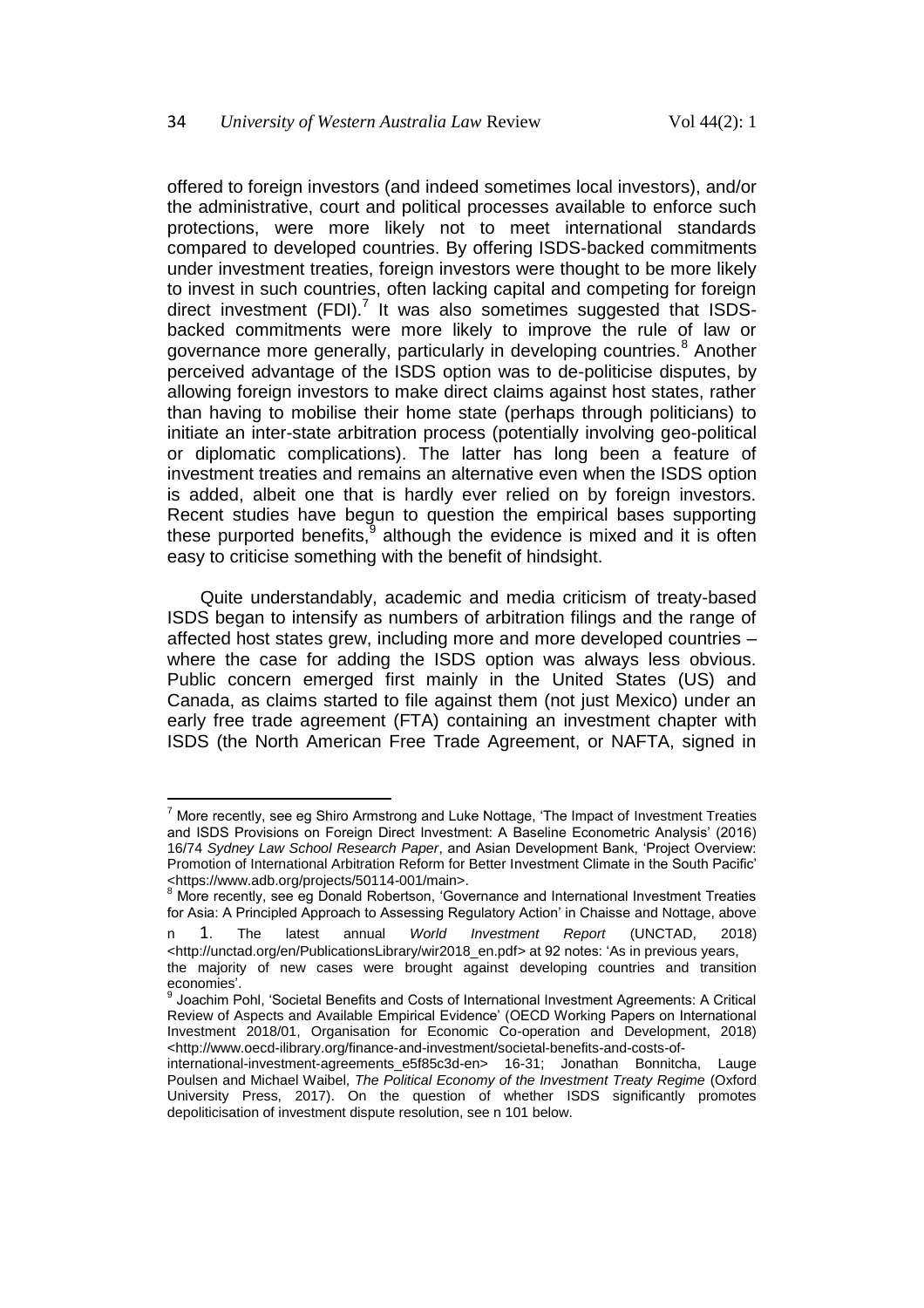offered to foreign investors (and indeed sometimes local investors), and/or the administrative, court and political processes available to enforce such protections, were more likely not to meet international standards compared to developed countries. By offering ISDS-backed commitments under investment treaties, foreign investors were thought to be more likely to invest in such countries, often lacking capital and competing for foreign direct investment (FDI).[7] It was also sometimes suggested that ISDS-backed commitments were more likely to improve the rule of law or governance more generally, particularly in developing countries.[8] Another perceived advantage of the ISDS option was to de-politicise disputes, by allowing foreign investors to make direct claims against host states, rather than having to mobilise their home state (perhaps through politicians) to initiate an inter-state arbitration process (potentially involving geo-political or diplomatic complications). The latter has long been a feature of investment treaties and remains an alternative even when the ISDS option is added, albeit one that is hardly ever relied on by foreign investors. Recent studies have begun to question the empirical bases supporting these purported benefits,[9] although the evidence is mixed and it is often easy to criticise something with the benefit of hindsight.

Quite understandably, academic and media criticism of treaty-based ISDS began to intensify as numbers of arbitration filings and the range of affected host states grew, including more and more developed countries – where the case for adding the ISDS option was always less obvious. Public concern emerged first mainly in the United States (US) and Canada, as claims started to file against them (not just Mexico) under an early free trade agreement (FTA) containing an investment chapter with ISDS (the North American Free Trade Agreement, or NAFTA, signed in

---

[7] More recently, see eg Shiro Armstrong and Luke Nottage, 'The Impact of Investment Treaties and ISDS Provisions on Foreign Direct Investment: A Baseline Econometric Analysis' (2016) 16/74 *Sydney Law School Research Paper*, and Asian Development Bank, 'Project Overview: Promotion of International Arbitration Reform for Better Investment Climate in the South Pacific' <https://www.adb.org/projects/50114-001/main>.

[8] More recently, see eg Donald Robertson, 'Governance and International Investment Treaties for Asia: A Principled Approach to Assessing Regulatory Action' in Chaisse and Nottage, above n 1. The latest annual *World Investment Report* (UNCTAD, 2018) <http://unctad.org/en/PublicationsLibrary/wir2018_en.pdf> at 92 notes: 'As in previous years, the majority of new cases were brought against developing countries and transition economies'.

[9] Joachim Pohl, 'Societal Benefits and Costs of International Investment Agreements: A Critical Review of Aspects and Available Empirical Evidence' (OECD Working Papers on International Investment 2018/01, Organisation for Economic Co-operation and Development, 2018) <http://www.oecd-ilibrary.org/finance-and-investment/societal-benefits-and-costs-of-international-investment-agreements_e5f85c3d-en> 16-31; Jonathan Bonnitcha, Lauge Poulsen and Michael Waibel, *The Political Economy of the Investment Treaty Regime* (Oxford University Press, 2017). On the question of whether ISDS significantly promotes depoliticisation of investment dispute resolution, see n 101 below.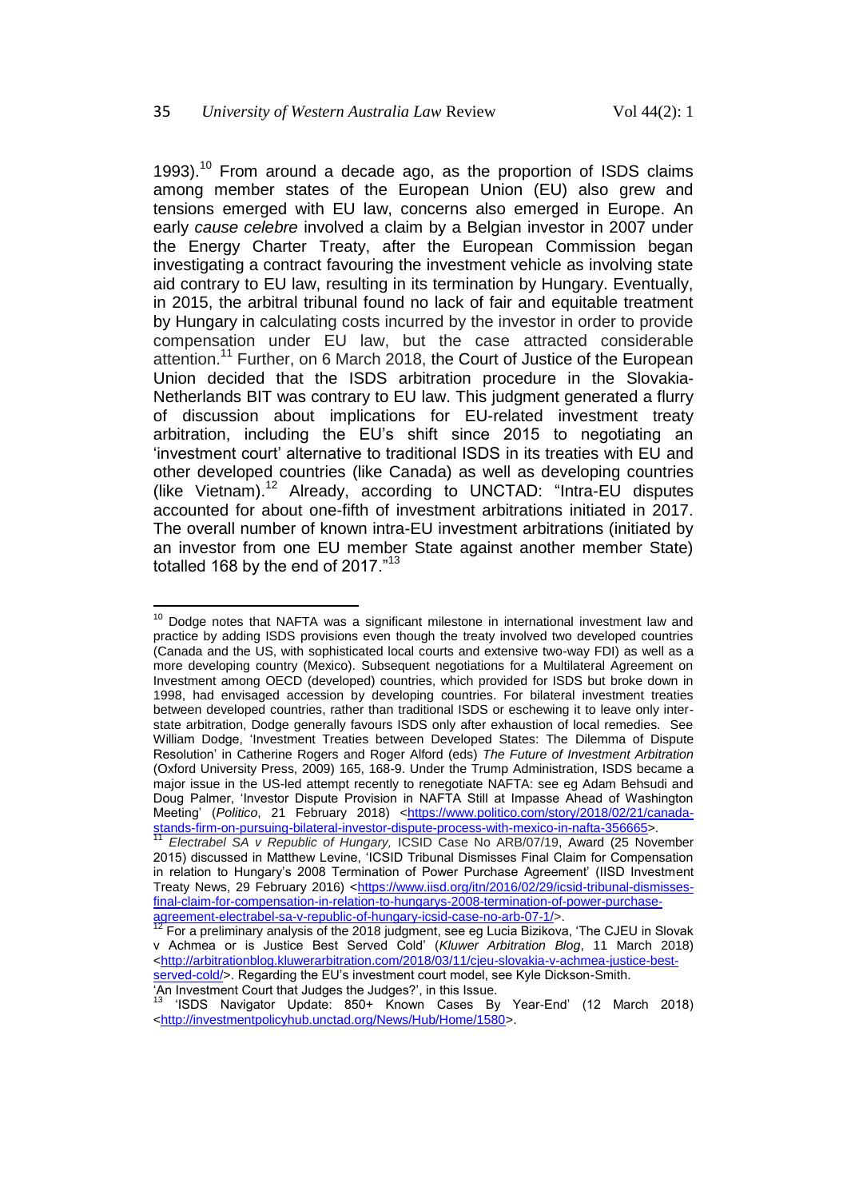1993).[10] From around a decade ago, as the proportion of ISDS claims among member states of the European Union (EU) also grew and tensions emerged with EU law, concerns also emerged in Europe. An early *cause celebre* involved a claim by a Belgian investor in 2007 under the Energy Charter Treaty, after the European Commission began investigating a contract favouring the investment vehicle as involving state aid contrary to EU law, resulting in its termination by Hungary. Eventually, in 2015, the arbitral tribunal found no lack of fair and equitable treatment by Hungary in calculating costs incurred by the investor in order to provide compensation under EU law, but the case attracted considerable attention.[11] Further, on 6 March 2018, the Court of Justice of the European Union decided that the ISDS arbitration procedure in the Slovakia-Netherlands BIT was contrary to EU law. This judgment generated a flurry of discussion about implications for EU-related investment treaty arbitration, including the EU's shift since 2015 to negotiating an 'investment court' alternative to traditional ISDS in its treaties with EU and other developed countries (like Canada) as well as developing countries (like Vietnam).[12] Already, according to UNCTAD: "Intra-EU disputes accounted for about one-fifth of investment arbitrations initiated in 2017. The overall number of known intra-EU investment arbitrations (initiated by an investor from one EU member State against another member State) totalled 168 by the end of 2017."[13]

---

[10] Dodge notes that NAFTA was a significant milestone in international investment law and practice by adding ISDS provisions even though the treaty involved two developed countries (Canada and the US, with sophisticated local courts and extensive two-way FDI) as well as a more developing country (Mexico). Subsequent negotiations for a Multilateral Agreement on Investment among OECD (developed) countries, which provided for ISDS but broke down in 1998, had envisaged accession by developing countries. For bilateral investment treaties between developed countries, rather than traditional ISDS or eschewing it to leave only inter-state arbitration, Dodge generally favours ISDS only after exhaustion of local remedies. See William Dodge, 'Investment Treaties between Developed States: The Dilemma of Dispute Resolution' in Catherine Rogers and Roger Alford (eds) *The Future of Investment Arbitration* (Oxford University Press, 2009) 165, 168-9. Under the Trump Administration, ISDS became a major issue in the US-led attempt recently to renegotiate NAFTA: see eg Adam Behsudi and Doug Palmer, 'Investor Dispute Provision in NAFTA Still at Impasse Ahead of Washington Meeting' (*Politico*, 21 February 2018) <https://www.politico.com/story/2018/02/21/canada-stands-firm-on-pursuing-bilateral-investor-dispute-process-with-mexico-in-nafta-356665>.

[11] *Electrabel SA v Republic of Hungary,* ICSID Case No ARB/07/19, Award (25 November 2015) discussed in Matthew Levine, 'ICSID Tribunal Dismisses Final Claim for Compensation in relation to Hungary's 2008 Termination of Power Purchase Agreement' (IISD Investment Treaty News, 29 February 2016) <https://www.iisd.org/itn/2016/02/29/icsid-tribunal-dismisses-final-claim-for-compensation-in-relation-to-hungarys-2008-termination-of-power-purchase-agreement-electrabel-sa-v-republic-of-hungary-icsid-case-no-arb-07-1/>.

[12] For a preliminary analysis of the 2018 judgment, see eg Lucia Bizikova, 'The CJEU in Slovak v Achmea or is Justice Best Served Cold' (*Kluwer Arbitration Blog*, 11 March 2018) <http://arbitrationblog.kluwerarbitration.com/2018/03/11/cjeu-slovakia-v-achmea-justice-best-served-cold/>. Regarding the EU's investment court model, see Kyle Dickson-Smith. 'An Investment Court that Judges the Judges?', in this Issue.

[13] 'ISDS Navigator Update: 850+ Known Cases By Year-End' (12 March 2018) <http://investmentpolicyhub.unctad.org/News/Hub/Home/1580>.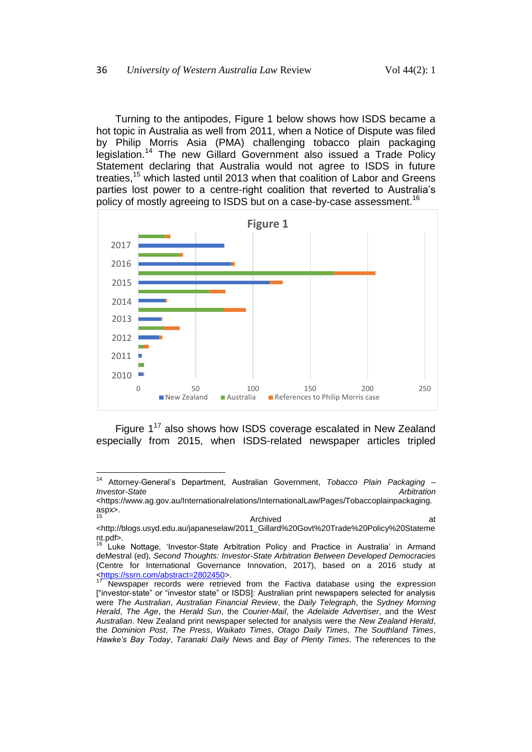Turning to the antipodes, Figure 1 below shows how ISDS became a hot topic in Australia as well from 2011, when a Notice of Dispute was filed by Philip Morris Asia (PMA) challenging tobacco plain packaging legislation.[14] The new Gillard Government also issued a Trade Policy Statement declaring that Australia would not agree to ISDS in future treaties,[15] which lasted until 2013 when that coalition of Labor and Greens parties lost power to a centre-right coalition that reverted to Australia's policy of mostly agreeing to ISDS but on a case-by-case assessment.[16]

**Figure 1**

Figure 1[17] also shows how ISDS coverage escalated in New Zealand especially from 2015, when ISDS-related newspaper articles tripled

---

[14] Attorney-General's Department, Australian Government, *Tobacco Plain Packaging – Investor-State Arbitration* <https://www.ag.gov.au/Internationalrelations/InternationalLaw/Pages/Tobaccoplainpackaging.aspx>.

[15] Archived at <http://blogs.usyd.edu.au/japaneselaw/2011_Gillard%20Govt%20Trade%20Policy%20Statement.pdf>.

[16] Luke Nottage, 'Investor-State Arbitration Policy and Practice in Australia' in Armand deMestral (ed), *Second Thoughts: Investor-State Arbitration Between Developed Democracies* (Centre for International Governance Innovation, 2017), based on a 2016 study at <https://ssrn.com/abstract=2802450>.

[17] Newspaper records were retrieved from the Factiva database using the expression ["investor-state" or "investor state" or ISDS]: Australian print newspapers selected for analysis were *The Australian*, *Australian Financial Review*, the *Daily Telegraph*, the *Sydney Morning Herald*, *The Age*, the *Herald Sun*, the *Courier-Mail*, the *Adelaide Advertiser*, and the *West Australian*. New Zealand print newspaper selected for analysis were the *New Zealand Herald*, the *Dominion Post*, *The Press*, *Waikato Times*, *Otago Daily Times*, *The Southland Times*, *Hawke's Bay Today*, *Taranaki Daily News* and *Bay of Plenty Times*. The references to the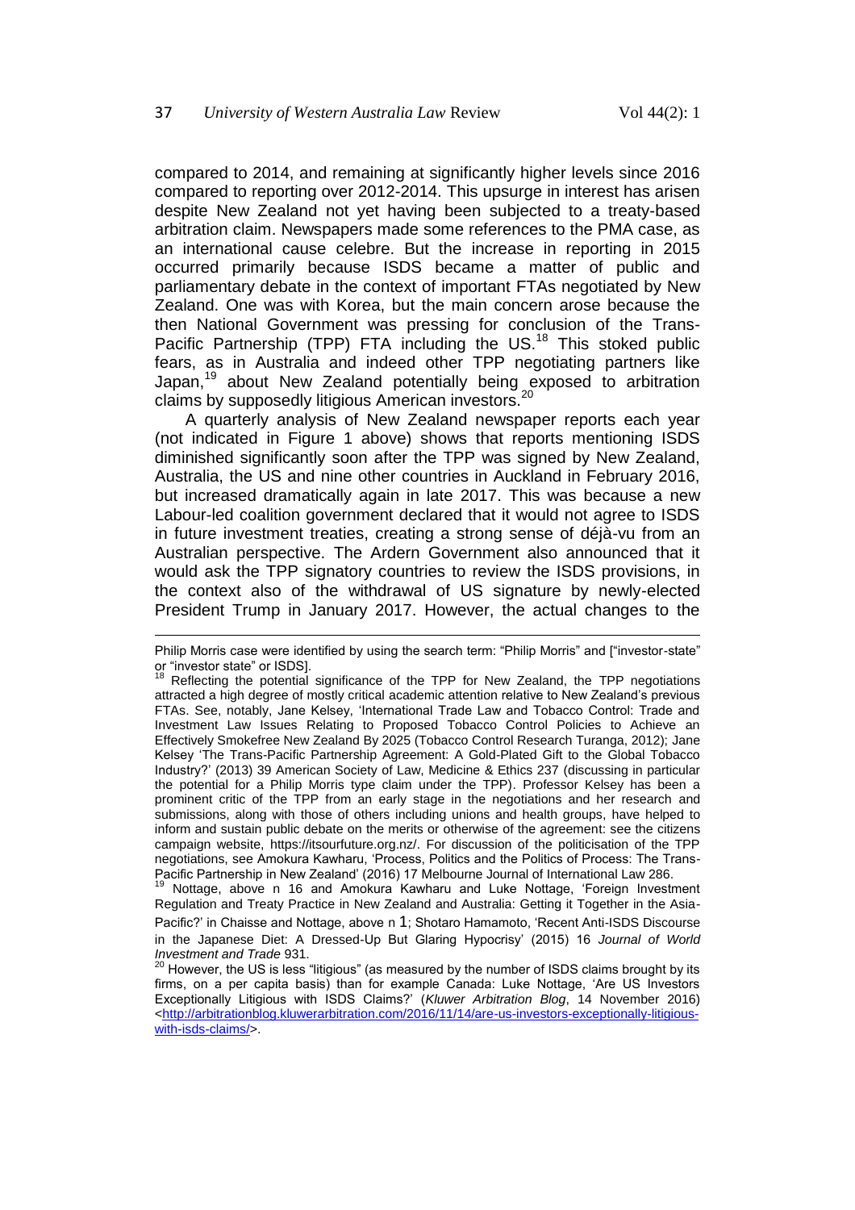compared to 2014, and remaining at significantly higher levels since 2016 compared to reporting over 2012-2014. This upsurge in interest has arisen despite New Zealand not yet having been subjected to a treaty-based arbitration claim. Newspapers made some references to the PMA case, as an international cause celebre. But the increase in reporting in 2015 occurred primarily because ISDS became a matter of public and parliamentary debate in the context of important FTAs negotiated by New Zealand. One was with Korea, but the main concern arose because the then National Government was pressing for conclusion of the Trans-Pacific Partnership (TPP) FTA including the US.[18] This stoked public fears, as in Australia and indeed other TPP negotiating partners like Japan,[19] about New Zealand potentially being exposed to arbitration claims by supposedly litigious American investors.[20]

A quarterly analysis of New Zealand newspaper reports each year (not indicated in Figure 1 above) shows that reports mentioning ISDS diminished significantly soon after the TPP was signed by New Zealand, Australia, the US and nine other countries in Auckland in February 2016, but increased dramatically again in late 2017. This was because a new Labour-led coalition government declared that it would not agree to ISDS in future investment treaties, creating a strong sense of déjà-vu from an Australian perspective. The Ardern Government also announced that it would ask the TPP signatory countries to review the ISDS provisions, in the context also of the withdrawal of US signature by newly-elected President Trump in January 2017. However, the actual changes to the

---

Philip Morris case were identified by using the search term: "Philip Morris" and ["investor-state" or "investor state" or ISDS].

[18] Reflecting the potential significance of the TPP for New Zealand, the TPP negotiations attracted a high degree of mostly critical academic attention relative to New Zealand's previous FTAs. See, notably, Jane Kelsey, 'International Trade Law and Tobacco Control: Trade and Investment Law Issues Relating to Proposed Tobacco Control Policies to Achieve an Effectively Smokefree New Zealand By 2025 (Tobacco Control Research Turanga, 2012); Jane Kelsey 'The Trans-Pacific Partnership Agreement: A Gold-Plated Gift to the Global Tobacco Industry?' (2013) 39 American Society of Law, Medicine & Ethics 237 (discussing in particular the potential for a Philip Morris type claim under the TPP). Professor Kelsey has been a prominent critic of the TPP from an early stage in the negotiations and her research and submissions, along with those of others including unions and health groups, have helped to inform and sustain public debate on the merits or otherwise of the agreement: see the citizens campaign website, https://itsourfuture.org.nz/. For discussion of the politicisation of the TPP negotiations, see Amokura Kawharu, 'Process, Politics and the Politics of Process: The Trans-Pacific Partnership in New Zealand' (2016) 17 Melbourne Journal of International Law 286.

[19] Nottage, above n 16 and Amokura Kawharu and Luke Nottage, 'Foreign Investment Regulation and Treaty Practice in New Zealand and Australia: Getting it Together in the Asia-Pacific?' in Chaisse and Nottage, above n 1; Shotaro Hamamoto, 'Recent Anti-ISDS Discourse in the Japanese Diet: A Dressed-Up But Glaring Hypocrisy' (2015) 16 *Journal of World Investment and Trade* 931.

[20] However, the US is less "litigious" (as measured by the number of ISDS claims brought by its firms, on a per capita basis) than for example Canada: Luke Nottage, 'Are US Investors Exceptionally Litigious with ISDS Claims?' (*Kluwer Arbitration Blog*, 14 November 2016) <http://arbitrationblog.kluwerarbitration.com/2016/11/14/are-us-investors-exceptionally-litigious-with-isds-claims/>.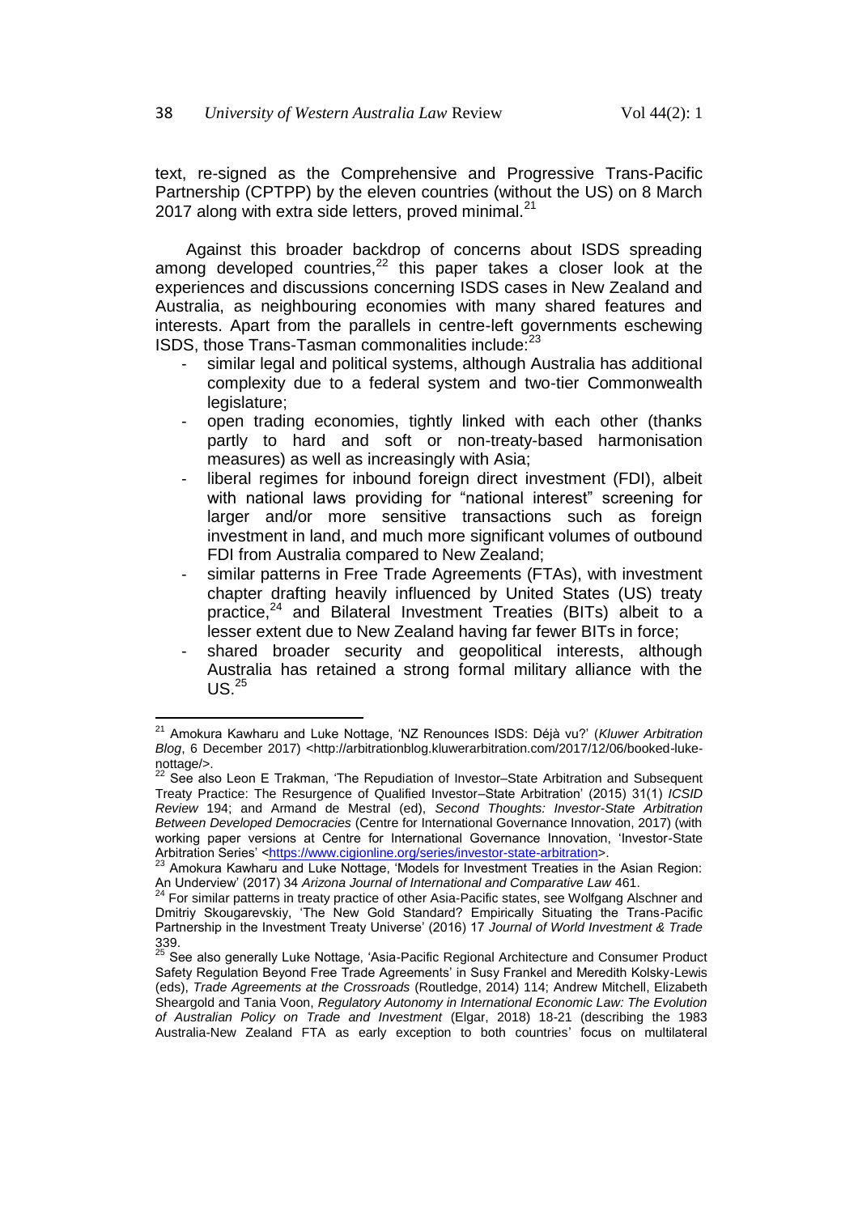text, re-signed as the Comprehensive and Progressive Trans-Pacific Partnership (CPTPP) by the eleven countries (without the US) on 8 March 2017 along with extra side letters, proved minimal.[21]

Against this broader backdrop of concerns about ISDS spreading among developed countries,[22] this paper takes a closer look at the experiences and discussions concerning ISDS cases in New Zealand and Australia, as neighbouring economies with many shared features and interests. Apart from the parallels in centre-left governments eschewing ISDS, those Trans-Tasman commonalities include:[23]

- similar legal and political systems, although Australia has additional complexity due to a federal system and two-tier Commonwealth legislature;
- open trading economies, tightly linked with each other (thanks partly to hard and soft or non-treaty-based harmonisation measures) as well as increasingly with Asia;
- liberal regimes for inbound foreign direct investment (FDI), albeit with national laws providing for "national interest" screening for larger and/or more sensitive transactions such as foreign investment in land, and much more significant volumes of outbound FDI from Australia compared to New Zealand;
- similar patterns in Free Trade Agreements (FTAs), with investment chapter drafting heavily influenced by United States (US) treaty practice,[24] and Bilateral Investment Treaties (BITs) albeit to a lesser extent due to New Zealand having far fewer BITs in force;
- shared broader security and geopolitical interests, although Australia has retained a strong formal military alliance with the US.[25]

---

[21] Amokura Kawharu and Luke Nottage, 'NZ Renounces ISDS: Déjà vu?' (*Kluwer Arbitration Blog*, 6 December 2017) <http://arbitrationblog.kluwerarbitration.com/2017/12/06/booked-luke-nottage/>.

[22] See also Leon E Trakman, 'The Repudiation of Investor–State Arbitration and Subsequent Treaty Practice: The Resurgence of Qualified Investor–State Arbitration' (2015) 31(1) *ICSID Review* 194; and Armand de Mestral (ed), *Second Thoughts: Investor-State Arbitration Between Developed Democracies* (Centre for International Governance Innovation, 2017) (with working paper versions at Centre for International Governance Innovation, 'Investor-State Arbitration Series' <https://www.cigionline.org/series/investor-state-arbitration>.

[23] Amokura Kawharu and Luke Nottage, 'Models for Investment Treaties in the Asian Region: An Underview' (2017) 34 *Arizona Journal of International and Comparative Law* 461.

[24] For similar patterns in treaty practice of other Asia-Pacific states, see Wolfgang Alschner and Dmitriy Skougarevskiy, 'The New Gold Standard? Empirically Situating the Trans-Pacific Partnership in the Investment Treaty Universe' (2016) 17 *Journal of World Investment & Trade* 339.

[25] See also generally Luke Nottage, 'Asia-Pacific Regional Architecture and Consumer Product Safety Regulation Beyond Free Trade Agreements' in Susy Frankel and Meredith Kolsky-Lewis (eds), *Trade Agreements at the Crossroads* (Routledge, 2014) 114; Andrew Mitchell, Elizabeth Sheargold and Tania Voon, *Regulatory Autonomy in International Economic Law: The Evolution of Australian Policy on Trade and Investment* (Elgar, 2018) 18-21 (describing the 1983 Australia-New Zealand FTA as early exception to both countries' focus on multilateral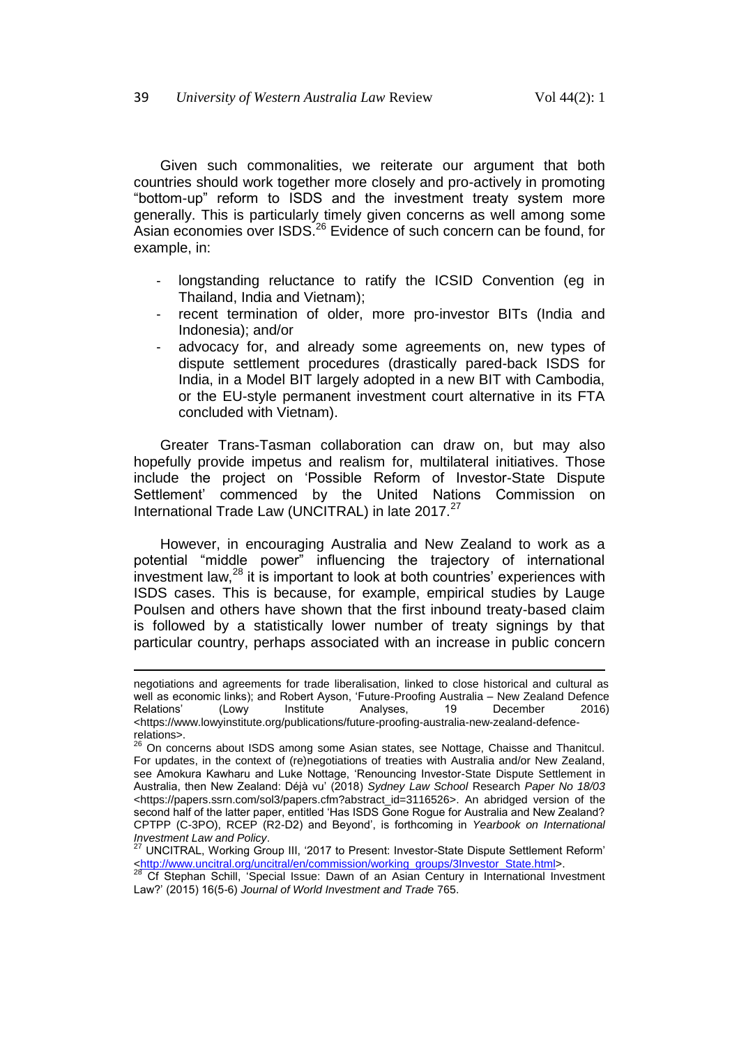Given such commonalities, we reiterate our argument that both countries should work together more closely and pro-actively in promoting "bottom-up" reform to ISDS and the investment treaty system more generally. This is particularly timely given concerns as well among some Asian economies over ISDS.[26] Evidence of such concern can be found, for example, in:

- longstanding reluctance to ratify the ICSID Convention (eg in Thailand, India and Vietnam);
- recent termination of older, more pro-investor BITs (India and Indonesia); and/or
- advocacy for, and already some agreements on, new types of dispute settlement procedures (drastically pared-back ISDS for India, in a Model BIT largely adopted in a new BIT with Cambodia, or the EU-style permanent investment court alternative in its FTA concluded with Vietnam).

Greater Trans-Tasman collaboration can draw on, but may also hopefully provide impetus and realism for, multilateral initiatives. Those include the project on 'Possible Reform of Investor-State Dispute Settlement' commenced by the United Nations Commission on International Trade Law (UNCITRAL) in late 2017.[27]

However, in encouraging Australia and New Zealand to work as a potential "middle power" influencing the trajectory of international investment law,[28] it is important to look at both countries' experiences with ISDS cases. This is because, for example, empirical studies by Lauge Poulsen and others have shown that the first inbound treaty-based claim is followed by a statistically lower number of treaty signings by that particular country, perhaps associated with an increase in public concern

---

negotiations and agreements for trade liberalisation, linked to close historical and cultural as well as economic links); and Robert Ayson, 'Future-Proofing Australia – New Zealand Defence Relations' (Lowy Institute Analyses, 19 December 2016) <https://www.lowyinstitute.org/publications/future-proofing-australia-new-zealand-defence-relations>.

[26] On concerns about ISDS among some Asian states, see Nottage, Chaisse and Thanitcul. For updates, in the context of (re)negotiations of treaties with Australia and/or New Zealand, see Amokura Kawharu and Luke Nottage, 'Renouncing Investor-State Dispute Settlement in Australia, then New Zealand: Déjà vu' (2018) *Sydney Law School Research Paper No 18/03* <https://papers.ssrn.com/sol3/papers.cfm?abstract_id=3116526>. An abridged version of the second half of the latter paper, entitled 'Has ISDS Gone Rogue for Australia and New Zealand? CPTPP (C-3PO), RCEP (R2-D2) and Beyond', is forthcoming in *Yearbook on International Investment Law and Policy*.

[27] UNCITRAL, Working Group III, '2017 to Present: Investor-State Dispute Settlement Reform' <http://www.uncitral.org/uncitral/en/commission/working_groups/3Investor_State.html>.

[28] Cf Stephan Schill, 'Special Issue: Dawn of an Asian Century in International Investment Law?' (2015) 16(5-6) *Journal of World Investment and Trade* 765.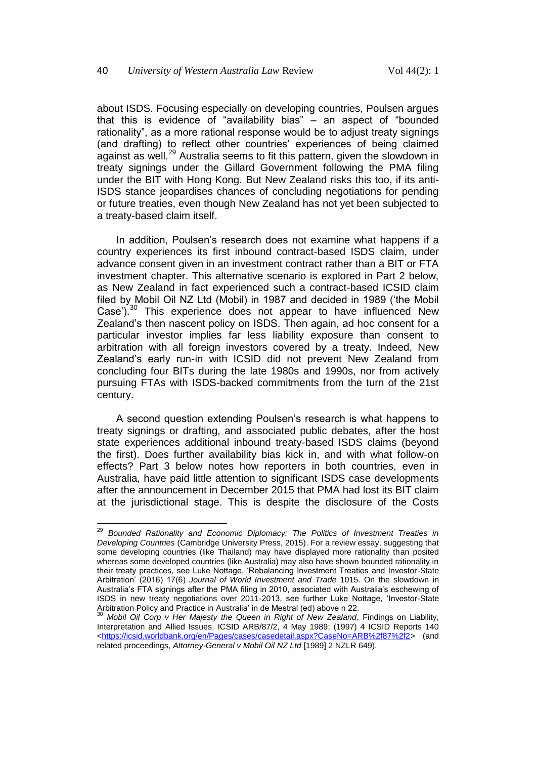about ISDS. Focusing especially on developing countries, Poulsen argues that this is evidence of "availability bias" – an aspect of "bounded rationality", as a more rational response would be to adjust treaty signings (and drafting) to reflect other countries' experiences of being claimed against as well.[29] Australia seems to fit this pattern, given the slowdown in treaty signings under the Gillard Government following the PMA filing under the BIT with Hong Kong. But New Zealand risks this too, if its anti-ISDS stance jeopardises chances of concluding negotiations for pending or future treaties, even though New Zealand has not yet been subjected to a treaty-based claim itself.

In addition, Poulsen's research does not examine what happens if a country experiences its first inbound contract-based ISDS claim, under advance consent given in an investment contract rather than a BIT or FTA investment chapter. This alternative scenario is explored in Part 2 below, as New Zealand in fact experienced such a contract-based ICSID claim filed by Mobil Oil NZ Ltd (Mobil) in 1987 and decided in 1989 ('the Mobil Case').[30] This experience does not appear to have influenced New Zealand's then nascent policy on ISDS. Then again, ad hoc consent for a particular investor implies far less liability exposure than consent to arbitration with all foreign investors covered by a treaty. Indeed, New Zealand's early run-in with ICSID did not prevent New Zealand from concluding four BITs during the late 1980s and 1990s, nor from actively pursuing FTAs with ISDS-backed commitments from the turn of the 21st century.

A second question extending Poulsen's research is what happens to treaty signings or drafting, and associated public debates, after the host state experiences additional inbound treaty-based ISDS claims (beyond the first). Does further availability bias kick in, and with what follow-on effects? Part 3 below notes how reporters in both countries, even in Australia, have paid little attention to significant ISDS case developments after the announcement in December 2015 that PMA had lost its BIT claim at the jurisdictional stage. This is despite the disclosure of the Costs

---

[29] *Bounded Rationality and Economic Diplomacy: The Politics of Investment Treaties in Developing Countries* (Cambridge University Press, 2015). For a review essay, suggesting that some developing countries (like Thailand) may have displayed more rationality than posited whereas some developed countries (like Australia) may also have shown bounded rationality in their treaty practices, see Luke Nottage, 'Rebalancing Investment Treaties and Investor-State Arbitration' (2016) 17(6) *Journal of World Investment and Trade* 1015. On the slowdown in Australia's FTA signings after the PMA filing in 2010, associated with Australia's eschewing of ISDS in new treaty negotiations over 2011-2013, see further Luke Nottage, 'Investor-State Arbitration Policy and Practice in Australia' in de Mestral (ed) above n 22.

[30] *Mobil Oil Corp v Her Majesty the Queen in Right of New Zealand*, Findings on Liability, Interpretation and Allied Issues, ICSID ARB/87/2, 4 May 1989; (1997) 4 ICSID Reports 140 <https://icsid.worldbank.org/en/Pages/cases/casedetail.aspx?CaseNo=ARB%2f87%2f2> (and related proceedings, *Attorney-General v Mobil Oil NZ Ltd* [1989] 2 NZLR 649).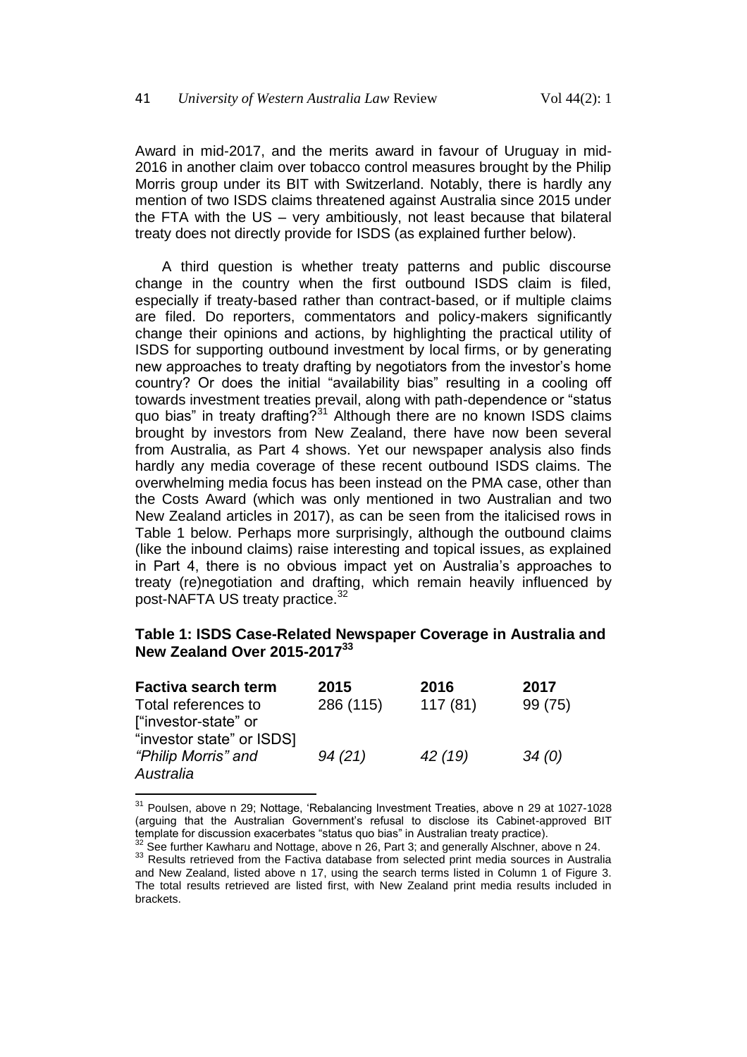Award in mid-2017, and the merits award in favour of Uruguay in mid-2016 in another claim over tobacco control measures brought by the Philip Morris group under its BIT with Switzerland. Notably, there is hardly any mention of two ISDS claims threatened against Australia since 2015 under the FTA with the US – very ambitiously, not least because that bilateral treaty does not directly provide for ISDS (as explained further below).

A third question is whether treaty patterns and public discourse change in the country when the first outbound ISDS claim is filed, especially if treaty-based rather than contract-based, or if multiple claims are filed. Do reporters, commentators and policy-makers significantly change their opinions and actions, by highlighting the practical utility of ISDS for supporting outbound investment by local firms, or by generating new approaches to treaty drafting by negotiators from the investor's home country? Or does the initial "availability bias" resulting in a cooling off towards investment treaties prevail, along with path-dependence or "status quo bias" in treaty drafting?[31] Although there are no known ISDS claims brought by investors from New Zealand, there have now been several from Australia, as Part 4 shows. Yet our newspaper analysis also finds hardly any media coverage of these recent outbound ISDS claims. The overwhelming media focus has been instead on the PMA case, other than the Costs Award (which was only mentioned in two Australian and two New Zealand articles in 2017), as can be seen from the italicised rows in Table 1 below. Perhaps more surprisingly, although the outbound claims (like the inbound claims) raise interesting and topical issues, as explained in Part 4, there is no obvious impact yet on Australia's approaches to treaty (re)negotiation and drafting, which remain heavily influenced by post-NAFTA US treaty practice.[32]

**Table 1: ISDS Case-Related Newspaper Coverage in Australia and New Zealand Over 2015-2017[33]**

| **Factiva search term** | **2015** | **2016** | **2017** |
|---|---|---|---|
| Total references to ["investor-state" or "investor state" or ISDS] | 286 (115) | 117 (81) | 99 (75) |
| *"Philip Morris" and Australia* | *94 (21)* | *42 (19)* | *34 (0)* |

[31] Poulsen, above n 29; Nottage, 'Rebalancing Investment Treaties, above n 29 at 1027-1028 (arguing that the Australian Government's refusal to disclose its Cabinet-approved BIT template for discussion exacerbates "status quo bias" in Australian treaty practice).

[32] See further Kawharu and Nottage, above n 26, Part 3; and generally Alschner, above n 24.

[33] Results retrieved from the Factiva database from selected print media sources in Australia and New Zealand, listed above n 17, using the search terms listed in Column 1 of Figure 3. The total results retrieved are listed first, with New Zealand print media results included in brackets.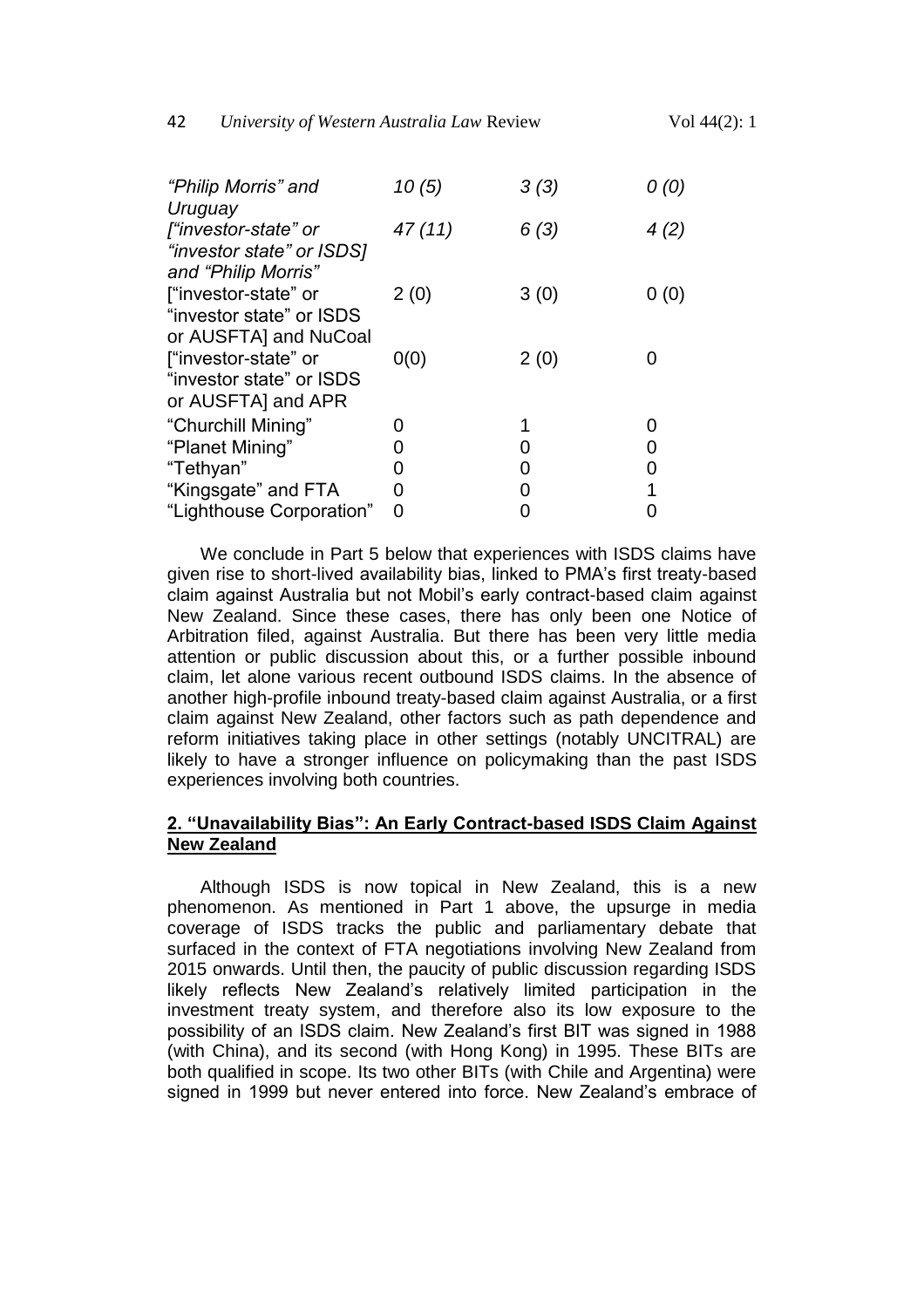| | | | |
|---|---|---|---|
| *"Philip Morris" and Uruguay* | *10 (5)* | *3 (3)* | *0 (0)* |
| *["investor-state" or "investor state" or ISDS] and "Philip Morris"* | *47 (11)* | *6 (3)* | *4 (2)* |
| ["investor-state" or "investor state" or ISDS or AUSFTA] and NuCoal | 2 (0) | 3 (0) | 0 (0) |
| ["investor-state" or "investor state" or ISDS or AUSFTA] and APR | 0(0) | 2 (0) | 0 |
| "Churchill Mining" | 0 | 1 | 0 |
| "Planet Mining" | 0 | 0 | 0 |
| "Tethyan" | 0 | 0 | 0 |
| "Kingsgate" and FTA | 0 | 0 | 1 |
| "Lighthouse Corporation" | 0 | 0 | 0 |

We conclude in Part 5 below that experiences with ISDS claims have given rise to short-lived availability bias, linked to PMA's first treaty-based claim against Australia but not Mobil's early contract-based claim against New Zealand. Since these cases, there has only been one Notice of Arbitration filed, against Australia. But there has been very little media attention or public discussion about this, or a further possible inbound claim, let alone various recent outbound ISDS claims. In the absence of another high-profile inbound treaty-based claim against Australia, or a first claim against New Zealand, other factors such as path dependence and reform initiatives taking place in other settings (notably UNCITRAL) are likely to have a stronger influence on policymaking than the past ISDS experiences involving both countries.

## 2. "Unavailability Bias": An Early Contract-based ISDS Claim Against New Zealand

Although ISDS is now topical in New Zealand, this is a new phenomenon. As mentioned in Part 1 above, the upsurge in media coverage of ISDS tracks the public and parliamentary debate that surfaced in the context of FTA negotiations involving New Zealand from 2015 onwards. Until then, the paucity of public discussion regarding ISDS likely reflects New Zealand's relatively limited participation in the investment treaty system, and therefore also its low exposure to the possibility of an ISDS claim. New Zealand's first BIT was signed in 1988 (with China), and its second (with Hong Kong) in 1995. These BITs are both qualified in scope. Its two other BITs (with Chile and Argentina) were signed in 1999 but never entered into force. New Zealand's embrace of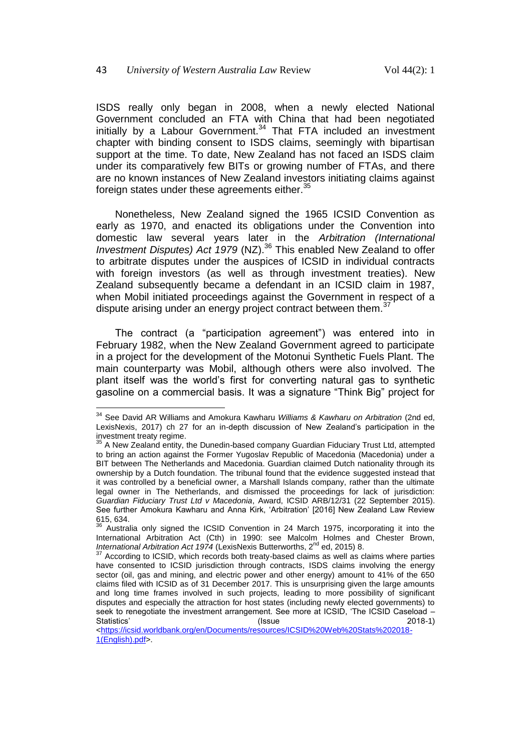ISDS really only began in 2008, when a newly elected National Government concluded an FTA with China that had been negotiated initially by a Labour Government.[34] That FTA included an investment chapter with binding consent to ISDS claims, seemingly with bipartisan support at the time. To date, New Zealand has not faced an ISDS claim under its comparatively few BITs or growing number of FTAs, and there are no known instances of New Zealand investors initiating claims against foreign states under these agreements either.[35]

Nonetheless, New Zealand signed the 1965 ICSID Convention as early as 1970, and enacted its obligations under the Convention into domestic law several years later in the *Arbitration (International Investment Disputes) Act 1979* (NZ).[36] This enabled New Zealand to offer to arbitrate disputes under the auspices of ICSID in individual contracts with foreign investors (as well as through investment treaties). New Zealand subsequently became a defendant in an ICSID claim in 1987, when Mobil initiated proceedings against the Government in respect of a dispute arising under an energy project contract between them.[37]

The contract (a "participation agreement") was entered into in February 1982, when the New Zealand Government agreed to participate in a project for the development of the Motonui Synthetic Fuels Plant. The main counterparty was Mobil, although others were also involved. The plant itself was the world's first for converting natural gas to synthetic gasoline on a commercial basis. It was a signature "Think Big" project for

---

[34] See David AR Williams and Amokura Kawharu *Williams & Kawharu on Arbitration* (2nd ed, LexisNexis, 2017) ch 27 for an in-depth discussion of New Zealand's participation in the investment treaty regime.

[35] A New Zealand entity, the Dunedin-based company Guardian Fiduciary Trust Ltd, attempted to bring an action against the Former Yugoslav Republic of Macedonia (Macedonia) under a BIT between The Netherlands and Macedonia. Guardian claimed Dutch nationality through its ownership by a Dutch foundation. The tribunal found that the evidence suggested instead that it was controlled by a beneficial owner, a Marshall Islands company, rather than the ultimate legal owner in The Netherlands, and dismissed the proceedings for lack of jurisdiction: *Guardian Fiduciary Trust Ltd v Macedonia*, Award, ICSID ARB/12/31 (22 September 2015). See further Amokura Kawharu and Anna Kirk, 'Arbitration' [2016] New Zealand Law Review 615, 634.

[36] Australia only signed the ICSID Convention in 24 March 1975, incorporating it into the International Arbitration Act (Cth) in 1990: see Malcolm Holmes and Chester Brown, *International Arbitration Act 1974* (LexisNexis Butterworths, 2nd ed, 2015) 8.

[37] According to ICSID, which records both treaty-based claims as well as claims where parties have consented to ICSID jurisdiction through contracts, ISDS claims involving the energy sector (oil, gas and mining, and electric power and other energy) amount to 41% of the 650 claims filed with ICSID as of 31 December 2017. This is unsurprising given the large amounts and long time frames involved in such projects, leading to more possibility of significant disputes and especially the attraction for host states (including newly elected governments) to seek to renegotiate the investment arrangement. See more at ICSID, 'The ICSID Caseload – Statistics' (Issue 2018-1) <https://icsid.worldbank.org/en/Documents/resources/ICSID%20Web%20Stats%202018-1(English).pdf>.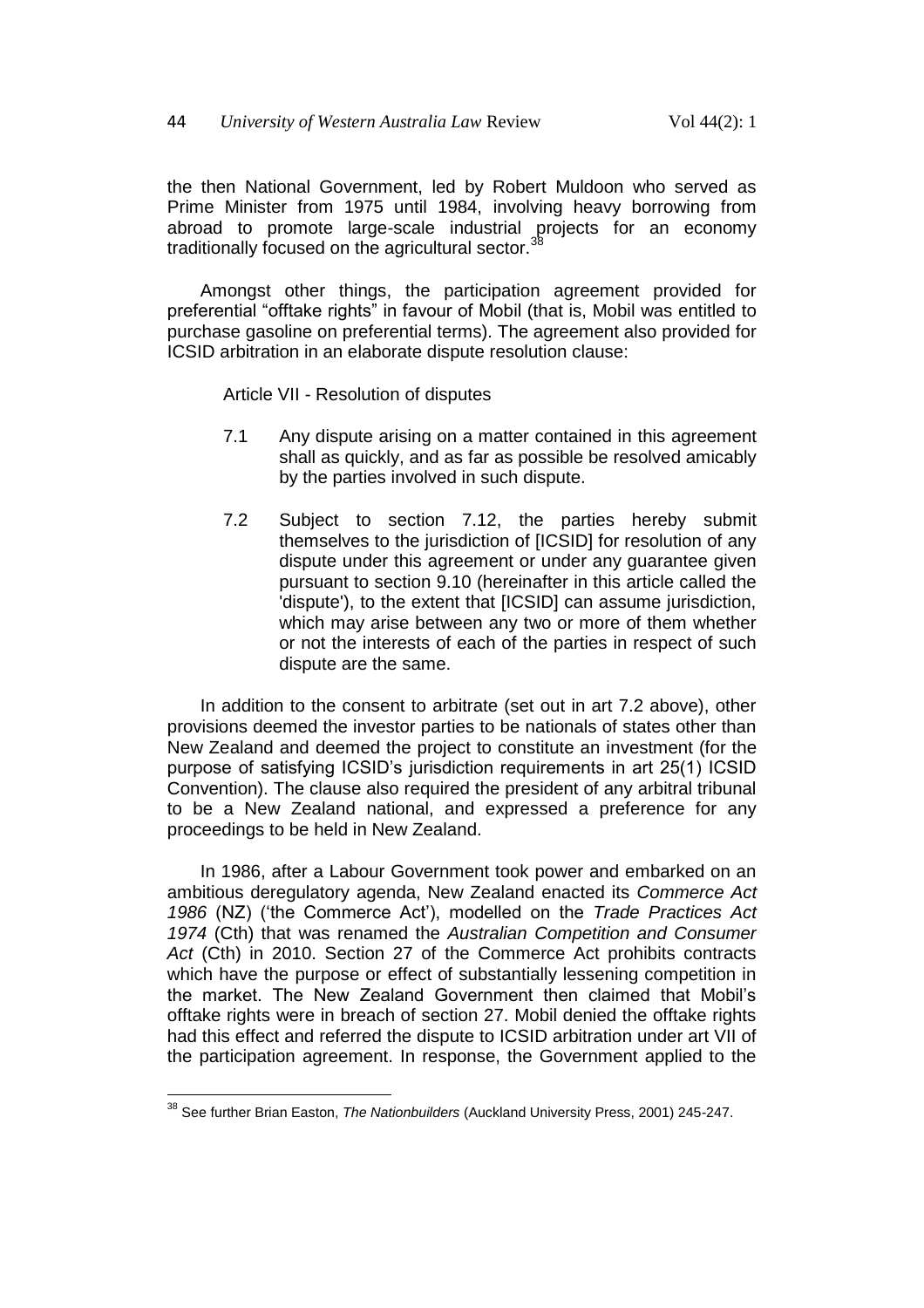the then National Government, led by Robert Muldoon who served as Prime Minister from 1975 until 1984, involving heavy borrowing from abroad to promote large-scale industrial projects for an economy traditionally focused on the agricultural sector.[38]

Amongst other things, the participation agreement provided for preferential "offtake rights" in favour of Mobil (that is, Mobil was entitled to purchase gasoline on preferential terms). The agreement also provided for ICSID arbitration in an elaborate dispute resolution clause:

> Article VII - Resolution of disputes
>
> 7.1 Any dispute arising on a matter contained in this agreement shall as quickly, and as far as possible be resolved amicably by the parties involved in such dispute.
>
> 7.2 Subject to section 7.12, the parties hereby submit themselves to the jurisdiction of [ICSID] for resolution of any dispute under this agreement or under any guarantee given pursuant to section 9.10 (hereinafter in this article called the 'dispute'), to the extent that [ICSID] can assume jurisdiction, which may arise between any two or more of them whether or not the interests of each of the parties in respect of such dispute are the same.

In addition to the consent to arbitrate (set out in art 7.2 above), other provisions deemed the investor parties to be nationals of states other than New Zealand and deemed the project to constitute an investment (for the purpose of satisfying ICSID's jurisdiction requirements in art 25(1) ICSID Convention). The clause also required the president of any arbitral tribunal to be a New Zealand national, and expressed a preference for any proceedings to be held in New Zealand.

In 1986, after a Labour Government took power and embarked on an ambitious deregulatory agenda, New Zealand enacted its *Commerce Act 1986* (NZ) ('the Commerce Act'), modelled on the *Trade Practices Act 1974* (Cth) that was renamed the *Australian Competition and Consumer Act* (Cth) in 2010. Section 27 of the Commerce Act prohibits contracts which have the purpose or effect of substantially lessening competition in the market. The New Zealand Government then claimed that Mobil's offtake rights were in breach of section 27. Mobil denied the offtake rights had this effect and referred the dispute to ICSID arbitration under art VII of the participation agreement. In response, the Government applied to the

[38] See further Brian Easton, *The Nationbuilders* (Auckland University Press, 2001) 245-247.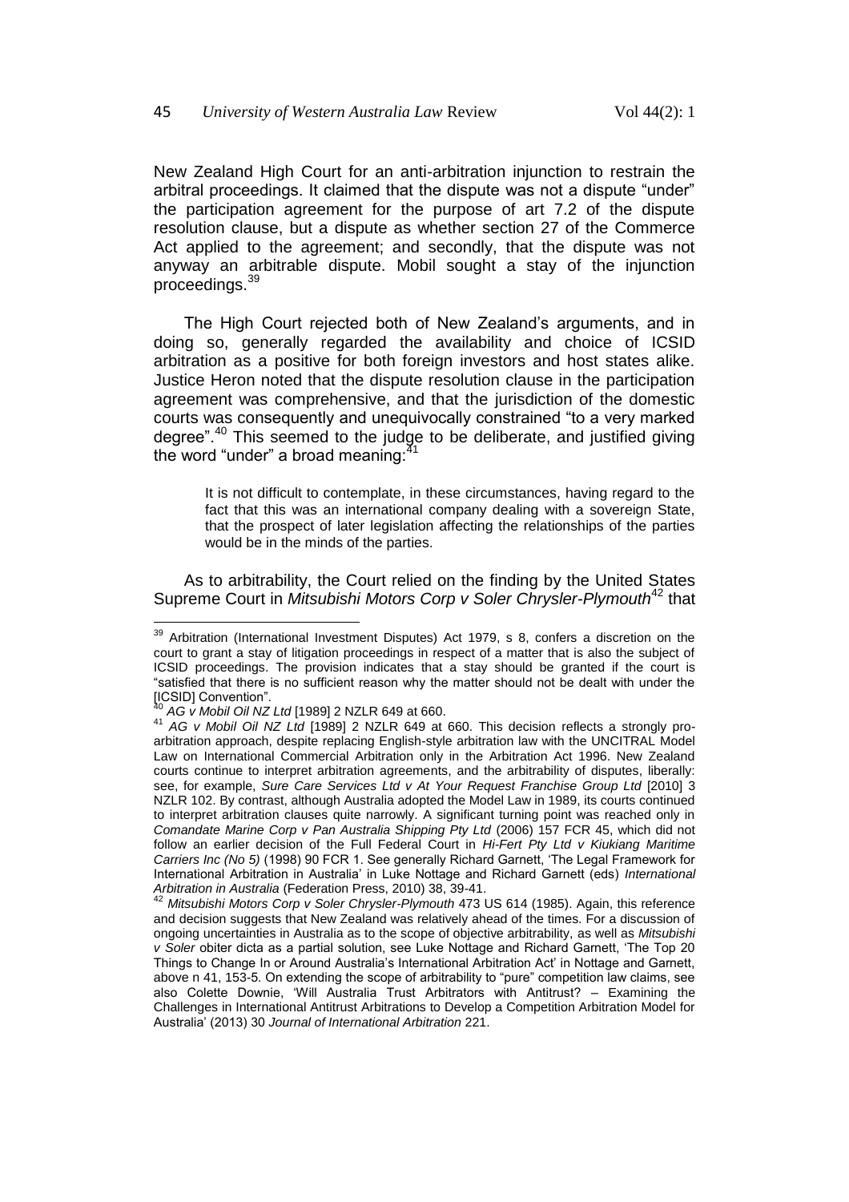New Zealand High Court for an anti-arbitration injunction to restrain the arbitral proceedings. It claimed that the dispute was not a dispute "under" the participation agreement for the purpose of art 7.2 of the dispute resolution clause, but a dispute as whether section 27 of the Commerce Act applied to the agreement; and secondly, that the dispute was not anyway an arbitrable dispute. Mobil sought a stay of the injunction proceedings.[39]

The High Court rejected both of New Zealand's arguments, and in doing so, generally regarded the availability and choice of ICSID arbitration as a positive for both foreign investors and host states alike. Justice Heron noted that the dispute resolution clause in the participation agreement was comprehensive, and that the jurisdiction of the domestic courts was consequently and unequivocally constrained "to a very marked degree".[40] This seemed to the judge to be deliberate, and justified giving the word "under" a broad meaning:[41]

> It is not difficult to contemplate, in these circumstances, having regard to the fact that this was an international company dealing with a sovereign State, that the prospect of later legislation affecting the relationships of the parties would be in the minds of the parties.

As to arbitrability, the Court relied on the finding by the United States Supreme Court in *Mitsubishi Motors Corp v Soler Chrysler-Plymouth*[42] that

---

[39] Arbitration (International Investment Disputes) Act 1979, s 8, confers a discretion on the court to grant a stay of litigation proceedings in respect of a matter that is also the subject of ICSID proceedings. The provision indicates that a stay should be granted if the court is "satisfied that there is no sufficient reason why the matter should not be dealt with under the [ICSID] Convention".

[40] *AG v Mobil Oil NZ Ltd* [1989] 2 NZLR 649 at 660.

[41] *AG v Mobil Oil NZ Ltd* [1989] 2 NZLR 649 at 660. This decision reflects a strongly pro-arbitration approach, despite replacing English-style arbitration law with the UNCITRAL Model Law on International Commercial Arbitration only in the Arbitration Act 1996. New Zealand courts continue to interpret arbitration agreements, and the arbitrability of disputes, liberally: see, for example, *Sure Care Services Ltd v At Your Request Franchise Group Ltd* [2010] 3 NZLR 102. By contrast, although Australia adopted the Model Law in 1989, its courts continued to interpret arbitration clauses quite narrowly. A significant turning point was reached only in *Comandate Marine Corp v Pan Australia Shipping Pty Ltd* (2006) 157 FCR 45, which did not follow an earlier decision of the Full Federal Court in *Hi-Fert Pty Ltd v Kiukiang Maritime Carriers Inc (No 5)* (1998) 90 FCR 1. See generally Richard Garnett, 'The Legal Framework for International Arbitration in Australia' in Luke Nottage and Richard Garnett (eds) *International Arbitration in Australia* (Federation Press, 2010) 38, 39-41.

[42] *Mitsubishi Motors Corp v Soler Chrysler-Plymouth* 473 US 614 (1985). Again, this reference and decision suggests that New Zealand was relatively ahead of the times. For a discussion of ongoing uncertainties in Australia as to the scope of objective arbitrability, as well as *Mitsubishi v Soler* obiter dicta as a partial solution, see Luke Nottage and Richard Garnett, 'The Top 20 Things to Change In or Around Australia's International Arbitration Act' in Nottage and Garnett, above n 41, 153-5. On extending the scope of arbitrability to "pure" competition law claims, see also Colette Downie, 'Will Australia Trust Arbitrators with Antitrust? – Examining the Challenges in International Antitrust Arbitrations to Develop a Competition Arbitration Model for Australia' (2013) 30 *Journal of International Arbitration* 221.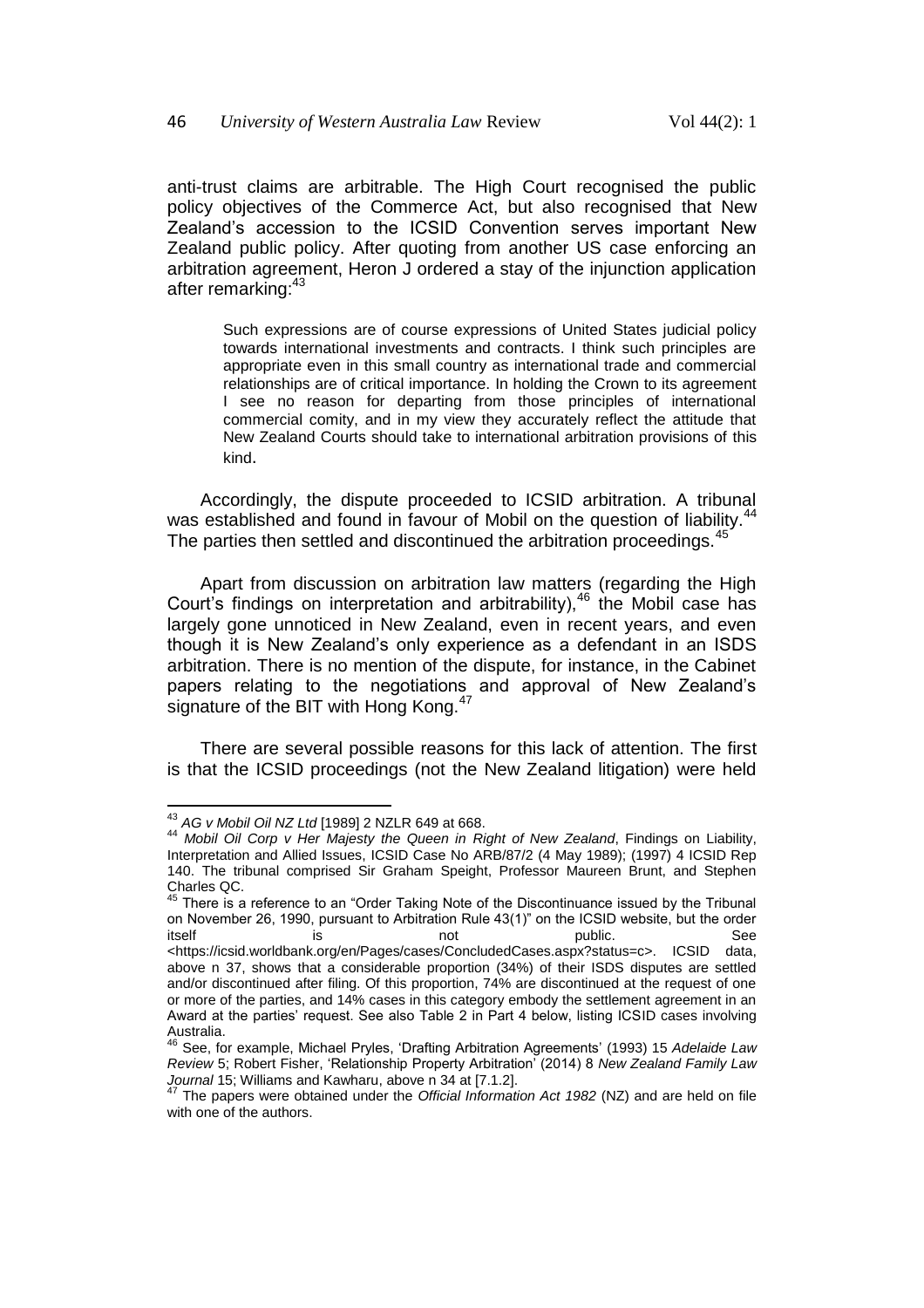anti-trust claims are arbitrable. The High Court recognised the public policy objectives of the Commerce Act, but also recognised that New Zealand's accession to the ICSID Convention serves important New Zealand public policy. After quoting from another US case enforcing an arbitration agreement, Heron J ordered a stay of the injunction application after remarking:[43]

> Such expressions are of course expressions of United States judicial policy towards international investments and contracts. I think such principles are appropriate even in this small country as international trade and commercial relationships are of critical importance. In holding the Crown to its agreement I see no reason for departing from those principles of international commercial comity, and in my view they accurately reflect the attitude that New Zealand Courts should take to international arbitration provisions of this kind.

Accordingly, the dispute proceeded to ICSID arbitration. A tribunal was established and found in favour of Mobil on the question of liability.[44] The parties then settled and discontinued the arbitration proceedings.[45]

Apart from discussion on arbitration law matters (regarding the High Court's findings on interpretation and arbitrability),[46] the Mobil case has largely gone unnoticed in New Zealand, even in recent years, and even though it is New Zealand's only experience as a defendant in an ISDS arbitration. There is no mention of the dispute, for instance, in the Cabinet papers relating to the negotiations and approval of New Zealand's signature of the BIT with Hong Kong.[47]

There are several possible reasons for this lack of attention. The first is that the ICSID proceedings (not the New Zealand litigation) were held

---

[43] *AG v Mobil Oil NZ Ltd* [1989] 2 NZLR 649 at 668.

[44] *Mobil Oil Corp v Her Majesty the Queen in Right of New Zealand*, Findings on Liability, Interpretation and Allied Issues, ICSID Case No ARB/87/2 (4 May 1989); (1997) 4 ICSID Rep 140. The tribunal comprised Sir Graham Speight, Professor Maureen Brunt, and Stephen Charles QC.

[45] There is a reference to an "Order Taking Note of the Discontinuance issued by the Tribunal on November 26, 1990, pursuant to Arbitration Rule 43(1)" on the ICSID website, but the order itself is not public. See <https://icsid.worldbank.org/en/Pages/cases/ConcludedCases.aspx?status=c>. ICSID data, above n 37, shows that a considerable proportion (34%) of their ISDS disputes are settled and/or discontinued after filing. Of this proportion, 74% are discontinued at the request of one or more of the parties, and 14% cases in this category embody the settlement agreement in an Award at the parties' request. See also Table 2 in Part 4 below, listing ICSID cases involving Australia.

[46] See, for example, Michael Pryles, 'Drafting Arbitration Agreements' (1993) 15 *Adelaide Law Review* 5; Robert Fisher, 'Relationship Property Arbitration' (2014) 8 *New Zealand Family Law Journal* 15; Williams and Kawharu, above n 34 at [7.1.2].

[47] The papers were obtained under the *Official Information Act 1982* (NZ) and are held on file with one of the authors.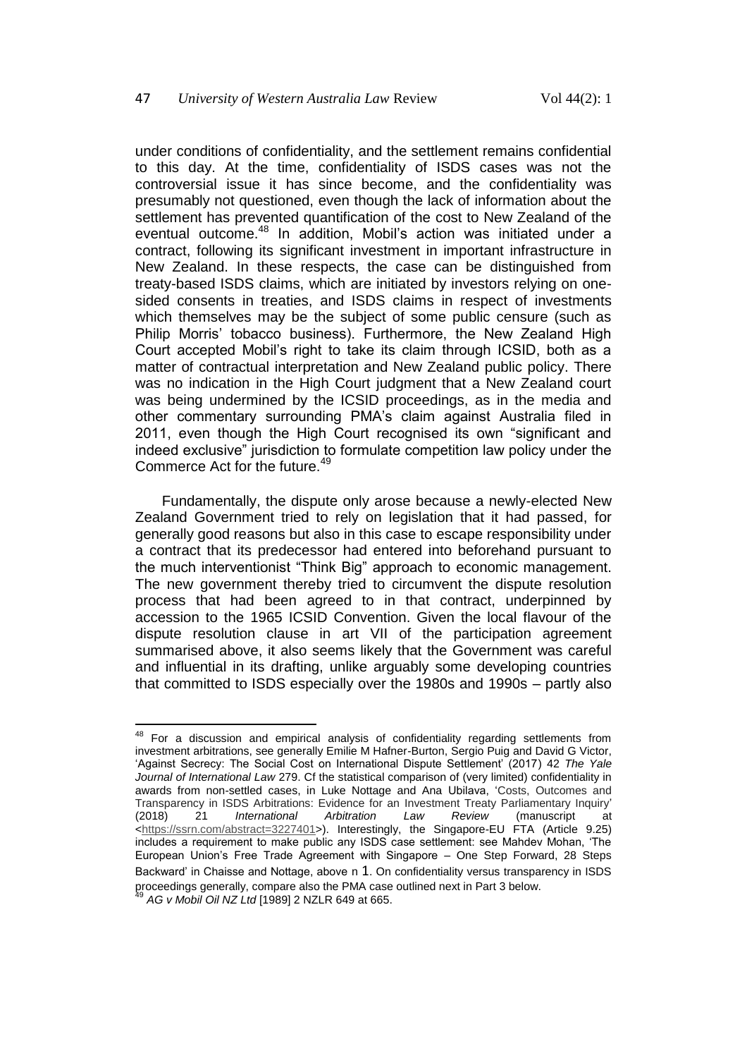under conditions of confidentiality, and the settlement remains confidential to this day. At the time, confidentiality of ISDS cases was not the controversial issue it has since become, and the confidentiality was presumably not questioned, even though the lack of information about the settlement has prevented quantification of the cost to New Zealand of the eventual outcome.[48] In addition, Mobil's action was initiated under a contract, following its significant investment in important infrastructure in New Zealand. In these respects, the case can be distinguished from treaty-based ISDS claims, which are initiated by investors relying on one-sided consents in treaties, and ISDS claims in respect of investments which themselves may be the subject of some public censure (such as Philip Morris' tobacco business). Furthermore, the New Zealand High Court accepted Mobil's right to take its claim through ICSID, both as a matter of contractual interpretation and New Zealand public policy. There was no indication in the High Court judgment that a New Zealand court was being undermined by the ICSID proceedings, as in the media and other commentary surrounding PMA's claim against Australia filed in 2011, even though the High Court recognised its own "significant and indeed exclusive" jurisdiction to formulate competition law policy under the Commerce Act for the future.[49]

Fundamentally, the dispute only arose because a newly-elected New Zealand Government tried to rely on legislation that it had passed, for generally good reasons but also in this case to escape responsibility under a contract that its predecessor had entered into beforehand pursuant to the much interventionist "Think Big" approach to economic management. The new government thereby tried to circumvent the dispute resolution process that had been agreed to in that contract, underpinned by accession to the 1965 ICSID Convention. Given the local flavour of the dispute resolution clause in art VII of the participation agreement summarised above, it also seems likely that the Government was careful and influential in its drafting, unlike arguably some developing countries that committed to ISDS especially over the 1980s and 1990s – partly also

---

[48] For a discussion and empirical analysis of confidentiality regarding settlements from investment arbitrations, see generally Emilie M Hafner-Burton, Sergio Puig and David G Victor, 'Against Secrecy: The Social Cost on International Dispute Settlement' (2017) 42 *The Yale Journal of International Law* 279. Cf the statistical comparison of (very limited) confidentiality in awards from non-settled cases, in Luke Nottage and Ana Ubilava, 'Costs, Outcomes and Transparency in ISDS Arbitrations: Evidence for an Investment Treaty Parliamentary Inquiry' (2018) 21 *International Arbitration Law Review* (manuscript at <https://ssrn.com/abstract=3227401>). Interestingly, the Singapore-EU FTA (Article 9.25) includes a requirement to make public any ISDS case settlement: see Mahdev Mohan, 'The European Union's Free Trade Agreement with Singapore – One Step Forward, 28 Steps Backward' in Chaisse and Nottage, above n 1. On confidentiality versus transparency in ISDS proceedings generally, compare also the PMA case outlined next in Part 3 below.

[49] *AG v Mobil Oil NZ Ltd* [1989] 2 NZLR 649 at 665.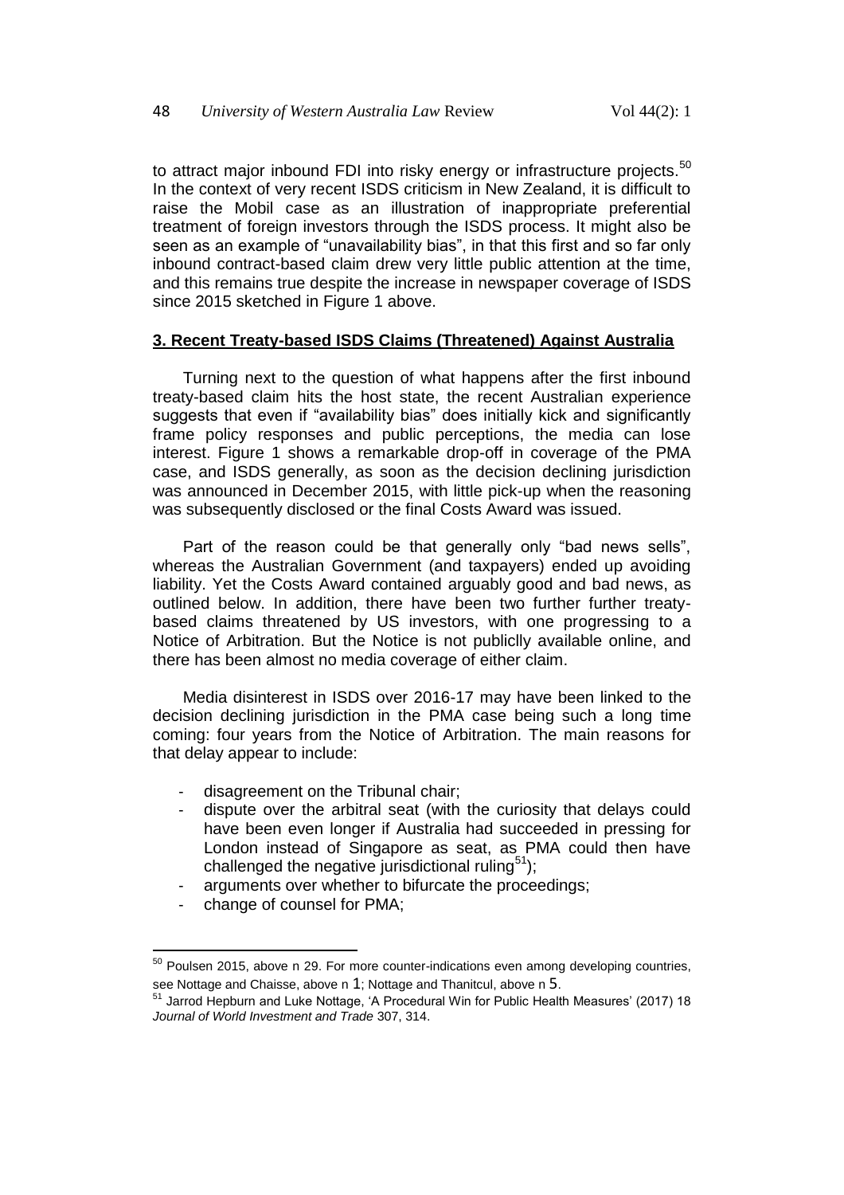to attract major inbound FDI into risky energy or infrastructure projects.[50] In the context of very recent ISDS criticism in New Zealand, it is difficult to raise the Mobil case as an illustration of inappropriate preferential treatment of foreign investors through the ISDS process. It might also be seen as an example of "unavailability bias", in that this first and so far only inbound contract-based claim drew very little public attention at the time, and this remains true despite the increase in newspaper coverage of ISDS since 2015 sketched in Figure 1 above.

## 3. Recent Treaty-based ISDS Claims (Threatened) Against Australia

Turning next to the question of what happens after the first inbound treaty-based claim hits the host state, the recent Australian experience suggests that even if "availability bias" does initially kick and significantly frame policy responses and public perceptions, the media can lose interest. Figure 1 shows a remarkable drop-off in coverage of the PMA case, and ISDS generally, as soon as the decision declining jurisdiction was announced in December 2015, with little pick-up when the reasoning was subsequently disclosed or the final Costs Award was issued.

Part of the reason could be that generally only "bad news sells", whereas the Australian Government (and taxpayers) ended up avoiding liability. Yet the Costs Award contained arguably good and bad news, as outlined below. In addition, there have been two further further treaty-based claims threatened by US investors, with one progressing to a Notice of Arbitration. But the Notice is not publiclly available online, and there has been almost no media coverage of either claim.

Media disinterest in ISDS over 2016-17 may have been linked to the decision declining jurisdiction in the PMA case being such a long time coming: four years from the Notice of Arbitration. The main reasons for that delay appear to include:

- disagreement on the Tribunal chair;
- dispute over the arbitral seat (with the curiosity that delays could have been even longer if Australia had succeeded in pressing for London instead of Singapore as seat, as PMA could then have challenged the negative jurisdictional ruling[51]);
- arguments over whether to bifurcate the proceedings;
- change of counsel for PMA;

[50] Poulsen 2015, above n 29. For more counter-indications even among developing countries, see Nottage and Chaisse, above n 1; Nottage and Thanitcul, above n 5.

[51] Jarrod Hepburn and Luke Nottage, 'A Procedural Win for Public Health Measures' (2017) 18 *Journal of World Investment and Trade* 307, 314.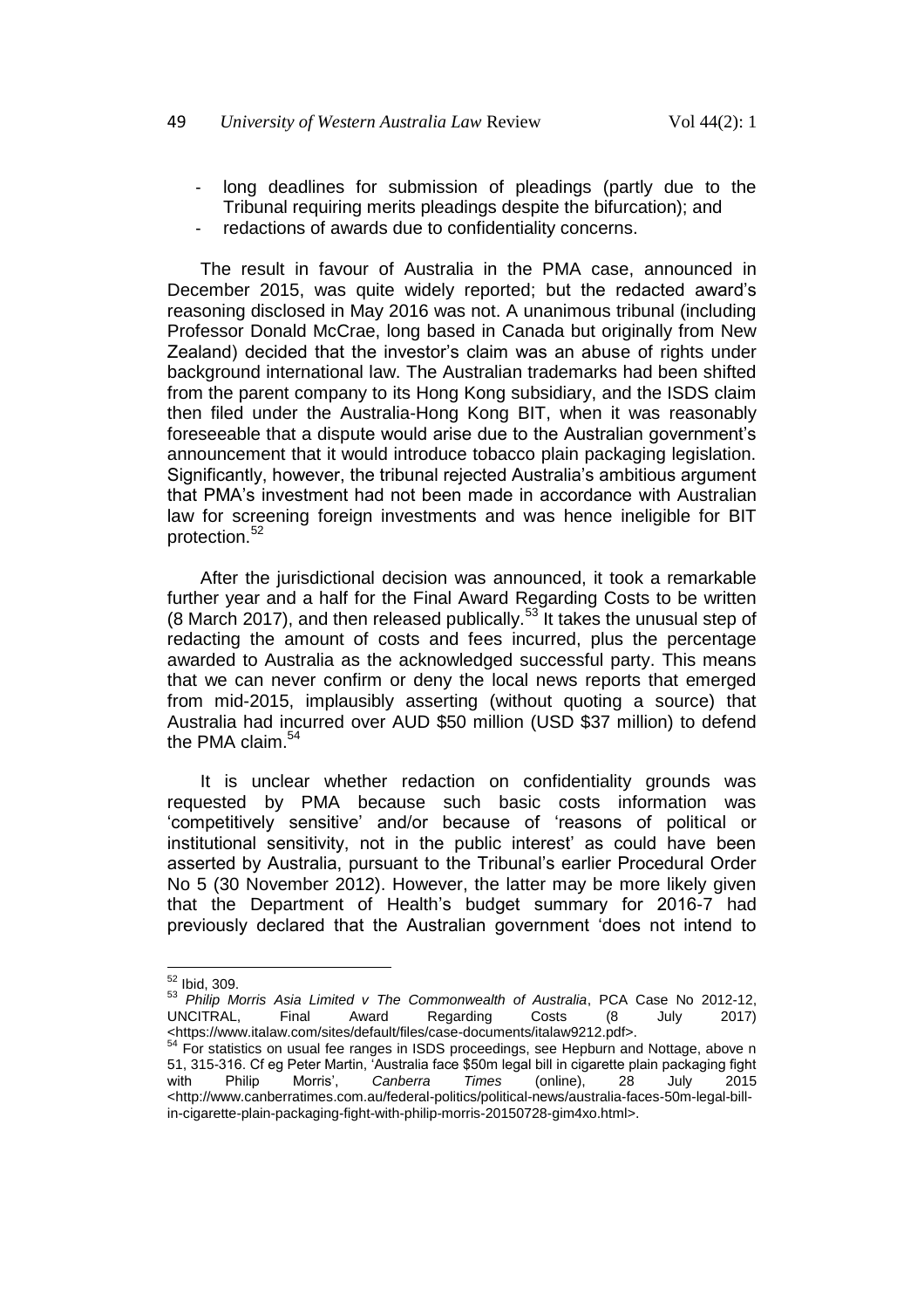- long deadlines for submission of pleadings (partly due to the Tribunal requiring merits pleadings despite the bifurcation); and
- redactions of awards due to confidentiality concerns.

The result in favour of Australia in the PMA case, announced in December 2015, was quite widely reported; but the redacted award's reasoning disclosed in May 2016 was not. A unanimous tribunal (including Professor Donald McCrae, long based in Canada but originally from New Zealand) decided that the investor's claim was an abuse of rights under background international law. The Australian trademarks had been shifted from the parent company to its Hong Kong subsidiary, and the ISDS claim then filed under the Australia-Hong Kong BIT, when it was reasonably foreseeable that a dispute would arise due to the Australian government's announcement that it would introduce tobacco plain packaging legislation. Significantly, however, the tribunal rejected Australia's ambitious argument that PMA's investment had not been made in accordance with Australian law for screening foreign investments and was hence ineligible for BIT protection.[52]

After the jurisdictional decision was announced, it took a remarkable further year and a half for the Final Award Regarding Costs to be written (8 March 2017), and then released publically.[53] It takes the unusual step of redacting the amount of costs and fees incurred, plus the percentage awarded to Australia as the acknowledged successful party. This means that we can never confirm or deny the local news reports that emerged from mid-2015, implausibly asserting (without quoting a source) that Australia had incurred over AUD $50 million (USD $37 million) to defend the PMA claim.[54]

It is unclear whether redaction on confidentiality grounds was requested by PMA because such basic costs information was 'competitively sensitive' and/or because of 'reasons of political or institutional sensitivity, not in the public interest' as could have been asserted by Australia, pursuant to the Tribunal's earlier Procedural Order No 5 (30 November 2012). However, the latter may be more likely given that the Department of Health's budget summary for 2016-7 had previously declared that the Australian government 'does not intend to

---

[52] Ibid, 309.

[53] *Philip Morris Asia Limited v The Commonwealth of Australia*, PCA Case No 2012-12, UNCITRAL, Final Award Regarding Costs (8 July 2017) <https://www.italaw.com/sites/default/files/case-documents/italaw9212.pdf>.

[54] For statistics on usual fee ranges in ISDS proceedings, see Hepburn and Nottage, above n 51, 315-316. Cf eg Peter Martin, 'Australia face $50m legal bill in cigarette plain packaging fight with Philip Morris', *Canberra Times* (online), 28 July 2015 <http://www.canberratimes.com.au/federal-politics/political-news/australia-faces-50m-legal-bill-in-cigarette-plain-packaging-fight-with-philip-morris-20150728-gim4xo.html>.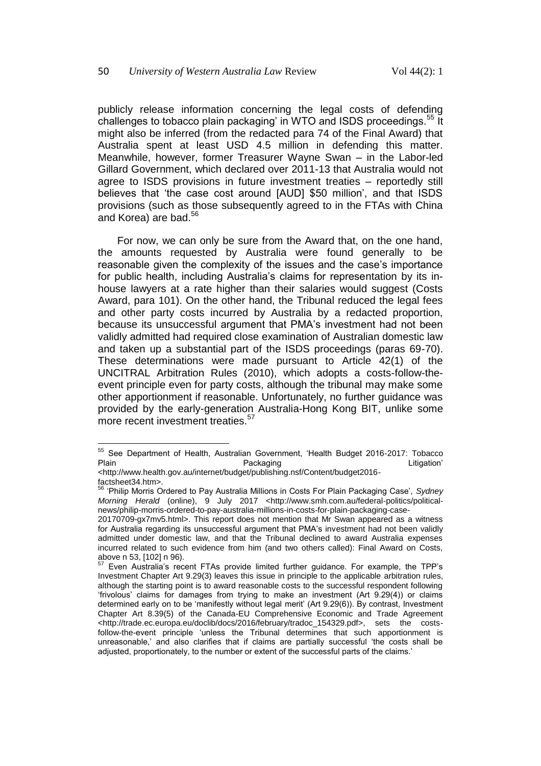publicly release information concerning the legal costs of defending challenges to tobacco plain packaging' in WTO and ISDS proceedings.[55] It might also be inferred (from the redacted para 74 of the Final Award) that Australia spent at least USD 4.5 million in defending this matter. Meanwhile, however, former Treasurer Wayne Swan – in the Labor-led Gillard Government, which declared over 2011-13 that Australia would not agree to ISDS provisions in future investment treaties – reportedly still believes that 'the case cost around [AUD] $50 million', and that ISDS provisions (such as those subsequently agreed to in the FTAs with China and Korea) are bad.[56]

For now, we can only be sure from the Award that, on the one hand, the amounts requested by Australia were found generally to be reasonable given the complexity of the issues and the case's importance for public health, including Australia's claims for representation by its in-house lawyers at a rate higher than their salaries would suggest (Costs Award, para 101). On the other hand, the Tribunal reduced the legal fees and other party costs incurred by Australia by a redacted proportion, because its unsuccessful argument that PMA's investment had not been validly admitted had required close examination of Australian domestic law and taken up a substantial part of the ISDS proceedings (paras 69-70). These determinations were made pursuant to Article 42(1) of the UNCITRAL Arbitration Rules (2010), which adopts a costs-follow-the-event principle even for party costs, although the tribunal may make some other apportionment if reasonable. Unfortunately, no further guidance was provided by the early-generation Australia-Hong Kong BIT, unlike some more recent investment treaties.[57]

---

[55] See Department of Health, Australian Government, 'Health Budget 2016-2017: Tobacco Plain Packaging Litigation' <http://www.health.gov.au/internet/budget/publishing.nsf/Content/budget2016-factsheet34.htm>.

[56] 'Philip Morris Ordered to Pay Australia Millions in Costs For Plain Packaging Case', *Sydney Morning Herald* (online), 9 July 2017 <http://www.smh.com.au/federal-politics/political-news/philip-morris-ordered-to-pay-australia-millions-in-costs-for-plain-packaging-case-20170709-gx7mv5.html>. This report does not mention that Mr Swan appeared as a witness for Australia regarding its unsuccessful argument that PMA's investment had not been validly admitted under domestic law, and that the Tribunal declined to award Australia expenses incurred related to such evidence from him (and two others called): Final Award on Costs, above n 53, [102] n 96).

[57] Even Australia's recent FTAs provide limited further guidance. For example, the TPP's Investment Chapter Art 9.29(3) leaves this issue in principle to the applicable arbitration rules, although the starting point is to award reasonable costs to the successful respondent following 'frivolous' claims for damages from trying to make an investment (Art 9.29(4)) or claims determined early on to be 'manifestly without legal merit' (Art 9.29(6)). By contrast, Investment Chapter Art 8.39(5) of the Canada-EU Comprehensive Economic and Trade Agreement <http://trade.ec.europa.eu/doclib/docs/2016/february/tradoc_154329.pdf>, sets the costs-follow-the-event principle 'unless the Tribunal determines that such apportionment is unreasonable,' and also clarifies that if claims are partially successful 'the costs shall be adjusted, proportionately, to the number or extent of the successful parts of the claims.'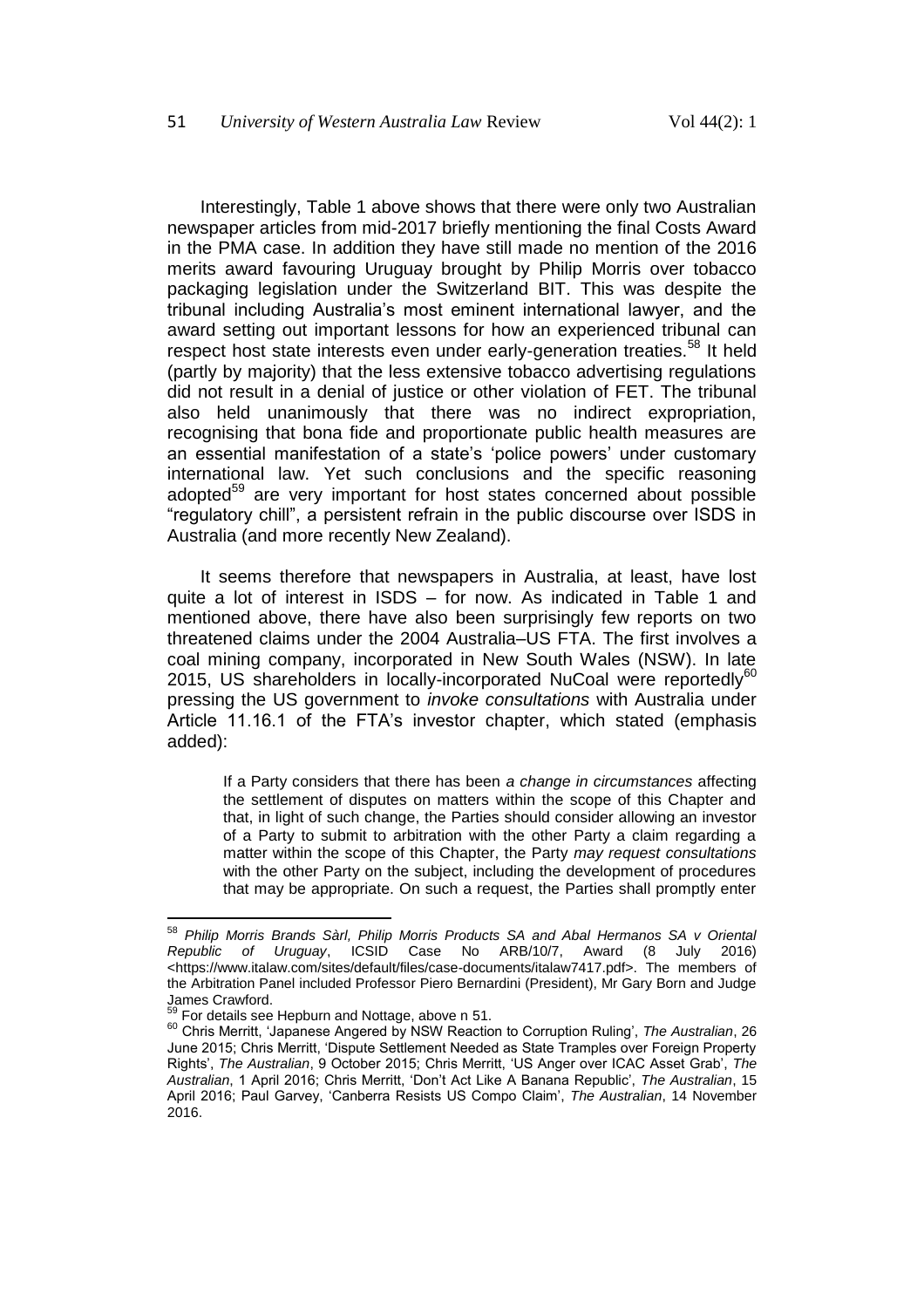Interestingly, Table 1 above shows that there were only two Australian newspaper articles from mid-2017 briefly mentioning the final Costs Award in the PMA case. In addition they have still made no mention of the 2016 merits award favouring Uruguay brought by Philip Morris over tobacco packaging legislation under the Switzerland BIT. This was despite the tribunal including Australia's most eminent international lawyer, and the award setting out important lessons for how an experienced tribunal can respect host state interests even under early-generation treaties.[58] It held (partly by majority) that the less extensive tobacco advertising regulations did not result in a denial of justice or other violation of FET. The tribunal also held unanimously that there was no indirect expropriation, recognising that bona fide and proportionate public health measures are an essential manifestation of a state's 'police powers' under customary international law. Yet such conclusions and the specific reasoning adopted[59] are very important for host states concerned about possible "regulatory chill", a persistent refrain in the public discourse over ISDS in Australia (and more recently New Zealand).

It seems therefore that newspapers in Australia, at least, have lost quite a lot of interest in ISDS – for now. As indicated in Table 1 and mentioned above, there have also been surprisingly few reports on two threatened claims under the 2004 Australia–US FTA. The first involves a coal mining company, incorporated in New South Wales (NSW). In late 2015, US shareholders in locally-incorporated NuCoal were reportedly[60] pressing the US government to *invoke consultations* with Australia under Article 11.16.1 of the FTA's investor chapter, which stated (emphasis added):

> If a Party considers that there has been *a change in circumstances* affecting the settlement of disputes on matters within the scope of this Chapter and that, in light of such change, the Parties should consider allowing an investor of a Party to submit to arbitration with the other Party a claim regarding a matter within the scope of this Chapter, the Party *may request consultations* with the other Party on the subject, including the development of procedures that may be appropriate. On such a request, the Parties shall promptly enter

---

[58] *Philip Morris Brands Sàrl, Philip Morris Products SA and Abal Hermanos SA v Oriental Republic of Uruguay*, ICSID Case No ARB/10/7, Award (8 July 2016) <https://www.italaw.com/sites/default/files/case-documents/italaw7417.pdf>. The members of the Arbitration Panel included Professor Piero Bernardini (President), Mr Gary Born and Judge James Crawford.

[59] For details see Hepburn and Nottage, above n 51.

[60] Chris Merritt, 'Japanese Angered by NSW Reaction to Corruption Ruling', *The Australian*, 26 June 2015; Chris Merritt, 'Dispute Settlement Needed as State Tramples over Foreign Property Rights', *The Australian*, 9 October 2015; Chris Merritt, 'US Anger over ICAC Asset Grab', *The Australian*, 1 April 2016; Chris Merritt, 'Don't Act Like A Banana Republic', *The Australian*, 15 April 2016; Paul Garvey, 'Canberra Resists US Compo Claim', *The Australian*, 14 November 2016.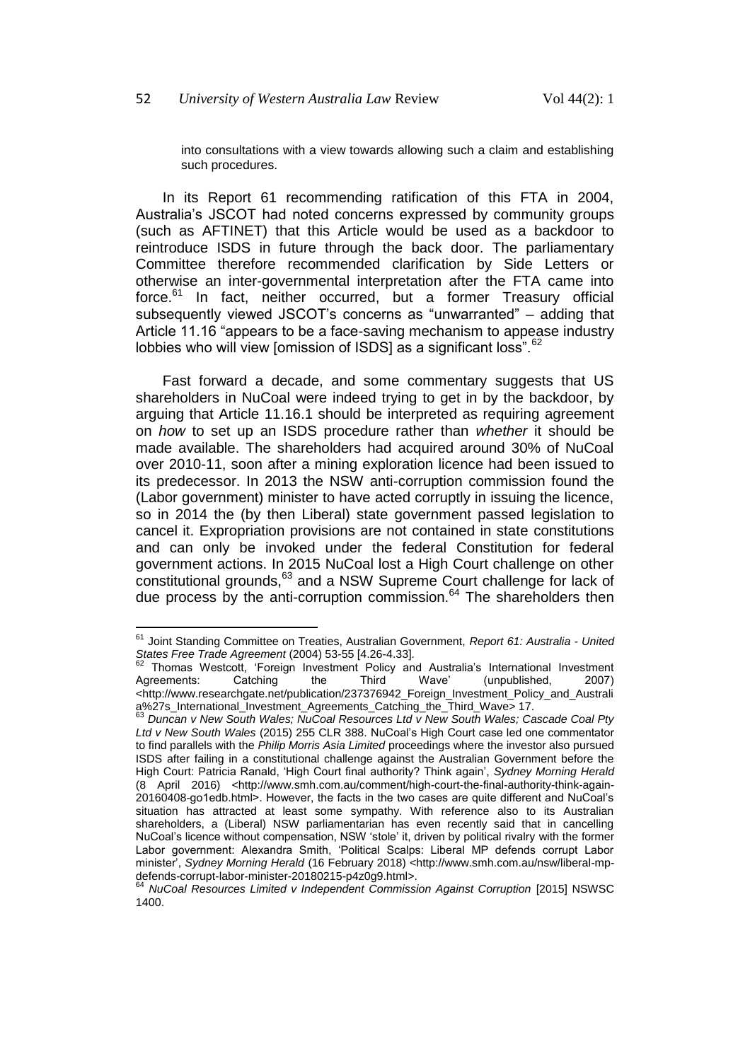> into consultations with a view towards allowing such a claim and establishing such procedures.

In its Report 61 recommending ratification of this FTA in 2004, Australia's JSCOT had noted concerns expressed by community groups (such as AFTINET) that this Article would be used as a backdoor to reintroduce ISDS in future through the back door. The parliamentary Committee therefore recommended clarification by Side Letters or otherwise an inter-governmental interpretation after the FTA came into force.[61] In fact, neither occurred, but a former Treasury official subsequently viewed JSCOT's concerns as "unwarranted" – adding that Article 11.16 "appears to be a face-saving mechanism to appease industry lobbies who will view [omission of ISDS] as a significant loss".[62]

Fast forward a decade, and some commentary suggests that US shareholders in NuCoal were indeed trying to get in by the backdoor, by arguing that Article 11.16.1 should be interpreted as requiring agreement on *how* to set up an ISDS procedure rather than *whether* it should be made available. The shareholders had acquired around 30% of NuCoal over 2010-11, soon after a mining exploration licence had been issued to its predecessor. In 2013 the NSW anti-corruption commission found the (Labor government) minister to have acted corruptly in issuing the licence, so in 2014 the (by then Liberal) state government passed legislation to cancel it. Expropriation provisions are not contained in state constitutions and can only be invoked under the federal Constitution for federal government actions. In 2015 NuCoal lost a High Court challenge on other constitutional grounds,[63] and a NSW Supreme Court challenge for lack of due process by the anti-corruption commission.[64] The shareholders then

---

[61] Joint Standing Committee on Treaties, Australian Government, *Report 61: Australia - United States Free Trade Agreement* (2004) 53-55 [4.26-4.33].

[62] Thomas Westcott, 'Foreign Investment Policy and Australia's International Investment Agreements: Catching the Third Wave' (unpublished, 2007) <http://www.researchgate.net/publication/237376942_Foreign_Investment_Policy_and_Australi a%27s_International_Investment_Agreements_Catching_the_Third_Wave> 17.

[63] *Duncan v New South Wales; NuCoal Resources Ltd v New South Wales; Cascade Coal Pty Ltd v New South Wales* (2015) 255 CLR 388. NuCoal's High Court case led one commentator to find parallels with the *Philip Morris Asia Limited* proceedings where the investor also pursued ISDS after failing in a constitutional challenge against the Australian Government before the High Court: Patricia Ranald, 'High Court final authority? Think again', *Sydney Morning Herald* (8 April 2016) <http://www.smh.com.au/comment/high-court-the-final-authority-think-again-20160408-go1edb.html>. However, the facts in the two cases are quite different and NuCoal's situation has attracted at least some sympathy. With reference also to its Australian shareholders, a (Liberal) NSW parliamentarian has even recently said that in cancelling NuCoal's licence without compensation, NSW 'stole' it, driven by political rivalry with the former Labor government: Alexandra Smith, 'Political Scalps: Liberal MP defends corrupt Labor minister', *Sydney Morning Herald* (16 February 2018) <http://www.smh.com.au/nsw/liberal-mp-defends-corrupt-labor-minister-20180215-p4z0g9.html>.

[64] *NuCoal Resources Limited v Independent Commission Against Corruption* [2015] NSWSC 1400.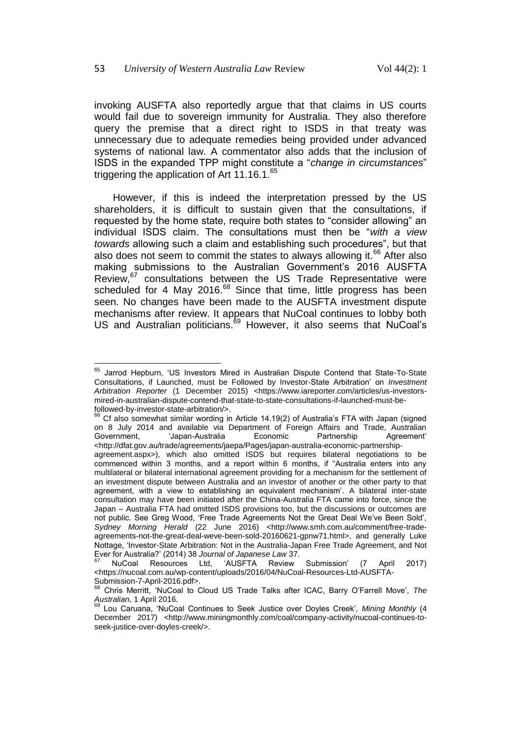invoking AUSFTA also reportedly argue that that claims in US courts would fail due to sovereign immunity for Australia. They also therefore query the premise that a direct right to ISDS in that treaty was unnecessary due to adequate remedies being provided under advanced systems of national law. A commentator also adds that the inclusion of ISDS in the expanded TPP might constitute a "*change in circumstances*" triggering the application of Art 11.16.1.[65]

However, if this is indeed the interpretation pressed by the US shareholders, it is difficult to sustain given that the consultations, if requested by the home state, require both states to "consider allowing" an individual ISDS claim. The consultations must then be "*with a view towards* allowing such a claim and establishing such procedures", but that also does not seem to commit the states to always allowing it.[66] After also making submissions to the Australian Government's 2016 AUSFTA Review,[67] consultations between the US Trade Representative were scheduled for 4 May 2016.[68] Since that time, little progress has been seen. No changes have been made to the AUSFTA investment dispute mechanisms after review. It appears that NuCoal continues to lobby both US and Australian politicians.[69] However, it also seems that NuCoal's

---

[65] Jarrod Hepburn, 'US Investors Mired in Australian Dispute Contend that State-To-State Consultations, if Launched, must be Followed by Investor-State Arbitration' on *Investment Arbitration Reporter* (1 December 2015) <https://www.iareporter.com/articles/us-investors-mired-in-australian-dispute-contend-that-state-to-state-consultations-if-launched-must-be-followed-by-investor-state-arbitration/>.

[66] Cf also somewhat similar wording in Article 14.19(2) of Australia's FTA with Japan (signed on 8 July 2014 and available via Department of Foreign Affairs and Trade, Australian Government, 'Japan-Australia Economic Partnership Agreement' <http://dfat.gov.au/trade/agreements/jaepa/Pages/japan-australia-economic-partnership-agreement.aspx>), which also omitted ISDS but requires bilateral negotiations to be commenced within 3 months, and a report within 6 months, if "Australia enters into any multilateral or bilateral international agreement providing for a mechanism for the settlement of an investment dispute between Australia and an investor of another or the other party to that agreement, with a view to establishing an equivalent mechanism'. A bilateral inter-state consultation may have been initiated after the China-Australia FTA came into force, since the Japan – Australia FTA had omitted ISDS provisions too, but the discussions or outcomes are not public. See Greg Wood, 'Free Trade Agreements Not the Great Deal We've Been Sold', *Sydney Morning Herald* (22 June 2016) <http://www.smh.com.au/comment/free-trade-agreements-not-the-great-deal-weve-been-sold-20160621-gpnw71.html>, and generally Luke Nottage, 'Investor-State Arbitration: Not in the Australia-Japan Free Trade Agreement, and Not Ever for Australia?' (2014) 38 *Journal of Japanese Law* 37.

[67] NuCoal Resources Ltd, 'AUSFTA Review Submission' (7 April 2017) <https://nucoal.com.au/wp-content/uploads/2016/04/NuCoal-Resources-Ltd-AUSFTA-Submission-7-April-2016.pdf>.

[68] Chris Merritt, 'NuCoal to Cloud US Trade Talks after ICAC, Barry O'Farrell Move', *The Australian*, 1 April 2016.

[69] Lou Caruana, 'NuCoal Continues to Seek Justice over Doyles Creek', *Mining Monthly* (4 December 2017) <http://www.miningmonthly.com/coal/company-activity/nucoal-continues-to-seek-justice-over-doyles-creek/>.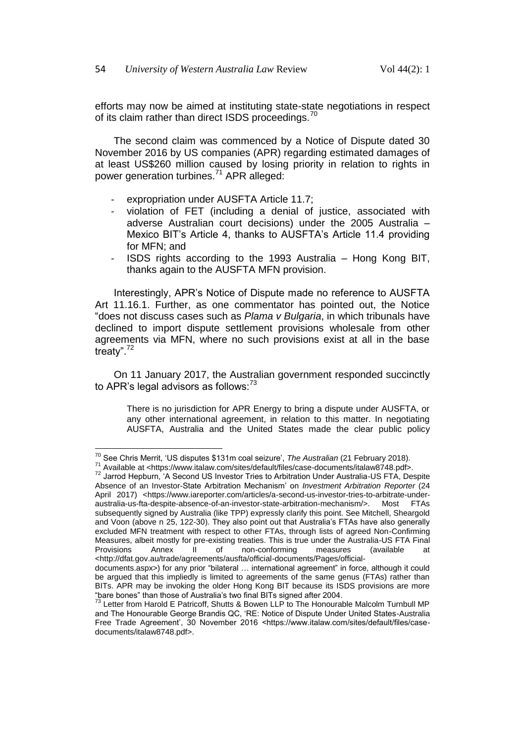efforts may now be aimed at instituting state-state negotiations in respect of its claim rather than direct ISDS proceedings.[70]

The second claim was commenced by a Notice of Dispute dated 30 November 2016 by US companies (APR) regarding estimated damages of at least US$260 million caused by losing priority in relation to rights in power generation turbines.[71] APR alleged:

- expropriation under AUSFTA Article 11.7;
- violation of FET (including a denial of justice, associated with adverse Australian court decisions) under the 2005 Australia – Mexico BIT's Article 4, thanks to AUSFTA's Article 11.4 providing for MFN; and
- ISDS rights according to the 1993 Australia – Hong Kong BIT, thanks again to the AUSFTA MFN provision.

Interestingly, APR's Notice of Dispute made no reference to AUSFTA Art 11.16.1. Further, as one commentator has pointed out, the Notice "does not discuss cases such as *Plama v Bulgaria*, in which tribunals have declined to import dispute settlement provisions wholesale from other agreements via MFN, where no such provisions exist at all in the base treaty".[72]

On 11 January 2017, the Australian government responded succinctly to APR's legal advisors as follows:[73]

> There is no jurisdiction for APR Energy to bring a dispute under AUSFTA, or any other international agreement, in relation to this matter. In negotiating AUSFTA, Australia and the United States made the clear public policy

---

[70] See Chris Merrit, 'US disputes $131m coal seizure', *The Australian* (21 February 2018).

[71] Available at <https://www.italaw.com/sites/default/files/case-documents/italaw8748.pdf>.

[72] Jarrod Hepburn, 'A Second US Investor Tries to Arbitration Under Australia-US FTA, Despite Absence of an Investor-State Arbitration Mechanism' on *Investment Arbitration Reporter* (24 April 2017) <https://www.iareporter.com/articles/a-second-us-investor-tries-to-arbitrate-under-australia-us-fta-despite-absence-of-an-investor-state-arbitration-mechanism/>. Most FTAs subsequently signed by Australia (like TPP) expressly clarify this point. See Mitchell, Sheargold and Voon (above n 25, 122-30). They also point out that Australia's FTAs have also generally excluded MFN treatment with respect to other FTAs, through lists of agreed Non-Confirming Measures, albeit mostly for pre-existing treaties. This is true under the Australia-US FTA Final Provisions Annex II of non-conforming measures (available at <http://dfat.gov.au/trade/agreements/ausfta/official-documents/Pages/official-documents.aspx>) for any prior "bilateral … international agreement" in force, although it could be argued that this impliedly is limited to agreements of the same genus (FTAs) rather than BITs. APR may be invoking the older Hong Kong BIT because its ISDS provisions are more "bare bones" than those of Australia's two final BITs signed after 2004.

[73] Letter from Harold E Patricoff, Shutts & Bowen LLP to The Honourable Malcolm Turnbull MP and The Honourable George Brandis QC, 'RE: Notice of Dispute Under United States-Australia Free Trade Agreement', 30 November 2016 <https://www.italaw.com/sites/default/files/case-documents/italaw8748.pdf>.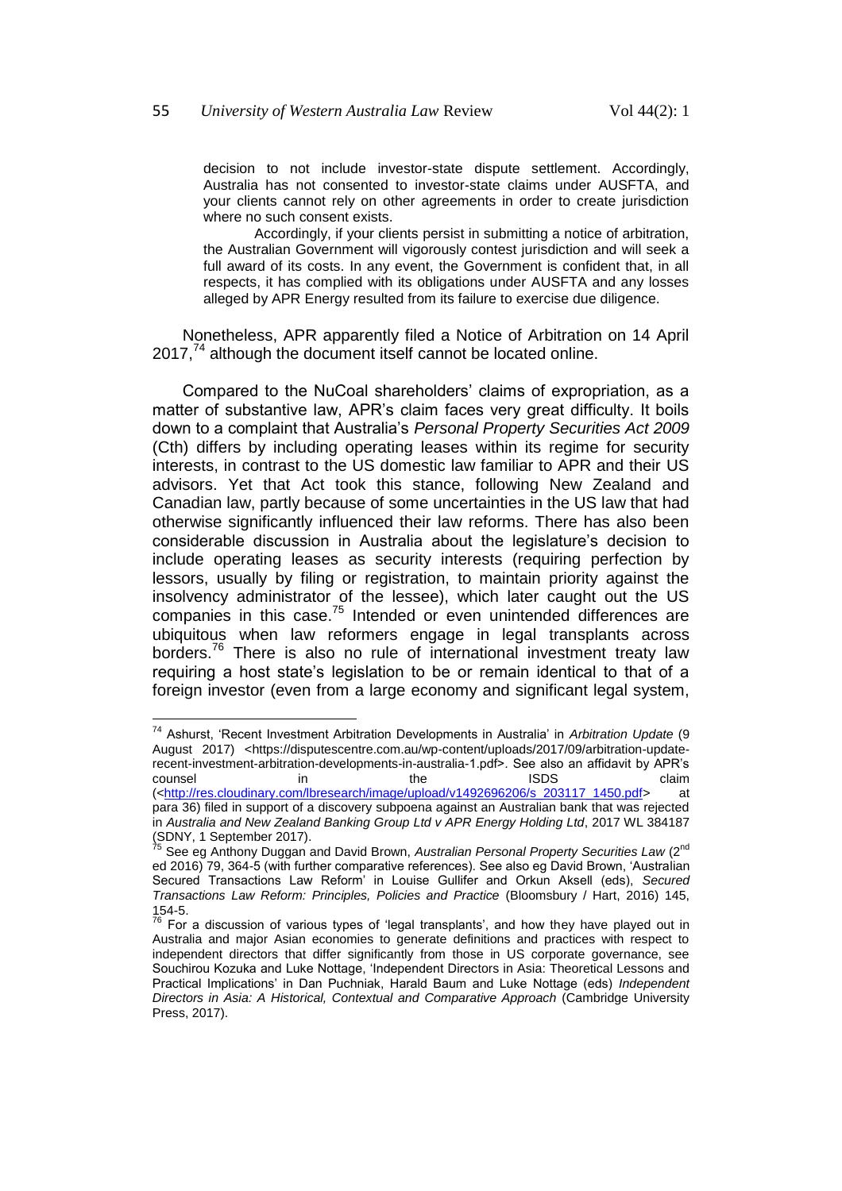> decision to not include investor-state dispute settlement. Accordingly, Australia has not consented to investor-state claims under AUSFTA, and your clients cannot rely on other agreements in order to create jurisdiction where no such consent exists.
>
> Accordingly, if your clients persist in submitting a notice of arbitration, the Australian Government will vigorously contest jurisdiction and will seek a full award of its costs. In any event, the Government is confident that, in all respects, it has complied with its obligations under AUSFTA and any losses alleged by APR Energy resulted from its failure to exercise due diligence.

Nonetheless, APR apparently filed a Notice of Arbitration on 14 April 2017,[74] although the document itself cannot be located online.

Compared to the NuCoal shareholders' claims of expropriation, as a matter of substantive law, APR's claim faces very great difficulty. It boils down to a complaint that Australia's *Personal Property Securities Act 2009* (Cth) differs by including operating leases within its regime for security interests, in contrast to the US domestic law familiar to APR and their US advisors. Yet that Act took this stance, following New Zealand and Canadian law, partly because of some uncertainties in the US law that had otherwise significantly influenced their law reforms. There has also been considerable discussion in Australia about the legislature's decision to include operating leases as security interests (requiring perfection by lessors, usually by filing or registration, to maintain priority against the insolvency administrator of the lessee), which later caught out the US companies in this case.[75] Intended or even unintended differences are ubiquitous when law reformers engage in legal transplants across borders.[76] There is also no rule of international investment treaty law requiring a host state's legislation to be or remain identical to that of a foreign investor (even from a large economy and significant legal system,

---

[74] Ashurst, 'Recent Investment Arbitration Developments in Australia' in *Arbitration Update* (9 August 2017) <https://disputescentre.com.au/wp-content/uploads/2017/09/arbitration-update-recent-investment-arbitration-developments-in-australia-1.pdf>. See also an affidavit by APR's counsel in the ISDS claim (<http://res.cloudinary.com/lbresearch/image/upload/v1492696206/s_203117_1450.pdf> at para 36) filed in support of a discovery subpoena against an Australian bank that was rejected in *Australia and New Zealand Banking Group Ltd v APR Energy Holding Ltd*, 2017 WL 384187 (SDNY, 1 September 2017).

[75] See eg Anthony Duggan and David Brown, *Australian Personal Property Securities Law* (2nd ed 2016) 79, 364-5 (with further comparative references). See also eg David Brown, 'Australian Secured Transactions Law Reform' in Louise Gullifer and Orkun Aksell (eds), *Secured Transactions Law Reform: Principles, Policies and Practice* (Bloomsbury / Hart, 2016) 145, 154-5.

[76] For a discussion of various types of 'legal transplants', and how they have played out in Australia and major Asian economies to generate definitions and practices with respect to independent directors that differ significantly from those in US corporate governance, see Souchirou Kozuka and Luke Nottage, 'Independent Directors in Asia: Theoretical Lessons and Practical Implications' in Dan Puchniak, Harald Baum and Luke Nottage (eds) *Independent Directors in Asia: A Historical, Contextual and Comparative Approach* (Cambridge University Press, 2017).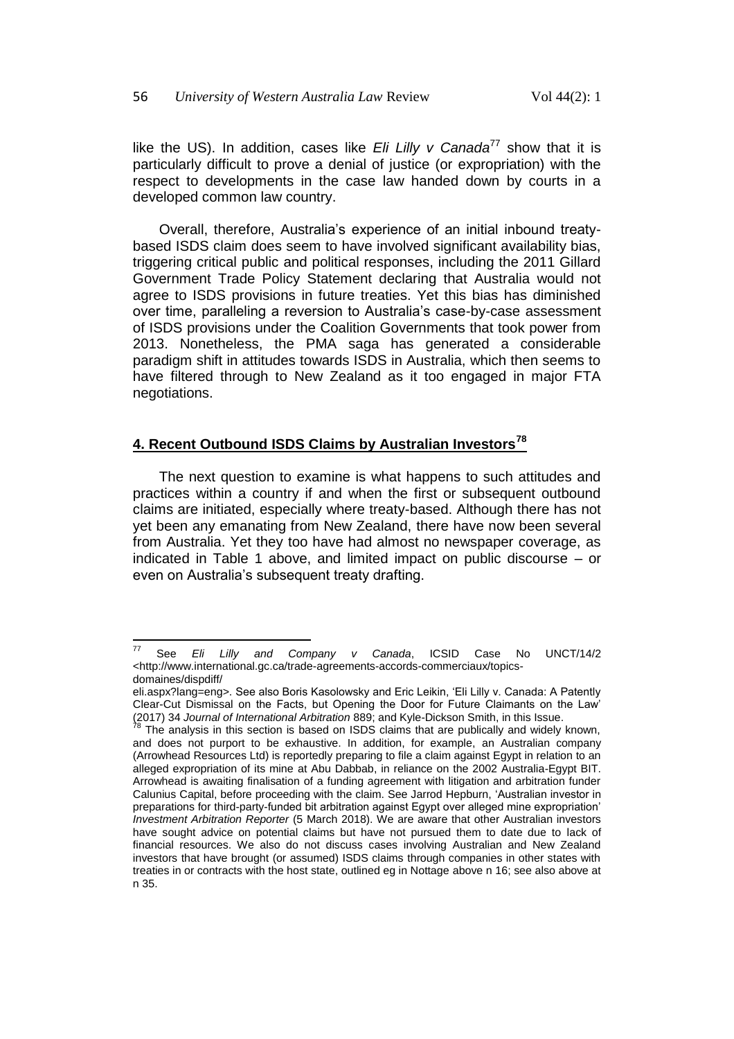like the US). In addition, cases like *Eli Lilly v Canada*[77] show that it is particularly difficult to prove a denial of justice (or expropriation) with the respect to developments in the case law handed down by courts in a developed common law country.

Overall, therefore, Australia's experience of an initial inbound treaty-based ISDS claim does seem to have involved significant availability bias, triggering critical public and political responses, including the 2011 Gillard Government Trade Policy Statement declaring that Australia would not agree to ISDS provisions in future treaties. Yet this bias has diminished over time, paralleling a reversion to Australia's case-by-case assessment of ISDS provisions under the Coalition Governments that took power from 2013. Nonetheless, the PMA saga has generated a considerable paradigm shift in attitudes towards ISDS in Australia, which then seems to have filtered through to New Zealand as it too engaged in major FTA negotiations.

## 4. Recent Outbound ISDS Claims by Australian Investors[78]

The next question to examine is what happens to such attitudes and practices within a country if and when the first or subsequent outbound claims are initiated, especially where treaty-based. Although there has not yet been any emanating from New Zealand, there have now been several from Australia. Yet they too have had almost no newspaper coverage, as indicated in Table 1 above, and limited impact on public discourse – or even on Australia's subsequent treaty drafting.

---

[77] See *Eli Lilly and Company v Canada*, ICSID Case No UNCT/14/2 <http://www.international.gc.ca/trade-agreements-accords-commerciaux/topics-domaines/dispdiff/eli.aspx?lang=eng>. See also Boris Kasolowsky and Eric Leikin, 'Eli Lilly v. Canada: A Patently Clear-Cut Dismissal on the Facts, but Opening the Door for Future Claimants on the Law' (2017) 34 *Journal of International Arbitration* 889; and Kyle-Dickson Smith, in this Issue.

[78] The analysis in this section is based on ISDS claims that are publically and widely known, and does not purport to be exhaustive. In addition, for example, an Australian company (Arrowhead Resources Ltd) is reportedly preparing to file a claim against Egypt in relation to an alleged expropriation of its mine at Abu Dabbab, in reliance on the 2002 Australia-Egypt BIT. Arrowhead is awaiting finalisation of a funding agreement with litigation and arbitration funder Calunius Capital, before proceeding with the claim. See Jarrod Hepburn, 'Australian investor in preparations for third-party-funded bit arbitration against Egypt over alleged mine expropriation' *Investment Arbitration Reporter* (5 March 2018). We are aware that other Australian investors have sought advice on potential claims but have not pursued them to date due to lack of financial resources. We also do not discuss cases involving Australian and New Zealand investors that have brought (or assumed) ISDS claims through companies in other states with treaties in or contracts with the host state, outlined eg in Nottage above n 16; see also above at n 35.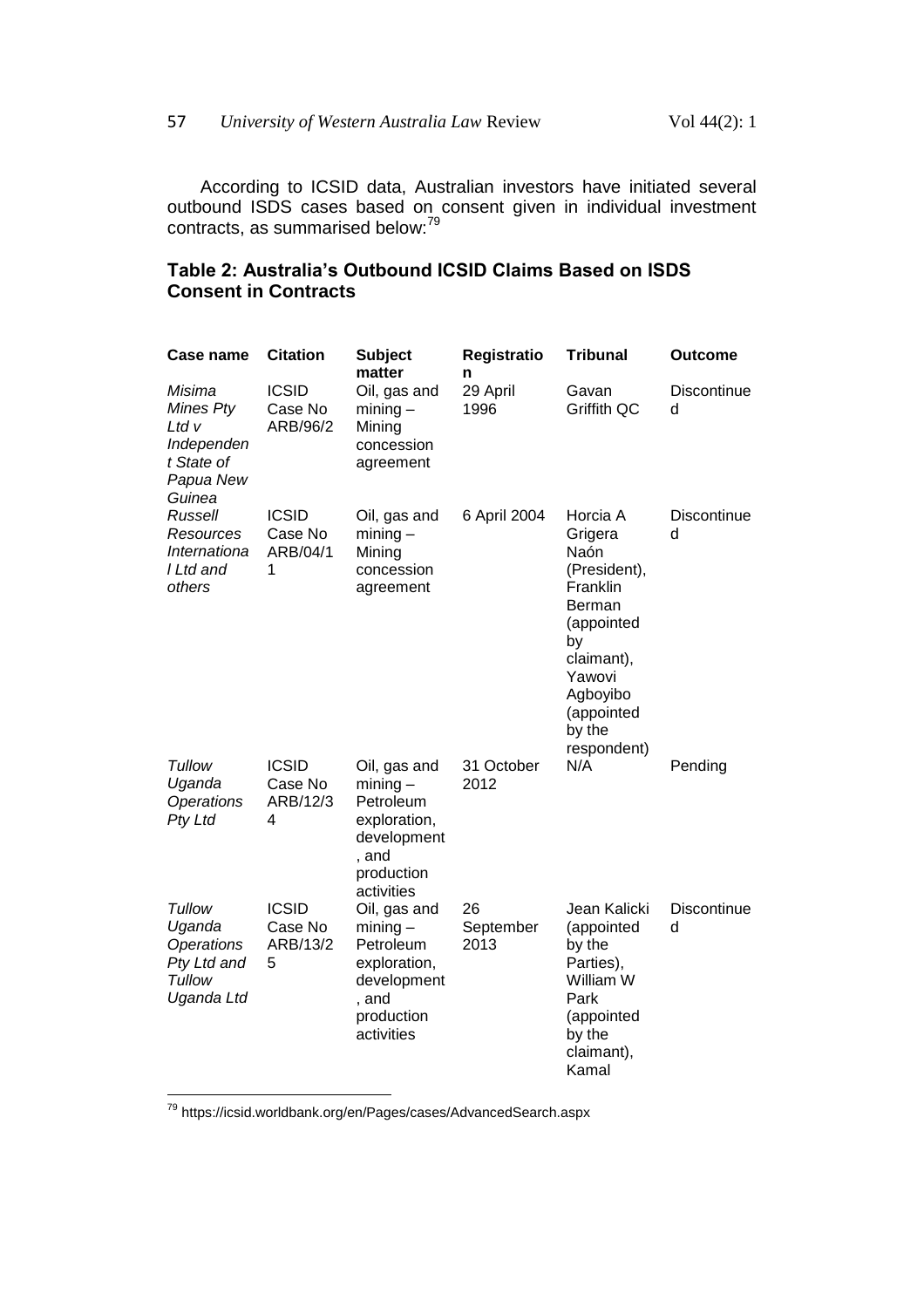According to ICSID data, Australian investors have initiated several outbound ISDS cases based on consent given in individual investment contracts, as summarised below:[79]

### Table 2: Australia's Outbound ICSID Claims Based on ISDS Consent in Contracts

| Case name | Citation | Subject matter | Registration | Tribunal | Outcome |
|---|---|---|---|---|---|
| *Misima Mines Pty Ltd v Independent State of Papua New Guinea* | ICSID Case No ARB/96/2 | Oil, gas and mining – Mining concession agreement | 29 April 1996 | Gavan Griffith QC | Discontinued |
| *Russell Resources International Ltd and others* | ICSID Case No ARB/04/1 | Oil, gas and mining – Mining concession agreement | 6 April 2004 | Horcia A Grigera Naón (President), Franklin Berman (appointed by claimant), Yawovi Agboyibo (appointed by the respondent) | Discontinued |
| *Tullow Uganda Operations Pty Ltd* | ICSID Case No ARB/12/34 | Oil, gas and mining – Petroleum exploration, development, and production activities | 31 October 2012 | N/A | Pending |
| *Tullow Uganda Operations Pty Ltd and Tullow Uganda Ltd* | ICSID Case No ARB/13/25 | Oil, gas and mining – Petroleum exploration, development, and production activities | 26 September 2013 | Jean Kalicki (appointed by the Parties), William W Park (appointed by the claimant), Kamal | Discontinued |

[79] https://icsid.worldbank.org/en/Pages/cases/AdvancedSearch.aspx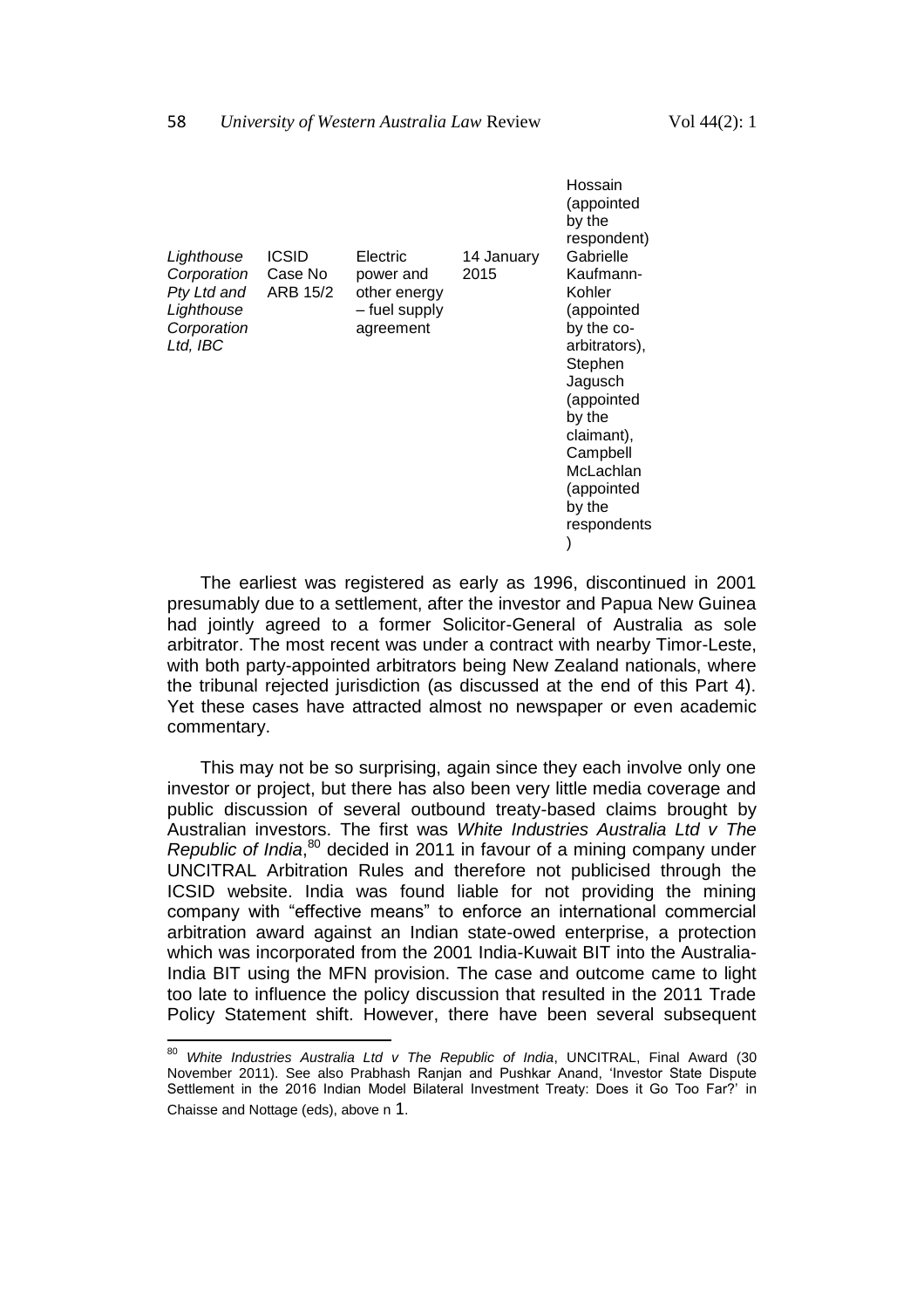| | | | | Hossain (appointed by the respondent) |
|---|---|---|---|---|
| *Lighthouse Corporation Pty Ltd and Lighthouse Corporation Ltd, IBC* | ICSID Case No ARB 15/2 | Electric power and other energy – fuel supply agreement | 14 January 2015 | Gabrielle Kaufmann-Kohler (appointed by the co-arbitrators), Stephen Jagusch (appointed by the claimant), Campbell McLachlan (appointed by the respondents) |

The earliest was registered as early as 1996, discontinued in 2001 presumably due to a settlement, after the investor and Papua New Guinea had jointly agreed to a former Solicitor-General of Australia as sole arbitrator. The most recent was under a contract with nearby Timor-Leste, with both party-appointed arbitrators being New Zealand nationals, where the tribunal rejected jurisdiction (as discussed at the end of this Part 4). Yet these cases have attracted almost no newspaper or even academic commentary.

This may not be so surprising, again since they each involve only one investor or project, but there has also been very little media coverage and public discussion of several outbound treaty-based claims brought by Australian investors. The first was *White Industries Australia Ltd v The Republic of India*,[80] decided in 2011 in favour of a mining company under UNCITRAL Arbitration Rules and therefore not publicised through the ICSID website. India was found liable for not providing the mining company with "effective means" to enforce an international commercial arbitration award against an Indian state-owed enterprise, a protection which was incorporated from the 2001 India-Kuwait BIT into the Australia-India BIT using the MFN provision. The case and outcome came to light too late to influence the policy discussion that resulted in the 2011 Trade Policy Statement shift. However, there have been several subsequent

[80] *White Industries Australia Ltd v The Republic of India*, UNCITRAL, Final Award (30 November 2011). See also Prabhash Ranjan and Pushkar Anand, 'Investor State Dispute Settlement in the 2016 Indian Model Bilateral Investment Treaty: Does it Go Too Far?' in Chaisse and Nottage (eds), above n 1.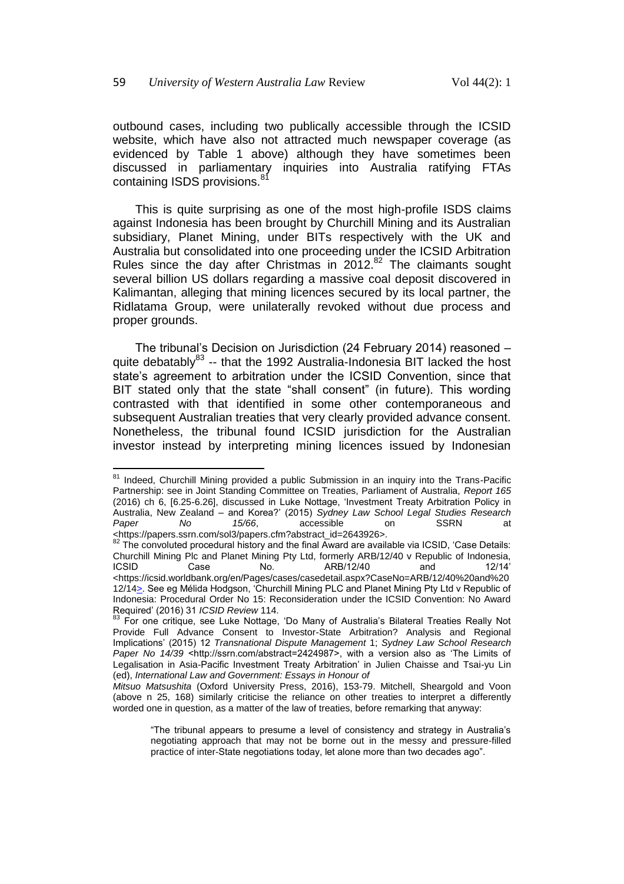outbound cases, including two publically accessible through the ICSID website, which have also not attracted much newspaper coverage (as evidenced by Table 1 above) although they have sometimes been discussed in parliamentary inquiries into Australia ratifying FTAs containing ISDS provisions.[81]

This is quite surprising as one of the most high-profile ISDS claims against Indonesia has been brought by Churchill Mining and its Australian subsidiary, Planet Mining, under BITs respectively with the UK and Australia but consolidated into one proceeding under the ICSID Arbitration Rules since the day after Christmas in 2012.[82] The claimants sought several billion US dollars regarding a massive coal deposit discovered in Kalimantan, alleging that mining licences secured by its local partner, the Ridlatama Group, were unilaterally revoked without due process and proper grounds.

The tribunal's Decision on Jurisdiction (24 February 2014) reasoned – quite debatably[83] -- that the 1992 Australia-Indonesia BIT lacked the host state's agreement to arbitration under the ICSID Convention, since that BIT stated only that the state "shall consent" (in future). This wording contrasted with that identified in some other contemporaneous and subsequent Australian treaties that very clearly provided advance consent. Nonetheless, the tribunal found ICSID jurisdiction for the Australian investor instead by interpreting mining licences issued by Indonesian

---

[81] Indeed, Churchill Mining provided a public Submission in an inquiry into the Trans-Pacific Partnership: see in Joint Standing Committee on Treaties, Parliament of Australia, *Report 165* (2016) ch 6, [6.25-6.26], discussed in Luke Nottage, 'Investment Treaty Arbitration Policy in Australia, New Zealand – and Korea?' (2015) *Sydney Law School Legal Studies Research Paper No 15/66*, accessible on SSRN at <https://papers.ssrn.com/sol3/papers.cfm?abstract_id=2643926>.

[82] The convoluted procedural history and the final Award are available via ICSID, 'Case Details: Churchill Mining Plc and Planet Mining Pty Ltd, formerly ARB/12/40 v Republic of Indonesia, ICSID Case No. ARB/12/40 and 12/14' <https://icsid.worldbank.org/en/Pages/cases/casedetail.aspx?CaseNo=ARB/12/40%20and%2012/14>. See eg Mélida Hodgson, 'Churchill Mining PLC and Planet Mining Pty Ltd v Republic of Indonesia: Procedural Order No 15: Reconsideration under the ICSID Convention: No Award Required' (2016) 31 *ICSID Review* 114.

[83] For one critique, see Luke Nottage, 'Do Many of Australia's Bilateral Treaties Really Not Provide Full Advance Consent to Investor-State Arbitration? Analysis and Regional Implications' (2015) 12 *Transnational Dispute Management* 1; *Sydney Law School Research Paper No 14/39* <http://ssrn.com/abstract=2424987>, with a version also as 'The Limits of Legalisation in Asia-Pacific Investment Treaty Arbitration' in Julien Chaisse and Tsai-yu Lin (ed), *International Law and Government: Essays in Honour of Mitsuo Matsushita* (Oxford University Press, 2016), 153-79. Mitchell, Sheargold and Voon (above n 25, 168) similarly criticise the reliance on other treaties to interpret a differently worded one in question, as a matter of the law of treaties, before remarking that anyway:

> "The tribunal appears to presume a level of consistency and strategy in Australia's negotiating approach that may not be borne out in the messy and pressure-filled practice of inter-State negotiations today, let alone more than two decades ago".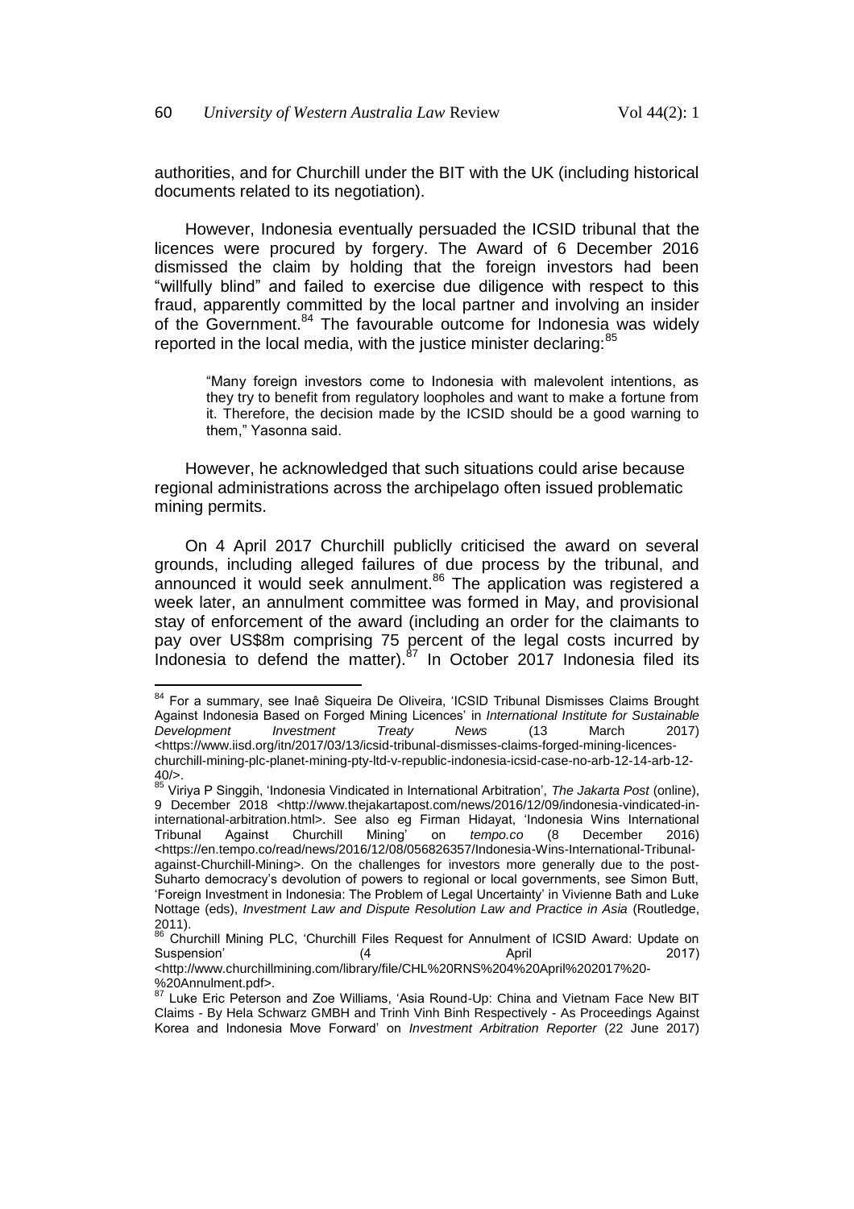authorities, and for Churchill under the BIT with the UK (including historical documents related to its negotiation).

However, Indonesia eventually persuaded the ICSID tribunal that the licences were procured by forgery. The Award of 6 December 2016 dismissed the claim by holding that the foreign investors had been "willfully blind" and failed to exercise due diligence with respect to this fraud, apparently committed by the local partner and involving an insider of the Government.[84] The favourable outcome for Indonesia was widely reported in the local media, with the justice minister declaring:[85]

> "Many foreign investors come to Indonesia with malevolent intentions, as they try to benefit from regulatory loopholes and want to make a fortune from it. Therefore, the decision made by the ICSID should be a good warning to them," Yasonna said.

However, he acknowledged that such situations could arise because regional administrations across the archipelago often issued problematic mining permits.

On 4 April 2017 Churchill publiclly criticised the award on several grounds, including alleged failures of due process by the tribunal, and announced it would seek annulment.[86] The application was registered a week later, an annulment committee was formed in May, and provisional stay of enforcement of the award (including an order for the claimants to pay over US$8m comprising 75 percent of the legal costs incurred by Indonesia to defend the matter).[87] In October 2017 Indonesia filed its

---

[84] For a summary, see Inaê Siqueira De Oliveira, 'ICSID Tribunal Dismisses Claims Brought Against Indonesia Based on Forged Mining Licences' in *International Institute for Sustainable Development Investment Treaty News* (13 March 2017) <https://www.iisd.org/itn/2017/03/13/icsid-tribunal-dismisses-claims-forged-mining-licences-churchill-mining-plc-planet-mining-pty-ltd-v-republic-indonesia-icsid-case-no-arb-12-14-arb-12-40/>.

[85] Viriya P Singgih, 'Indonesia Vindicated in International Arbitration', *The Jakarta Post* (online), 9 December 2018 <http://www.thejakartapost.com/news/2016/12/09/indonesia-vindicated-in-international-arbitration.html>. See also eg Firman Hidayat, 'Indonesia Wins International Tribunal Against Churchill Mining' on *tempo.co* (8 December 2016) <https://en.tempo.co/read/news/2016/12/08/056826357/Indonesia-Wins-International-Tribunal-against-Churchill-Mining>. On the challenges for investors more generally due to the post-Suharto democracy's devolution of powers to regional or local governments, see Simon Butt, 'Foreign Investment in Indonesia: The Problem of Legal Uncertainty' in Vivienne Bath and Luke Nottage (eds), *Investment Law and Dispute Resolution Law and Practice in Asia* (Routledge, 2011).

[86] Churchill Mining PLC, 'Churchill Files Request for Annulment of ICSID Award: Update on Suspension' (4 April 2017) <http://www.churchillmining.com/library/file/CHL%20RNS%204%20April%202017%20-%20Annulment.pdf>.

[87] Luke Eric Peterson and Zoe Williams, 'Asia Round-Up: China and Vietnam Face New BIT Claims - By Hela Schwarz GMBH and Trinh Vinh Binh Respectively - As Proceedings Against Korea and Indonesia Move Forward' on *Investment Arbitration Reporter* (22 June 2017)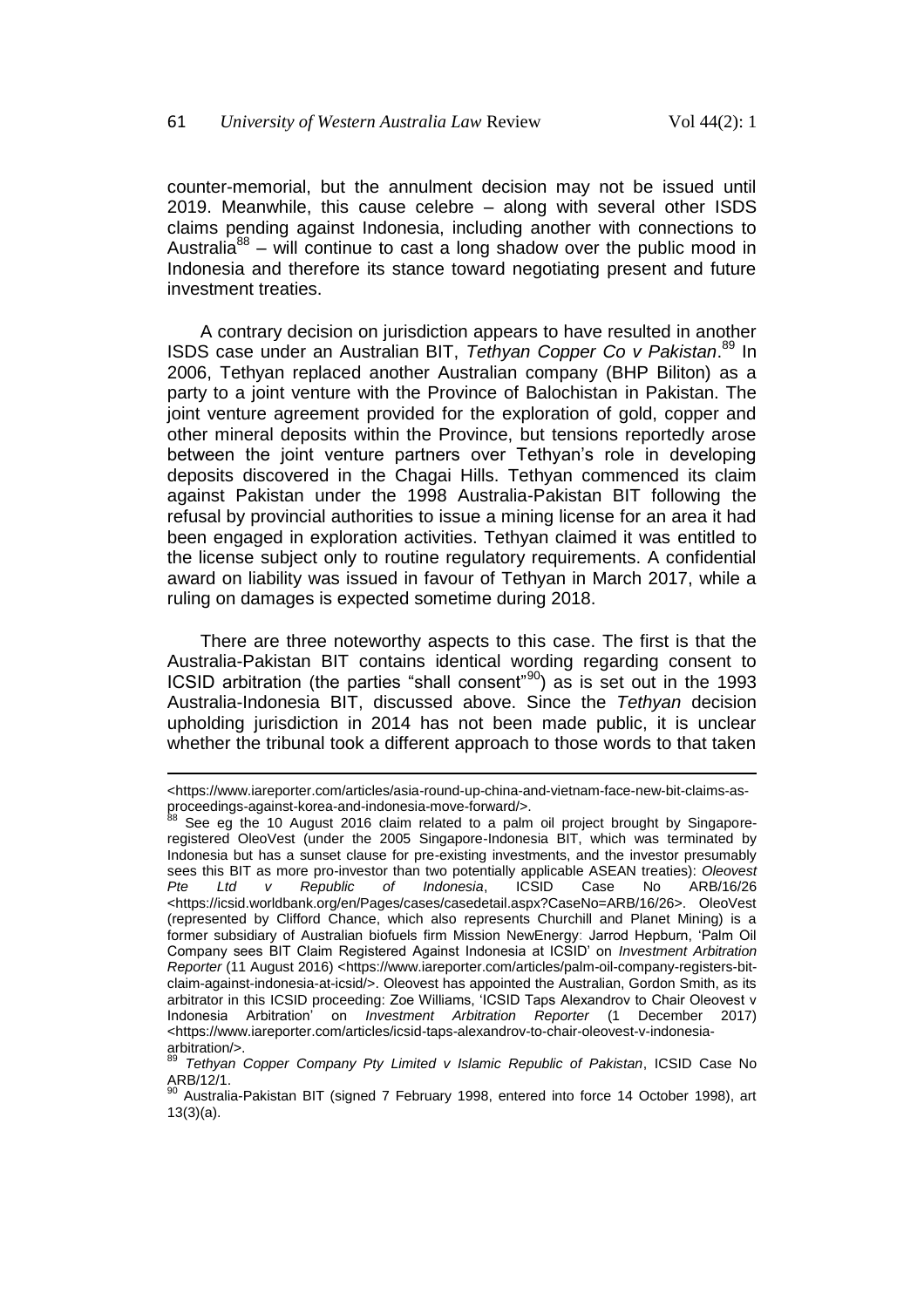counter-memorial, but the annulment decision may not be issued until 2019. Meanwhile, this cause celebre – along with several other ISDS claims pending against Indonesia, including another with connections to Australia[88] – will continue to cast a long shadow over the public mood in Indonesia and therefore its stance toward negotiating present and future investment treaties.

A contrary decision on jurisdiction appears to have resulted in another ISDS case under an Australian BIT, *Tethyan Copper Co v Pakistan*.[89] In 2006, Tethyan replaced another Australian company (BHP Biliton) as a party to a joint venture with the Province of Balochistan in Pakistan. The joint venture agreement provided for the exploration of gold, copper and other mineral deposits within the Province, but tensions reportedly arose between the joint venture partners over Tethyan's role in developing deposits discovered in the Chagai Hills. Tethyan commenced its claim against Pakistan under the 1998 Australia-Pakistan BIT following the refusal by provincial authorities to issue a mining license for an area it had been engaged in exploration activities. Tethyan claimed it was entitled to the license subject only to routine regulatory requirements. A confidential award on liability was issued in favour of Tethyan in March 2017, while a ruling on damages is expected sometime during 2018.

There are three noteworthy aspects to this case. The first is that the Australia-Pakistan BIT contains identical wording regarding consent to ICSID arbitration (the parties "shall consent"[90]) as is set out in the 1993 Australia-Indonesia BIT, discussed above. Since the *Tethyan* decision upholding jurisdiction in 2014 has not been made public, it is unclear whether the tribunal took a different approach to those words to that taken

---

<https://www.iareporter.com/articles/asia-round-up-china-and-vietnam-face-new-bit-claims-as-proceedings-against-korea-and-indonesia-move-forward/>.

[88] See eg the 10 August 2016 claim related to a palm oil project brought by Singapore-registered OleoVest (under the 2005 Singapore-Indonesia BIT, which was terminated by Indonesia but has a sunset clause for pre-existing investments, and the investor presumably sees this BIT as more pro-investor than two potentially applicable ASEAN treaties): *Oleovest Pte Ltd v Republic of Indonesia*, ICSID Case No ARB/16/26 <https://icsid.worldbank.org/en/Pages/cases/casedetail.aspx?CaseNo=ARB/16/26>. OleoVest (represented by Clifford Chance, which also represents Churchill and Planet Mining) is a former subsidiary of Australian biofuels firm Mission NewEnergy: Jarrod Hepburn, 'Palm Oil Company sees BIT Claim Registered Against Indonesia at ICSID' on *Investment Arbitration Reporter* (11 August 2016) <https://www.iareporter.com/articles/palm-oil-company-registers-bit-claim-against-indonesia-at-icsid/>. Oleovest has appointed the Australian, Gordon Smith, as its arbitrator in this ICSID proceeding: Zoe Williams, 'ICSID Taps Alexandrov to Chair Oleovest v Indonesia Arbitration' on *Investment Arbitration Reporter* (1 December 2017) <https://www.iareporter.com/articles/icsid-taps-alexandrov-to-chair-oleovest-v-indonesia-arbitration/>.

[89] *Tethyan Copper Company Pty Limited v Islamic Republic of Pakistan*, ICSID Case No ARB/12/1.

[90] Australia-Pakistan BIT (signed 7 February 1998, entered into force 14 October 1998), art 13(3)(a).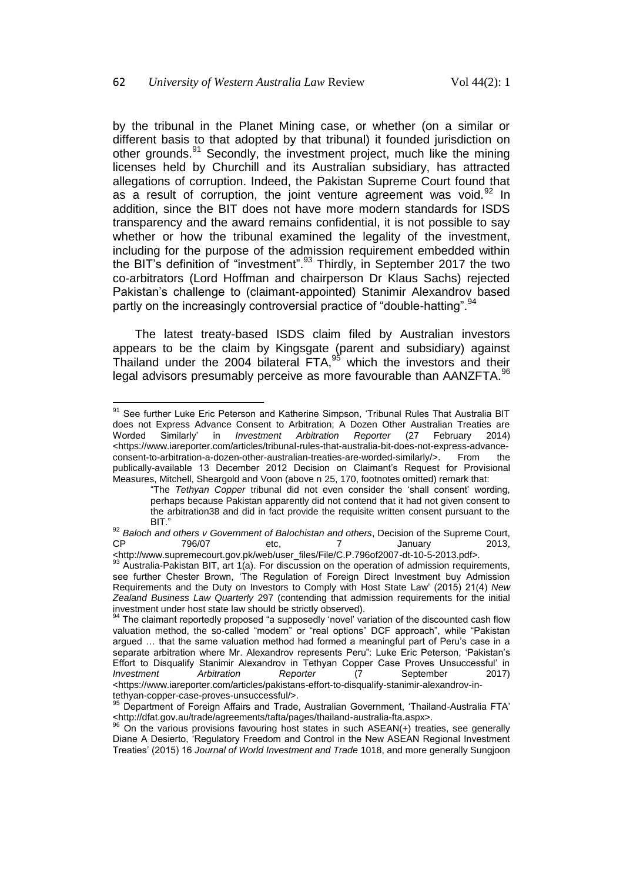by the tribunal in the Planet Mining case, or whether (on a similar or different basis to that adopted by that tribunal) it founded jurisdiction on other grounds.[91] Secondly, the investment project, much like the mining licenses held by Churchill and its Australian subsidiary, has attracted allegations of corruption. Indeed, the Pakistan Supreme Court found that as a result of corruption, the joint venture agreement was void.[92] In addition, since the BIT does not have more modern standards for ISDS transparency and the award remains confidential, it is not possible to say whether or how the tribunal examined the legality of the investment, including for the purpose of the admission requirement embedded within the BIT's definition of "investment".[93] Thirdly, in September 2017 the two co-arbitrators (Lord Hoffman and chairperson Dr Klaus Sachs) rejected Pakistan's challenge to (claimant-appointed) Stanimir Alexandrov based partly on the increasingly controversial practice of "double-hatting".[94]

The latest treaty-based ISDS claim filed by Australian investors appears to be the claim by Kingsgate (parent and subsidiary) against Thailand under the 2004 bilateral FTA,[95] which the investors and their legal advisors presumably perceive as more favourable than AANZFTA.[96]

---

[91] See further Luke Eric Peterson and Katherine Simpson, 'Tribunal Rules That Australia BIT does not Express Advance Consent to Arbitration; A Dozen Other Australian Treaties are Worded Similarly' in *Investment Arbitration Reporter* (27 February 2014) <https://www.iareporter.com/articles/tribunal-rules-that-australia-bit-does-not-express-advance-consent-to-arbitration-a-dozen-other-australian-treaties-are-worded-similarly/>. From the publically-available 13 December 2012 Decision on Claimant's Request for Provisional Measures, Mitchell, Sheargold and Voon (above n 25, 170, footnotes omitted) remark that:

> "The *Tethyan Copper* tribunal did not even consider the 'shall consent' wording, perhaps because Pakistan apparently did not contend that it had not given consent to the arbitration38 and did in fact provide the requisite written consent pursuant to the BIT."

[92] *Baloch and others v Government of Balochistan and others*, Decision of the Supreme Court, CP 796/07 etc, 7 January 2013, <http://www.supremecourt.gov.pk/web/user_files/File/C.P.796of2007-dt-10-5-2013.pdf>.

[93] Australia-Pakistan BIT, art 1(a). For discussion on the operation of admission requirements, see further Chester Brown, 'The Regulation of Foreign Direct Investment buy Admission Requirements and the Duty on Investors to Comply with Host State Law' (2015) 21(4) *New Zealand Business Law Quarterly* 297 (contending that admission requirements for the initial investment under host state law should be strictly observed).

[94] The claimant reportedly proposed "a supposedly 'novel' variation of the discounted cash flow valuation method, the so-called "modern" or "real options" DCF approach", while "Pakistan argued … that the same valuation method had formed a meaningful part of Peru's case in a separate arbitration where Mr. Alexandrov represents Peru": Luke Eric Peterson, 'Pakistan's Effort to Disqualify Stanimir Alexandrov in Tethyan Copper Case Proves Unsuccessful' in *Investment Arbitration Reporter* (7 September 2017) <https://www.iareporter.com/articles/pakistans-effort-to-disqualify-stanimir-alexandrov-in-tethyan-copper-case-proves-unsuccessful/>.

[95] Department of Foreign Affairs and Trade, Australian Government, 'Thailand-Australia FTA' <http://dfat.gov.au/trade/agreements/tafta/pages/thailand-australia-fta.aspx>.

[96] On the various provisions favouring host states in such ASEAN(+) treaties, see generally Diane A Desierto, 'Regulatory Freedom and Control in the New ASEAN Regional Investment Treaties' (2015) 16 *Journal of World Investment and Trade* 1018, and more generally Sungjoon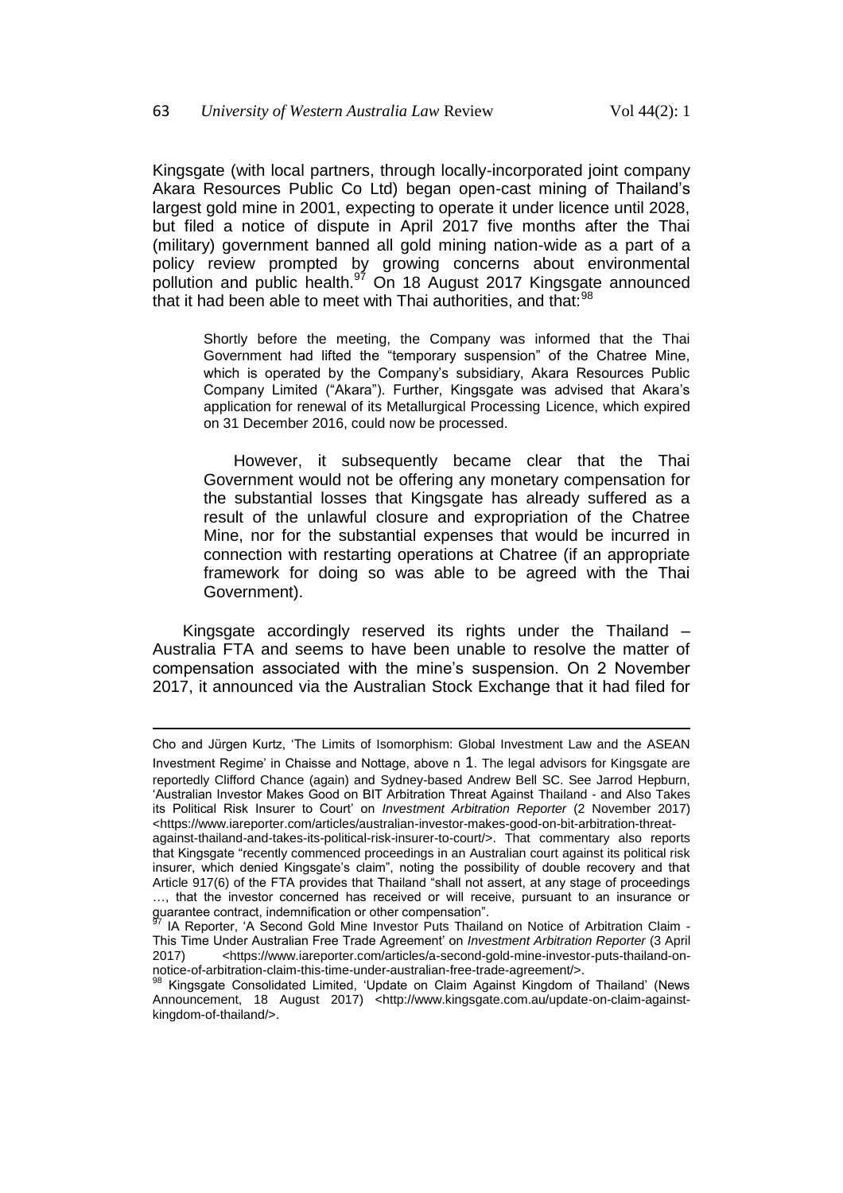Kingsgate (with local partners, through locally-incorporated joint company Akara Resources Public Co Ltd) began open-cast mining of Thailand's largest gold mine in 2001, expecting to operate it under licence until 2028, but filed a notice of dispute in April 2017 five months after the Thai (military) government banned all gold mining nation-wide as a part of a policy review prompted by growing concerns about environmental pollution and public health.[97] On 18 August 2017 Kingsgate announced that it had been able to meet with Thai authorities, and that:[98]

> Shortly before the meeting, the Company was informed that the Thai Government had lifted the "temporary suspension" of the Chatree Mine, which is operated by the Company's subsidiary, Akara Resources Public Company Limited ("Akara"). Further, Kingsgate was advised that Akara's application for renewal of its Metallurgical Processing Licence, which expired on 31 December 2016, could now be processed.
>
> However, it subsequently became clear that the Thai Government would not be offering any monetary compensation for the substantial losses that Kingsgate has already suffered as a result of the unlawful closure and expropriation of the Chatree Mine, nor for the substantial expenses that would be incurred in connection with restarting operations at Chatree (if an appropriate framework for doing so was able to be agreed with the Thai Government).

Kingsgate accordingly reserved its rights under the Thailand – Australia FTA and seems to have been unable to resolve the matter of compensation associated with the mine's suspension. On 2 November 2017, it announced via the Australian Stock Exchange that it had filed for

---

Cho and Jürgen Kurtz, 'The Limits of Isomorphism: Global Investment Law and the ASEAN Investment Regime' in Chaisse and Nottage, above n 1. The legal advisors for Kingsgate are reportedly Clifford Chance (again) and Sydney-based Andrew Bell SC. See Jarrod Hepburn, 'Australian Investor Makes Good on BIT Arbitration Threat Against Thailand - and Also Takes its Political Risk Insurer to Court' on *Investment Arbitration Reporter* (2 November 2017) <https://www.iareporter.com/articles/australian-investor-makes-good-on-bit-arbitration-threat-against-thailand-and-takes-its-political-risk-insurer-to-court/>. That commentary also reports that Kingsgate "recently commenced proceedings in an Australian court against its political risk insurer, which denied Kingsgate's claim", noting the possibility of double recovery and that Article 917(6) of the FTA provides that Thailand "shall not assert, at any stage of proceedings …, that the investor concerned has received or will receive, pursuant to an insurance or guarantee contract, indemnification or other compensation".

[97] IA Reporter, 'A Second Gold Mine Investor Puts Thailand on Notice of Arbitration Claim - This Time Under Australian Free Trade Agreement' on *Investment Arbitration Reporter* (3 April 2017) <https://www.iareporter.com/articles/a-second-gold-mine-investor-puts-thailand-on-notice-of-arbitration-claim-this-time-under-australian-free-trade-agreement/>.

[98] Kingsgate Consolidated Limited, 'Update on Claim Against Kingdom of Thailand' (News Announcement, 18 August 2017) <http://www.kingsgate.com.au/update-on-claim-against-kingdom-of-thailand/>.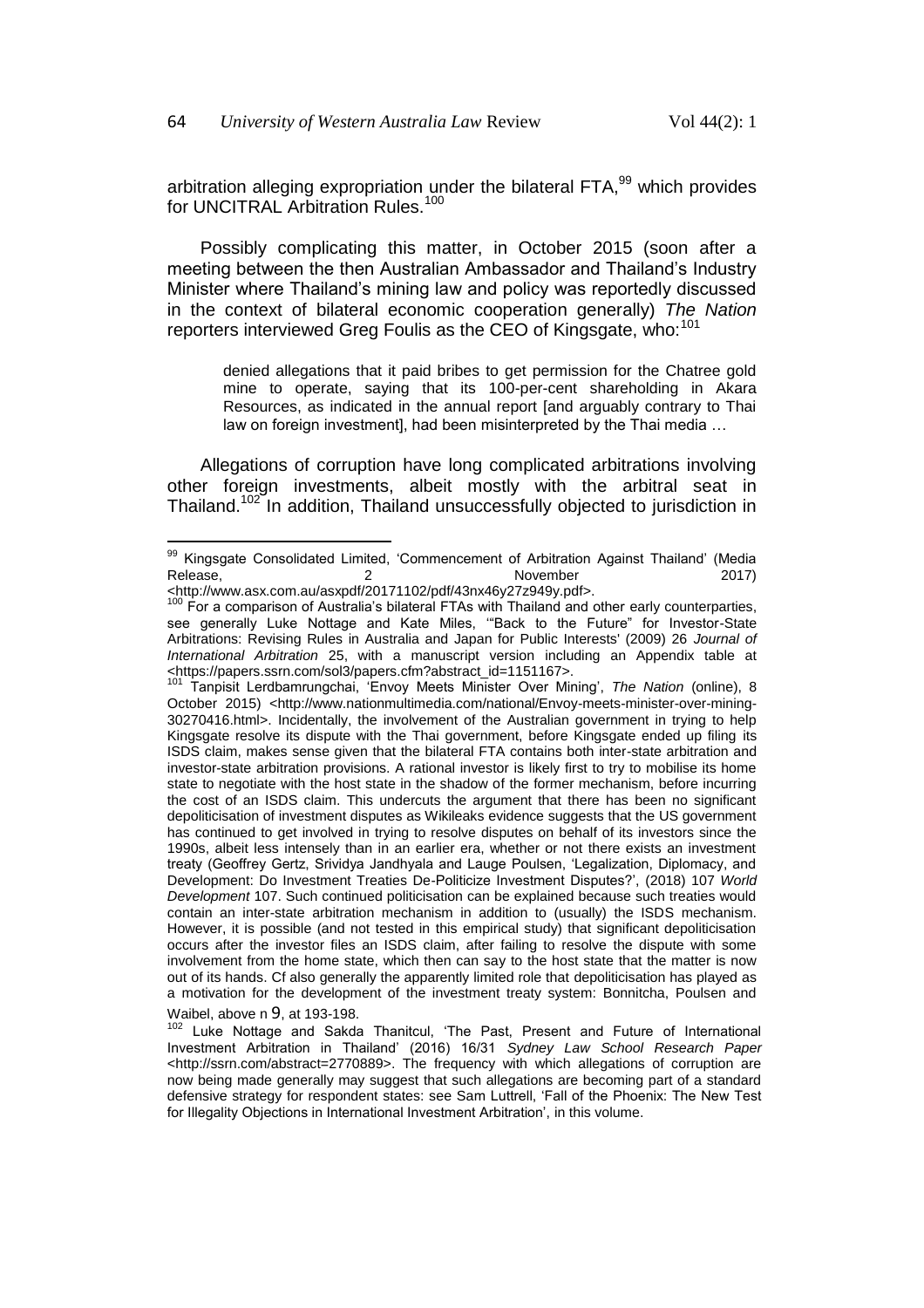arbitration alleging expropriation under the bilateral FTA,[99] which provides for UNCITRAL Arbitration Rules.[100]

Possibly complicating this matter, in October 2015 (soon after a meeting between the then Australian Ambassador and Thailand's Industry Minister where Thailand's mining law and policy was reportedly discussed in the context of bilateral economic cooperation generally) *The Nation* reporters interviewed Greg Foulis as the CEO of Kingsgate, who:[101]

> denied allegations that it paid bribes to get permission for the Chatree gold mine to operate, saying that its 100-per-cent shareholding in Akara Resources, as indicated in the annual report [and arguably contrary to Thai law on foreign investment], had been misinterpreted by the Thai media …

Allegations of corruption have long complicated arbitrations involving other foreign investments, albeit mostly with the arbitral seat in Thailand.[102] In addition, Thailand unsuccessfully objected to jurisdiction in

---

[99] Kingsgate Consolidated Limited, 'Commencement of Arbitration Against Thailand' (Media Release, 2 November 2017) <http://www.asx.com.au/asxpdf/20171102/pdf/43nx46y27z949y.pdf>.

[100] For a comparison of Australia's bilateral FTAs with Thailand and other early counterparties, see generally Luke Nottage and Kate Miles, '"Back to the Future" for Investor-State Arbitrations: Revising Rules in Australia and Japan for Public Interests' (2009) 26 *Journal of International Arbitration* 25, with a manuscript version including an Appendix table at <https://papers.ssrn.com/sol3/papers.cfm?abstract_id=1151167>.

[101] Tanpisit Lerdbamrungchai, 'Envoy Meets Minister Over Mining', *The Nation* (online), 8 October 2015) <http://www.nationmultimedia.com/national/Envoy-meets-minister-over-mining-30270416.html>. Incidentally, the involvement of the Australian government in trying to help Kingsgate resolve its dispute with the Thai government, before Kingsgate ended up filing its ISDS claim, makes sense given that the bilateral FTA contains both inter-state arbitration and investor-state arbitration provisions. A rational investor is likely first to try to mobilise its home state to negotiate with the host state in the shadow of the former mechanism, before incurring the cost of an ISDS claim. This undercuts the argument that there has been no significant depoliticisation of investment disputes as Wikileaks evidence suggests that the US government has continued to get involved in trying to resolve disputes on behalf of its investors since the 1990s, albeit less intensely than in an earlier era, whether or not there exists an investment treaty (Geoffrey Gertz, Srividya Jandhyala and Lauge Poulsen, 'Legalization, Diplomacy, and Development: Do Investment Treaties De-Politicize Investment Disputes?', (2018) 107 *World Development* 107. Such continued politicisation can be explained because such treaties would contain an inter-state arbitration mechanism in addition to (usually) the ISDS mechanism. However, it is possible (and not tested in this empirical study) that significant depoliticisation occurs after the investor files an ISDS claim, after failing to resolve the dispute with some involvement from the home state, which then can say to the host state that the matter is now out of its hands. Cf also generally the apparently limited role that depoliticisation has played as a motivation for the development of the investment treaty system: Bonnitcha, Poulsen and Waibel, above n 9, at 193-198.

[102] Luke Nottage and Sakda Thanitcul, 'The Past, Present and Future of International Investment Arbitration in Thailand' (2016) 16/31 *Sydney Law School Research Paper* <http://ssrn.com/abstract=2770889>. The frequency with which allegations of corruption are now being made generally may suggest that such allegations are becoming part of a standard defensive strategy for respondent states: see Sam Luttrell, 'Fall of the Phoenix: The New Test for Illegality Objections in International Investment Arbitration', in this volume.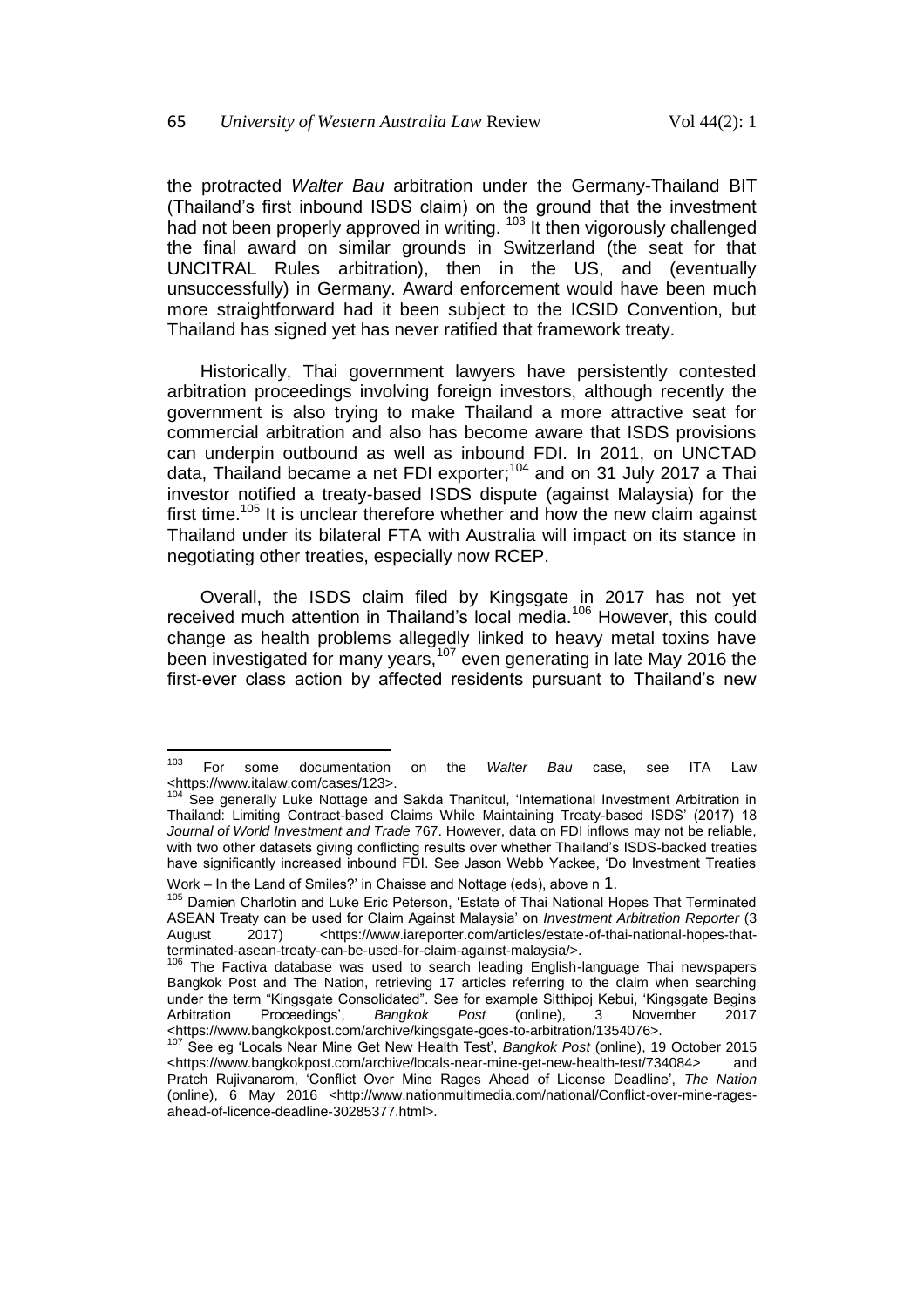the protracted *Walter Bau* arbitration under the Germany-Thailand BIT (Thailand's first inbound ISDS claim) on the ground that the investment had not been properly approved in writing. [103] It then vigorously challenged the final award on similar grounds in Switzerland (the seat for that UNCITRAL Rules arbitration), then in the US, and (eventually unsuccessfully) in Germany. Award enforcement would have been much more straightforward had it been subject to the ICSID Convention, but Thailand has signed yet has never ratified that framework treaty.

Historically, Thai government lawyers have persistently contested arbitration proceedings involving foreign investors, although recently the government is also trying to make Thailand a more attractive seat for commercial arbitration and also has become aware that ISDS provisions can underpin outbound as well as inbound FDI. In 2011, on UNCTAD data, Thailand became a net FDI exporter;[104] and on 31 July 2017 a Thai investor notified a treaty-based ISDS dispute (against Malaysia) for the first time.[105] It is unclear therefore whether and how the new claim against Thailand under its bilateral FTA with Australia will impact on its stance in negotiating other treaties, especially now RCEP.

Overall, the ISDS claim filed by Kingsgate in 2017 has not yet received much attention in Thailand's local media.[106] However, this could change as health problems allegedly linked to heavy metal toxins have been investigated for many years,[107] even generating in late May 2016 the first-ever class action by affected residents pursuant to Thailand's new

---

[103] For some documentation on the *Walter Bau* case, see ITA Law <https://www.italaw.com/cases/123>.

[104] See generally Luke Nottage and Sakda Thanitcul, 'International Investment Arbitration in Thailand: Limiting Contract-based Claims While Maintaining Treaty-based ISDS' (2017) 18 *Journal of World Investment and Trade* 767. However, data on FDI inflows may not be reliable, with two other datasets giving conflicting results over whether Thailand's ISDS-backed treaties have significantly increased inbound FDI. See Jason Webb Yackee, 'Do Investment Treaties Work – In the Land of Smiles?' in Chaisse and Nottage (eds), above n 1.

[105] Damien Charlotin and Luke Eric Peterson, 'Estate of Thai National Hopes That Terminated ASEAN Treaty can be used for Claim Against Malaysia' on *Investment Arbitration Reporter* (3 August 2017) <https://www.iareporter.com/articles/estate-of-thai-national-hopes-that-terminated-asean-treaty-can-be-used-for-claim-against-malaysia/>.

[106] The Factiva database was used to search leading English-language Thai newspapers Bangkok Post and The Nation, retrieving 17 articles referring to the claim when searching under the term "Kingsgate Consolidated". See for example Sitthipoj Kebui, 'Kingsgate Begins Arbitration Proceedings', *Bangkok Post* (online), 3 November 2017 <https://www.bangkokpost.com/archive/kingsgate-goes-to-arbitration/1354076>.

[107] See eg 'Locals Near Mine Get New Health Test', *Bangkok Post* (online), 19 October 2015 <https://www.bangkokpost.com/archive/locals-near-mine-get-new-health-test/734084> and Pratch Rujivanarom, 'Conflict Over Mine Rages Ahead of License Deadline', *The Nation* (online), 6 May 2016 <http://www.nationmultimedia.com/national/Conflict-over-mine-rages-ahead-of-licence-deadline-30285377.html>.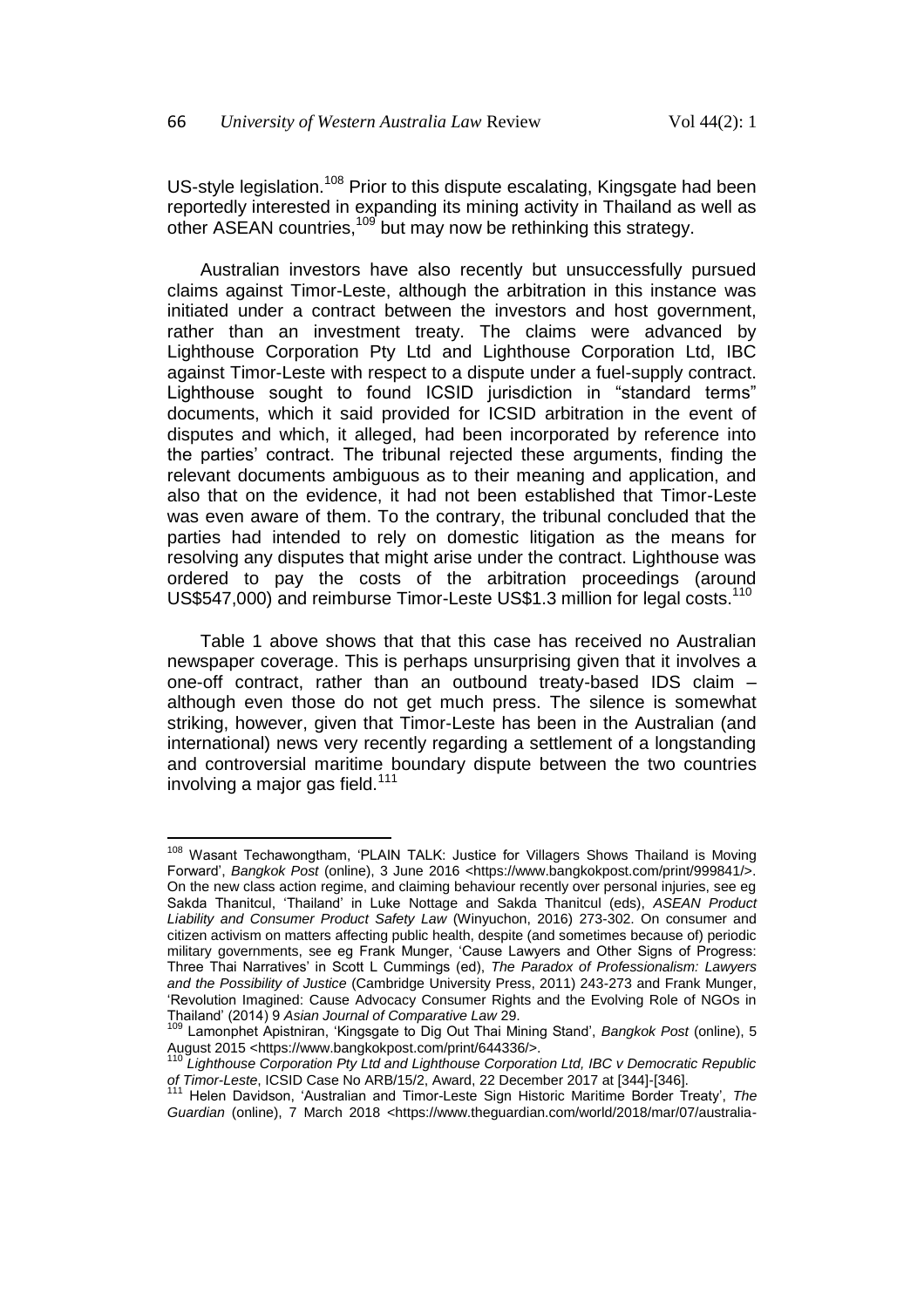US-style legislation.[108] Prior to this dispute escalating, Kingsgate had been reportedly interested in expanding its mining activity in Thailand as well as other ASEAN countries,[109] but may now be rethinking this strategy.

Australian investors have also recently but unsuccessfully pursued claims against Timor-Leste, although the arbitration in this instance was initiated under a contract between the investors and host government, rather than an investment treaty. The claims were advanced by Lighthouse Corporation Pty Ltd and Lighthouse Corporation Ltd, IBC against Timor-Leste with respect to a dispute under a fuel-supply contract. Lighthouse sought to found ICSID jurisdiction in "standard terms" documents, which it said provided for ICSID arbitration in the event of disputes and which, it alleged, had been incorporated by reference into the parties' contract. The tribunal rejected these arguments, finding the relevant documents ambiguous as to their meaning and application, and also that on the evidence, it had not been established that Timor-Leste was even aware of them. To the contrary, the tribunal concluded that the parties had intended to rely on domestic litigation as the means for resolving any disputes that might arise under the contract. Lighthouse was ordered to pay the costs of the arbitration proceedings (around US$547,000) and reimburse Timor-Leste US$1.3 million for legal costs.[110]

Table 1 above shows that that this case has received no Australian newspaper coverage. This is perhaps unsurprising given that it involves a one-off contract, rather than an outbound treaty-based IDS claim – although even those do not get much press. The silence is somewhat striking, however, given that Timor-Leste has been in the Australian (and international) news very recently regarding a settlement of a longstanding and controversial maritime boundary dispute between the two countries involving a major gas field.[111]

---

[108] Wasant Techawongtham, 'PLAIN TALK: Justice for Villagers Shows Thailand is Moving Forward', *Bangkok Post* (online), 3 June 2016 <https://www.bangkokpost.com/print/999841/>. On the new class action regime, and claiming behaviour recently over personal injuries, see eg Sakda Thanitcul, 'Thailand' in Luke Nottage and Sakda Thanitcul (eds), *ASEAN Product Liability and Consumer Product Safety Law* (Winyuchon, 2016) 273-302. On consumer and citizen activism on matters affecting public health, despite (and sometimes because of) periodic military governments, see eg Frank Munger, 'Cause Lawyers and Other Signs of Progress: Three Thai Narratives' in Scott L Cummings (ed), *The Paradox of Professionalism: Lawyers and the Possibility of Justice* (Cambridge University Press, 2011) 243-273 and Frank Munger, 'Revolution Imagined: Cause Advocacy Consumer Rights and the Evolving Role of NGOs in Thailand' (2014) 9 *Asian Journal of Comparative Law* 29.

[109] Lamonphet Apistniran, 'Kingsgate to Dig Out Thai Mining Stand', *Bangkok Post* (online), 5 August 2015 <https://www.bangkokpost.com/print/644336/>.

[110] *Lighthouse Corporation Pty Ltd and Lighthouse Corporation Ltd, IBC v Democratic Republic of Timor-Leste*, ICSID Case No ARB/15/2, Award, 22 December 2017 at [344]-[346].

[111] Helen Davidson, 'Australian and Timor-Leste Sign Historic Maritime Border Treaty', *The Guardian* (online), 7 March 2018 <https://www.theguardian.com/world/2018/mar/07/australia-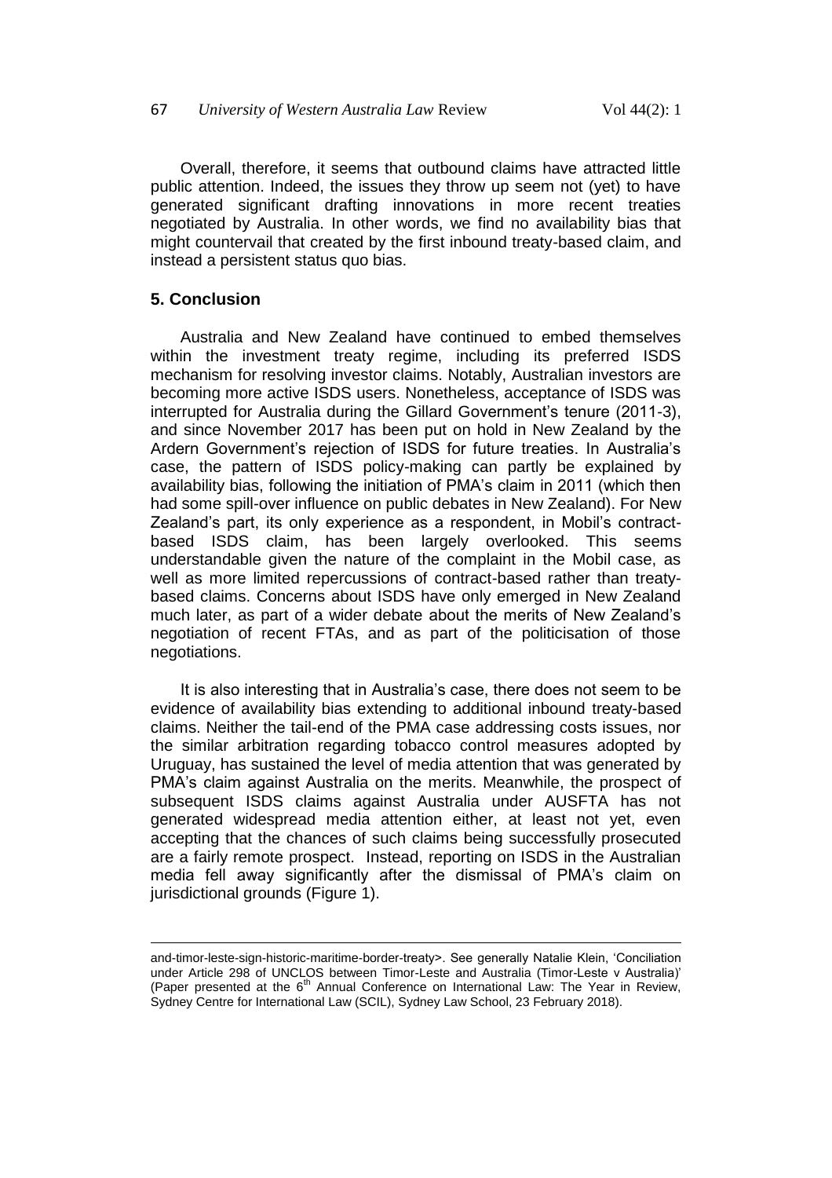Overall, therefore, it seems that outbound claims have attracted little public attention. Indeed, the issues they throw up seem not (yet) to have generated significant drafting innovations in more recent treaties negotiated by Australia. In other words, we find no availability bias that might countervail that created by the first inbound treaty-based claim, and instead a persistent status quo bias.

## 5. Conclusion

Australia and New Zealand have continued to embed themselves within the investment treaty regime, including its preferred ISDS mechanism for resolving investor claims. Notably, Australian investors are becoming more active ISDS users. Nonetheless, acceptance of ISDS was interrupted for Australia during the Gillard Government's tenure (2011-3), and since November 2017 has been put on hold in New Zealand by the Ardern Government's rejection of ISDS for future treaties. In Australia's case, the pattern of ISDS policy-making can partly be explained by availability bias, following the initiation of PMA's claim in 2011 (which then had some spill-over influence on public debates in New Zealand). For New Zealand's part, its only experience as a respondent, in Mobil's contract-based ISDS claim, has been largely overlooked. This seems understandable given the nature of the complaint in the Mobil case, as well as more limited repercussions of contract-based rather than treaty-based claims. Concerns about ISDS have only emerged in New Zealand much later, as part of a wider debate about the merits of New Zealand's negotiation of recent FTAs, and as part of the politicisation of those negotiations.

It is also interesting that in Australia's case, there does not seem to be evidence of availability bias extending to additional inbound treaty-based claims. Neither the tail-end of the PMA case addressing costs issues, nor the similar arbitration regarding tobacco control measures adopted by Uruguay, has sustained the level of media attention that was generated by PMA's claim against Australia on the merits. Meanwhile, the prospect of subsequent ISDS claims against Australia under AUSFTA has not generated widespread media attention either, at least not yet, even accepting that the chances of such claims being successfully prosecuted are a fairly remote prospect. Instead, reporting on ISDS in the Australian media fell away significantly after the dismissal of PMA's claim on jurisdictional grounds (Figure 1).

---

and-timor-leste-sign-historic-maritime-border-treaty>. See generally Natalie Klein, 'Conciliation under Article 298 of UNCLOS between Timor-Leste and Australia (Timor-Leste v Australia)' (Paper presented at the 6th Annual Conference on International Law: The Year in Review, Sydney Centre for International Law (SCIL), Sydney Law School, 23 February 2018).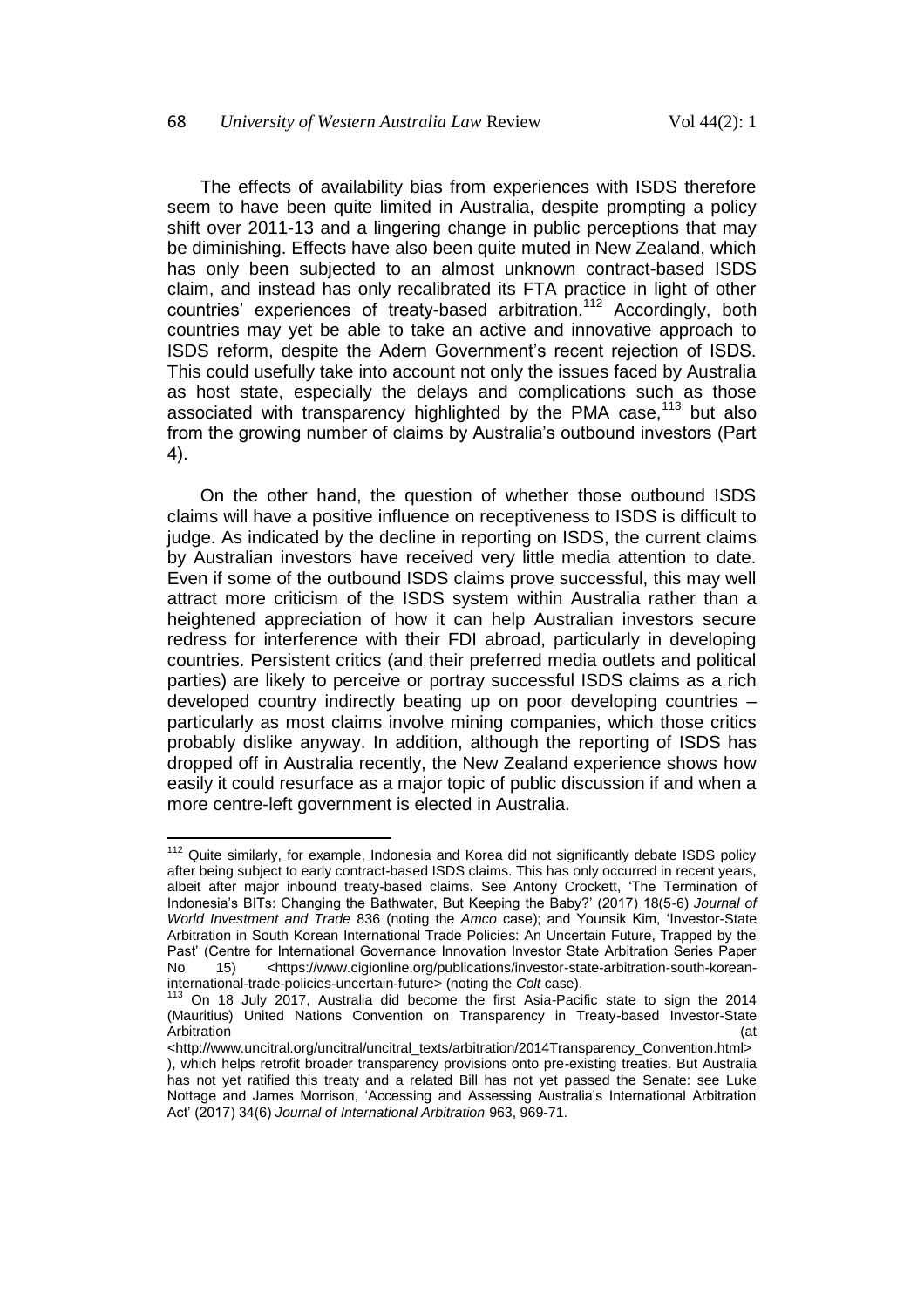The effects of availability bias from experiences with ISDS therefore seem to have been quite limited in Australia, despite prompting a policy shift over 2011-13 and a lingering change in public perceptions that may be diminishing. Effects have also been quite muted in New Zealand, which has only been subjected to an almost unknown contract-based ISDS claim, and instead has only recalibrated its FTA practice in light of other countries' experiences of treaty-based arbitration.[112] Accordingly, both countries may yet be able to take an active and innovative approach to ISDS reform, despite the Adern Government's recent rejection of ISDS. This could usefully take into account not only the issues faced by Australia as host state, especially the delays and complications such as those associated with transparency highlighted by the PMA case,[113] but also from the growing number of claims by Australia's outbound investors (Part 4).

On the other hand, the question of whether those outbound ISDS claims will have a positive influence on receptiveness to ISDS is difficult to judge. As indicated by the decline in reporting on ISDS, the current claims by Australian investors have received very little media attention to date. Even if some of the outbound ISDS claims prove successful, this may well attract more criticism of the ISDS system within Australia rather than a heightened appreciation of how it can help Australian investors secure redress for interference with their FDI abroad, particularly in developing countries. Persistent critics (and their preferred media outlets and political parties) are likely to perceive or portray successful ISDS claims as a rich developed country indirectly beating up on poor developing countries – particularly as most claims involve mining companies, which those critics probably dislike anyway. In addition, although the reporting of ISDS has dropped off in Australia recently, the New Zealand experience shows how easily it could resurface as a major topic of public discussion if and when a more centre-left government is elected in Australia.

---

[112] Quite similarly, for example, Indonesia and Korea did not significantly debate ISDS policy after being subject to early contract-based ISDS claims. This has only occurred in recent years, albeit after major inbound treaty-based claims. See Antony Crockett, 'The Termination of Indonesia's BITs: Changing the Bathwater, But Keeping the Baby?' (2017) 18(5-6) *Journal of World Investment and Trade* 836 (noting the *Amco* case); and Younsik Kim, 'Investor-State Arbitration in South Korean International Trade Policies: An Uncertain Future, Trapped by the Past' (Centre for International Governance Innovation Investor State Arbitration Series Paper No 15) <https://www.cigionline.org/publications/investor-state-arbitration-south-korean-international-trade-policies-uncertain-future> (noting the *Colt* case).

[113] On 18 July 2017, Australia did become the first Asia-Pacific state to sign the 2014 (Mauritius) United Nations Convention on Transparency in Treaty-based Investor-State Arbitration (at <http://www.uncitral.org/uncitral/uncitral_texts/arbitration/2014Transparency_Convention.html>), which helps retrofit broader transparency provisions onto pre-existing treaties. But Australia has not yet ratified this treaty and a related Bill has not yet passed the Senate: see Luke Nottage and James Morrison, 'Accessing and Assessing Australia's International Arbitration Act' (2017) 34(6) *Journal of International Arbitration* 963, 969-71.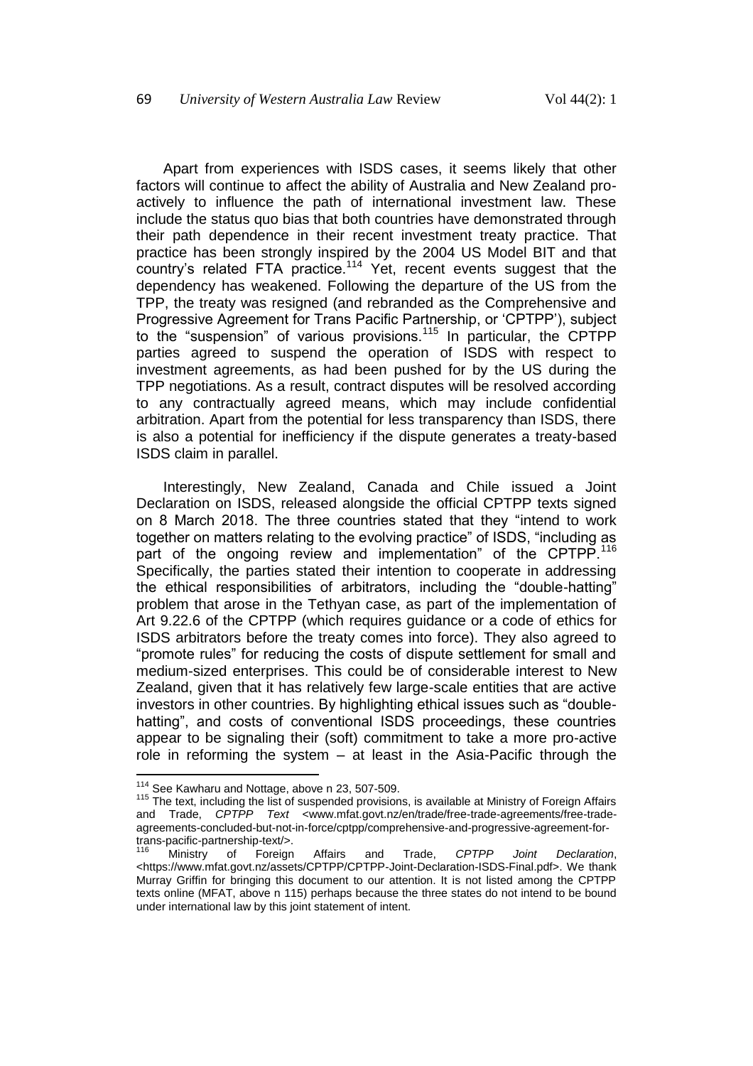Apart from experiences with ISDS cases, it seems likely that other factors will continue to affect the ability of Australia and New Zealand pro-actively to influence the path of international investment law. These include the status quo bias that both countries have demonstrated through their path dependence in their recent investment treaty practice. That practice has been strongly inspired by the 2004 US Model BIT and that country's related FTA practice.[114] Yet, recent events suggest that the dependency has weakened. Following the departure of the US from the TPP, the treaty was resigned (and rebranded as the Comprehensive and Progressive Agreement for Trans Pacific Partnership, or 'CPTPP'), subject to the "suspension" of various provisions.[115] In particular, the CPTPP parties agreed to suspend the operation of ISDS with respect to investment agreements, as had been pushed for by the US during the TPP negotiations. As a result, contract disputes will be resolved according to any contractually agreed means, which may include confidential arbitration. Apart from the potential for less transparency than ISDS, there is also a potential for inefficiency if the dispute generates a treaty-based ISDS claim in parallel.

Interestingly, New Zealand, Canada and Chile issued a Joint Declaration on ISDS, released alongside the official CPTPP texts signed on 8 March 2018. The three countries stated that they "intend to work together on matters relating to the evolving practice" of ISDS, "including as part of the ongoing review and implementation" of the CPTPP.[116] Specifically, the parties stated their intention to cooperate in addressing the ethical responsibilities of arbitrators, including the "double-hatting" problem that arose in the Tethyan case, as part of the implementation of Art 9.22.6 of the CPTPP (which requires guidance or a code of ethics for ISDS arbitrators before the treaty comes into force). They also agreed to "promote rules" for reducing the costs of dispute settlement for small and medium-sized enterprises. This could be of considerable interest to New Zealand, given that it has relatively few large-scale entities that are active investors in other countries. By highlighting ethical issues such as "double-hatting", and costs of conventional ISDS proceedings, these countries appear to be signaling their (soft) commitment to take a more pro-active role in reforming the system – at least in the Asia-Pacific through the

---

[114] See Kawharu and Nottage, above n 23, 507-509.

[115] The text, including the list of suspended provisions, is available at Ministry of Foreign Affairs and Trade, *CPTPP Text* <www.mfat.govt.nz/en/trade/free-trade-agreements/free-trade-agreements-concluded-but-not-in-force/cptpp/comprehensive-and-progressive-agreement-for-trans-pacific-partnership-text/>.

[116] Ministry of Foreign Affairs and Trade, *CPTPP Joint Declaration*, <https://www.mfat.govt.nz/assets/CPTPP/CPTPP-Joint-Declaration-ISDS-Final.pdf>. We thank Murray Griffin for bringing this document to our attention. It is not listed among the CPTPP texts online (MFAT, above n 115) perhaps because the three states do not intend to be bound under international law by this joint statement of intent.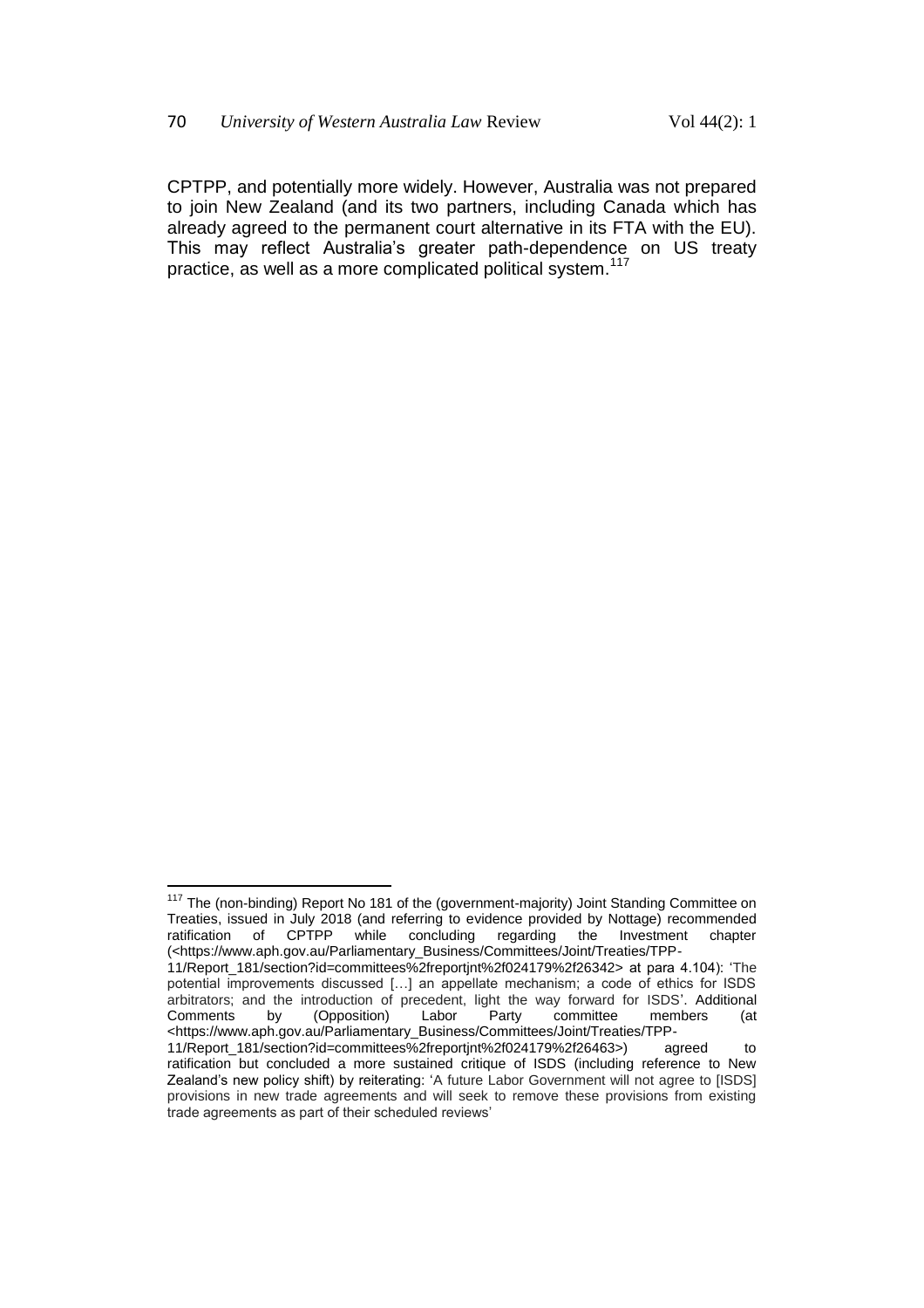CPTPP, and potentially more widely. However, Australia was not prepared to join New Zealand (and its two partners, including Canada which has already agreed to the permanent court alternative in its FTA with the EU). This may reflect Australia's greater path-dependence on US treaty practice, as well as a more complicated political system.[117]

---

[117] The (non-binding) Report No 181 of the (government-majority) Joint Standing Committee on Treaties, issued in July 2018 (and referring to evidence provided by Nottage) recommended ratification of CPTPP while concluding regarding the Investment chapter (<https://www.aph.gov.au/Parliamentary_Business/Committees/Joint/Treaties/TPP-11/Report_181/section?id=committees%2freportjnt%2f024179%2f26342> at para 4.104): 'The potential improvements discussed […] an appellate mechanism; a code of ethics for ISDS arbitrators; and the introduction of precedent, light the way forward for ISDS'. Additional Comments by (Opposition) Labor Party committee members (at <https://www.aph.gov.au/Parliamentary_Business/Committees/Joint/Treaties/TPP-11/Report_181/section?id=committees%2freportjnt%2f024179%2f26463>) agreed to ratification but concluded a more sustained critique of ISDS (including reference to New Zealand's new policy shift) by reiterating: 'A future Labor Government will not agree to [ISDS] provisions in new trade agreements and will seek to remove these provisions from existing trade agreements as part of their scheduled reviews'